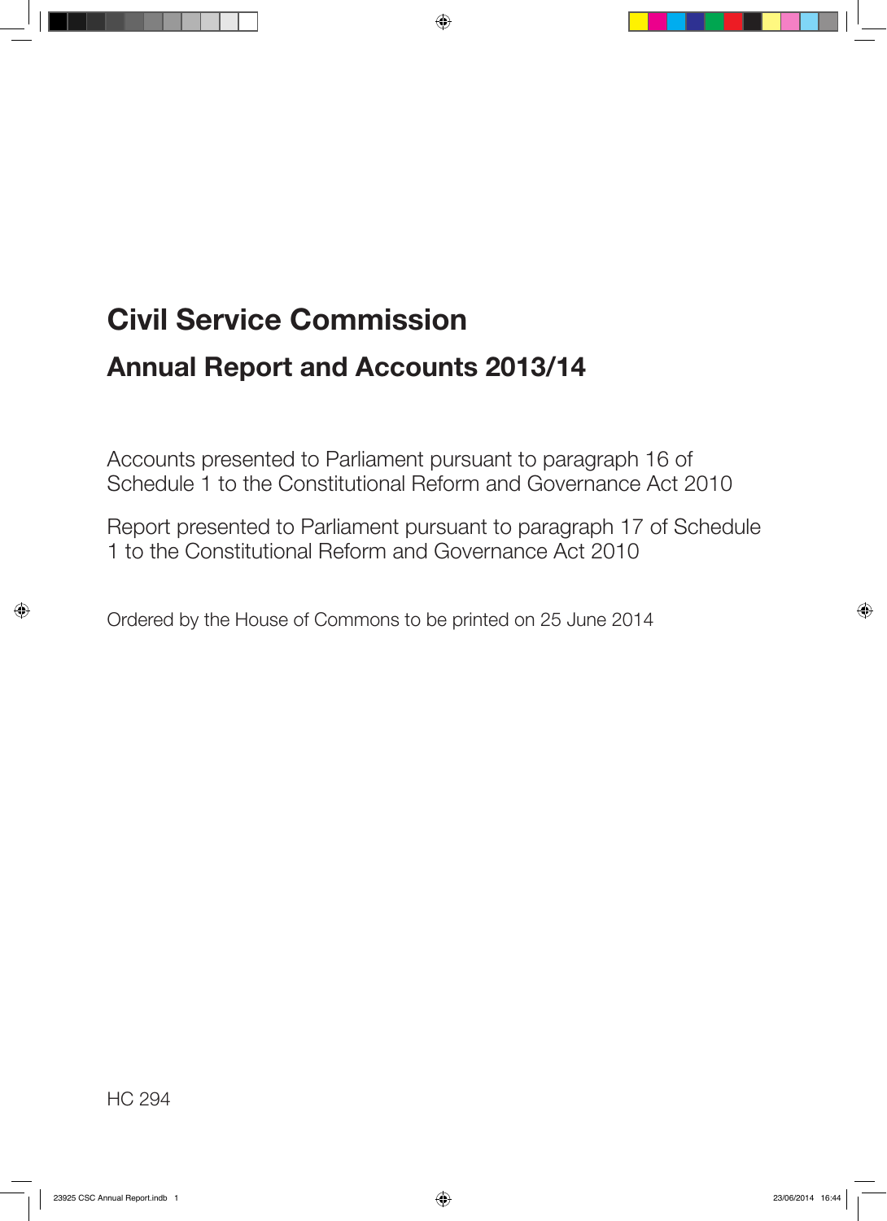# Civil Service Commission

## Annual Report and Accounts 2013/14

Accounts presented to Parliament pursuant to paragraph 16 of Schedule 1 to the Constitutional Reform and Governance Act 2010

Report presented to Parliament pursuant to paragraph 17 of Schedule 1 to the Constitutional Reform and Governance Act 2010

Ordered by the House of Commons to be printed on 25 June 2014

HC 294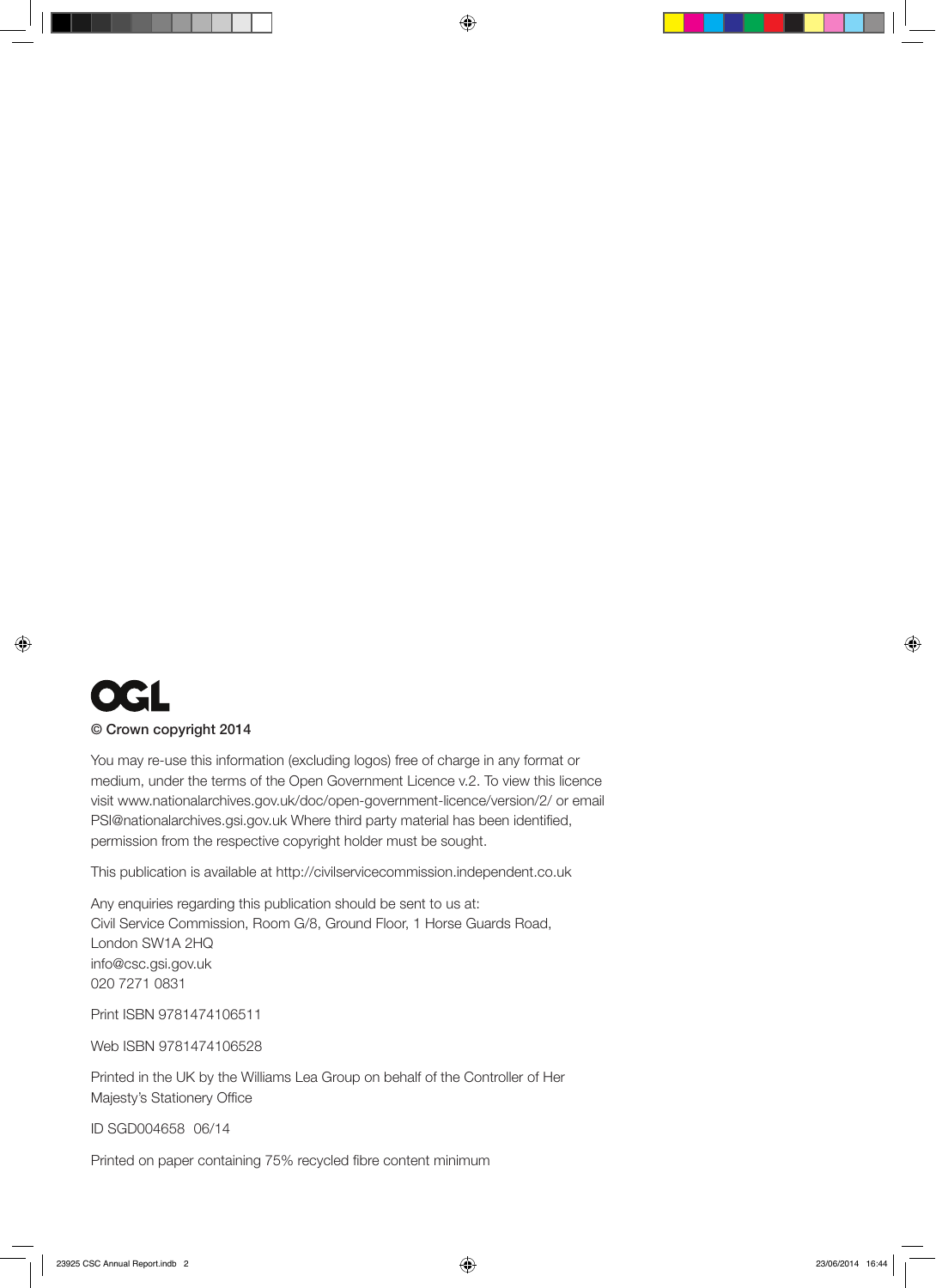OGL

**© Crown copyright 2014**

You may re-use this information (excluding logos) free of charge in any format or medium, under the terms of the Open Government Licence v.2. To view this licence visit www.nationalarchives.gov.uk/doc/open-government-licence/version/2/ or email PSI@nationalarchives.gsi.gov.uk Where third party material has been identified, permission from the respective copyright holder must be sought.

This publication is available at http://civilservicecommission.independent.co.uk

Any enquiries regarding this publication should be sent to us at:
Civil Service Commission, Room G/8, Ground Floor, 1 Horse Guards Road, London SW1A 2HQ
info@csc.gsi.gov.uk
020 7271 0831

Print ISBN 9781474106511

Web ISBN 9781474106528

Printed in the UK by the Williams Lea Group on behalf of the Controller of Her Majesty's Stationery Office

ID SGD004658 06/14

Printed on paper containing 75% recycled fibre content minimum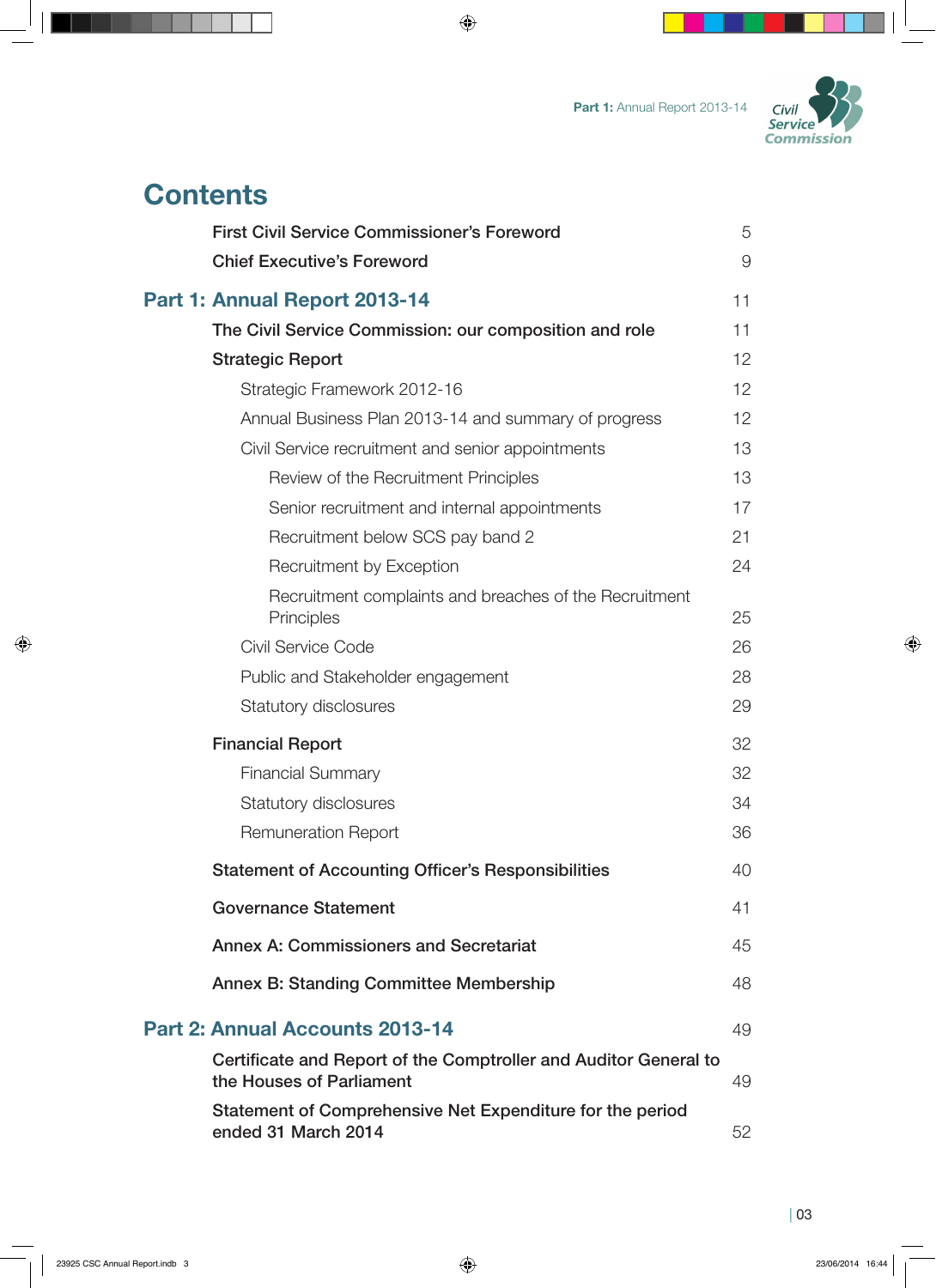# Contents

| | |
|---|---|
| **First Civil Service Commissioner's Foreword** | 5 |
| **Chief Executive's Foreword** | 9 |
| **Part 1: Annual Report 2013-14** | 11 |
| **The Civil Service Commission: our composition and role** | 11 |
| **Strategic Report** | 12 |
| Strategic Framework 2012-16 | 12 |
| Annual Business Plan 2013-14 and summary of progress | 12 |
| Civil Service recruitment and senior appointments | 13 |
| Review of the Recruitment Principles | 13 |
| Senior recruitment and internal appointments | 17 |
| Recruitment below SCS pay band 2 | 21 |
| Recruitment by Exception | 24 |
| Recruitment complaints and breaches of the Recruitment Principles | 25 |
| Civil Service Code | 26 |
| Public and Stakeholder engagement | 28 |
| Statutory disclosures | 29 |
| **Financial Report** | 32 |
| Financial Summary | 32 |
| Statutory disclosures | 34 |
| Remuneration Report | 36 |
| **Statement of Accounting Officer's Responsibilities** | 40 |
| **Governance Statement** | 41 |
| **Annex A: Commissioners and Secretariat** | 45 |
| **Annex B: Standing Committee Membership** | 48 |
| **Part 2: Annual Accounts 2013-14** | 49 |
| **Certificate and Report of the Comptroller and Auditor General to the Houses of Parliament** | 49 |
| **Statement of Comprehensive Net Expenditure for the period ended 31 March 2014** | 52 |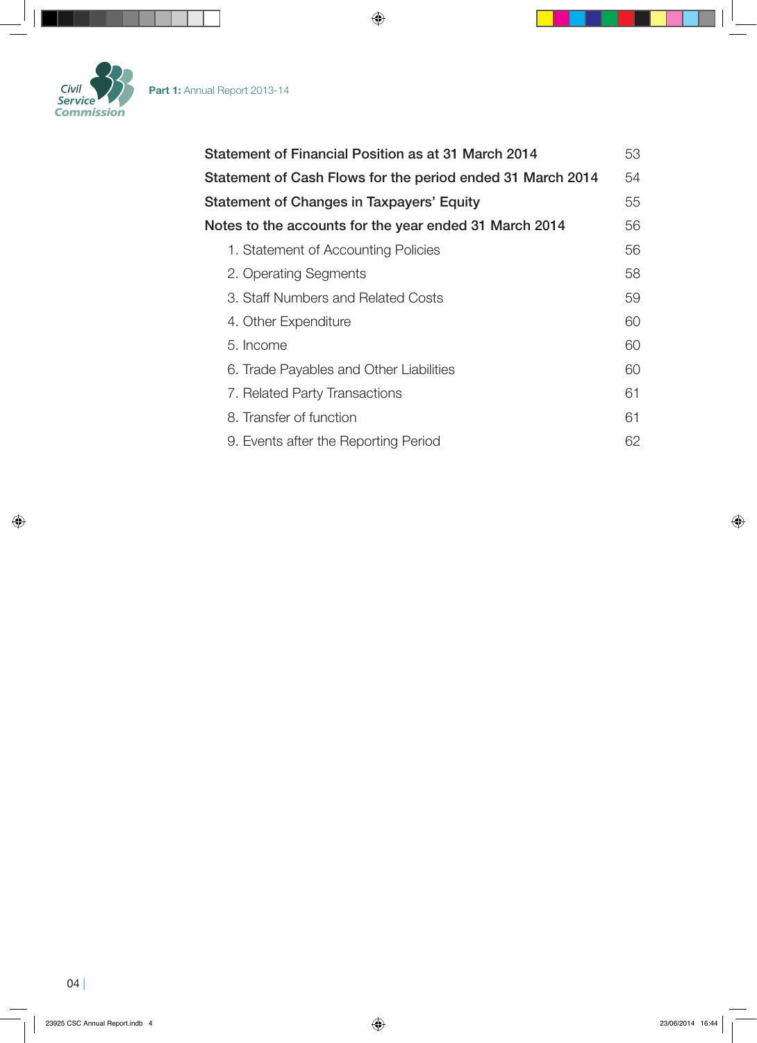| | |
|---|---|
| **Statement of Financial Position as at 31 March 2014** | 53 |
| **Statement of Cash Flows for the period ended 31 March 2014** | 54 |
| **Statement of Changes in Taxpayers' Equity** | 55 |
| **Notes to the accounts for the year ended 31 March 2014** | 56 |
| 1. Statement of Accounting Policies | 56 |
| 2. Operating Segments | 58 |
| 3. Staff Numbers and Related Costs | 59 |
| 4. Other Expenditure | 60 |
| 5. Income | 60 |
| 6. Trade Payables and Other Liabilities | 60 |
| 7. Related Party Transactions | 61 |
| 8. Transfer of function | 61 |
| 9. Events after the Reporting Period | 62 |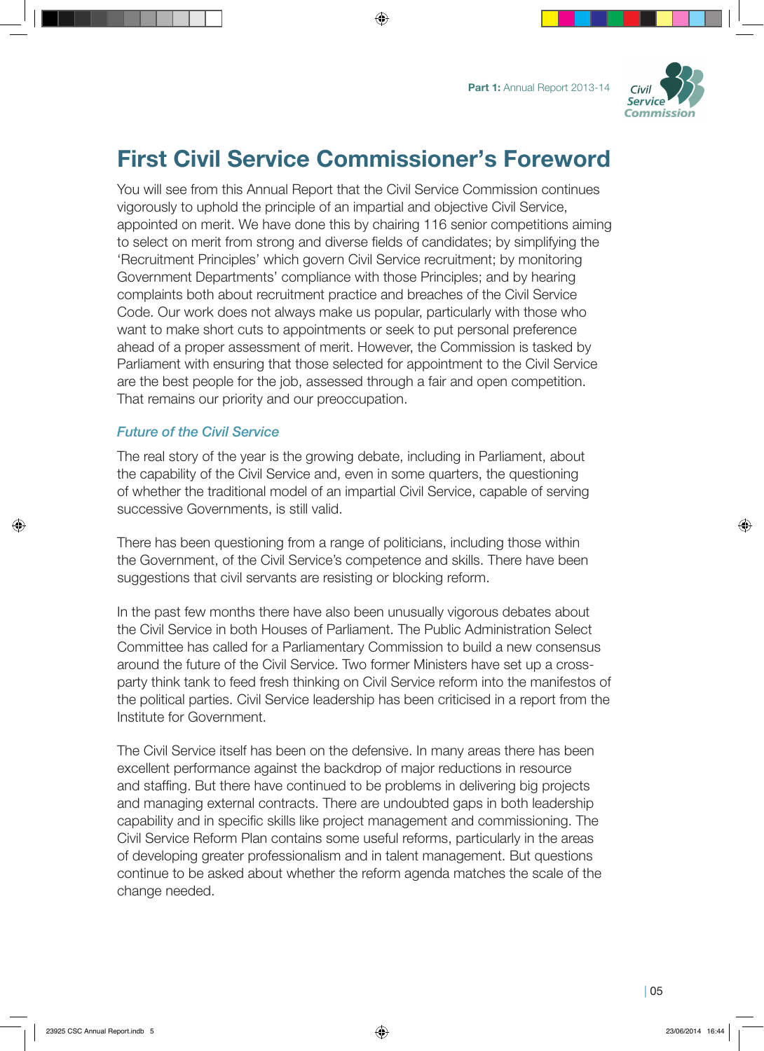# First Civil Service Commissioner's Foreword

You will see from this Annual Report that the Civil Service Commission continues vigorously to uphold the principle of an impartial and objective Civil Service, appointed on merit. We have done this by chairing 116 senior competitions aiming to select on merit from strong and diverse fields of candidates; by simplifying the 'Recruitment Principles' which govern Civil Service recruitment; by monitoring Government Departments' compliance with those Principles; and by hearing complaints both about recruitment practice and breaches of the Civil Service Code. Our work does not always make us popular, particularly with those who want to make short cuts to appointments or seek to put personal preference ahead of a proper assessment of merit. However, the Commission is tasked by Parliament with ensuring that those selected for appointment to the Civil Service are the best people for the job, assessed through a fair and open competition. That remains our priority and our preoccupation.

### *Future of the Civil Service*

The real story of the year is the growing debate, including in Parliament, about the capability of the Civil Service and, even in some quarters, the questioning of whether the traditional model of an impartial Civil Service, capable of serving successive Governments, is still valid.

There has been questioning from a range of politicians, including those within the Government, of the Civil Service's competence and skills. There have been suggestions that civil servants are resisting or blocking reform.

In the past few months there have also been unusually vigorous debates about the Civil Service in both Houses of Parliament. The Public Administration Select Committee has called for a Parliamentary Commission to build a new consensus around the future of the Civil Service. Two former Ministers have set up a cross-party think tank to feed fresh thinking on Civil Service reform into the manifestos of the political parties. Civil Service leadership has been criticised in a report from the Institute for Government.

The Civil Service itself has been on the defensive. In many areas there has been excellent performance against the backdrop of major reductions in resource and staffing. But there have continued to be problems in delivering big projects and managing external contracts. There are undoubted gaps in both leadership capability and in specific skills like project management and commissioning. The Civil Service Reform Plan contains some useful reforms, particularly in the areas of developing greater professionalism and in talent management. But questions continue to be asked about whether the reform agenda matches the scale of the change needed.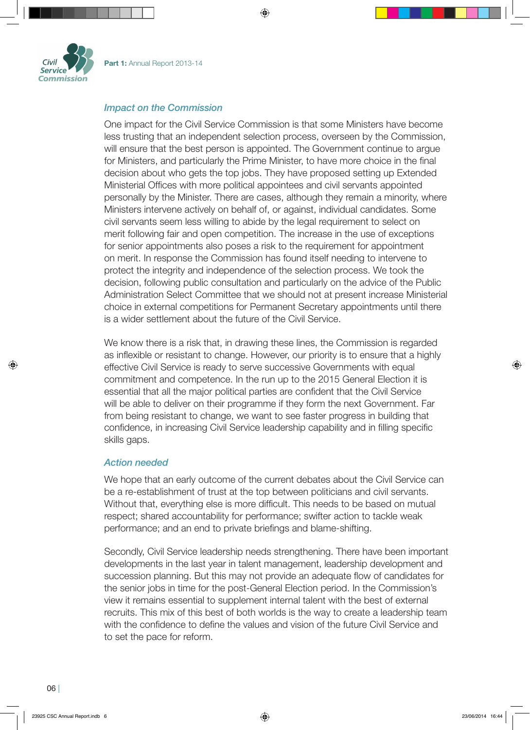### *Impact on the Commission*

One impact for the Civil Service Commission is that some Ministers have become less trusting that an independent selection process, overseen by the Commission, will ensure that the best person is appointed. The Government continue to argue for Ministers, and particularly the Prime Minister, to have more choice in the final decision about who gets the top jobs. They have proposed setting up Extended Ministerial Offices with more political appointees and civil servants appointed personally by the Minister. There are cases, although they remain a minority, where Ministers intervene actively on behalf of, or against, individual candidates. Some civil servants seem less willing to abide by the legal requirement to select on merit following fair and open competition. The increase in the use of exceptions for senior appointments also poses a risk to the requirement for appointment on merit. In response the Commission has found itself needing to intervene to protect the integrity and independence of the selection process. We took the decision, following public consultation and particularly on the advice of the Public Administration Select Committee that we should not at present increase Ministerial choice in external competitions for Permanent Secretary appointments until there is a wider settlement about the future of the Civil Service.

We know there is a risk that, in drawing these lines, the Commission is regarded as inflexible or resistant to change. However, our priority is to ensure that a highly effective Civil Service is ready to serve successive Governments with equal commitment and competence. In the run up to the 2015 General Election it is essential that all the major political parties are confident that the Civil Service will be able to deliver on their programme if they form the next Government. Far from being resistant to change, we want to see faster progress in building that confidence, in increasing Civil Service leadership capability and in filling specific skills gaps.

### *Action needed*

We hope that an early outcome of the current debates about the Civil Service can be a re-establishment of trust at the top between politicians and civil servants. Without that, everything else is more difficult. This needs to be based on mutual respect; shared accountability for performance; swifter action to tackle weak performance; and an end to private briefings and blame-shifting.

Secondly, Civil Service leadership needs strengthening. There have been important developments in the last year in talent management, leadership development and succession planning. But this may not provide an adequate flow of candidates for the senior jobs in time for the post-General Election period. In the Commission's view it remains essential to supplement internal talent with the best of external recruits. This mix of this best of both worlds is the way to create a leadership team with the confidence to define the values and vision of the future Civil Service and to set the pace for reform.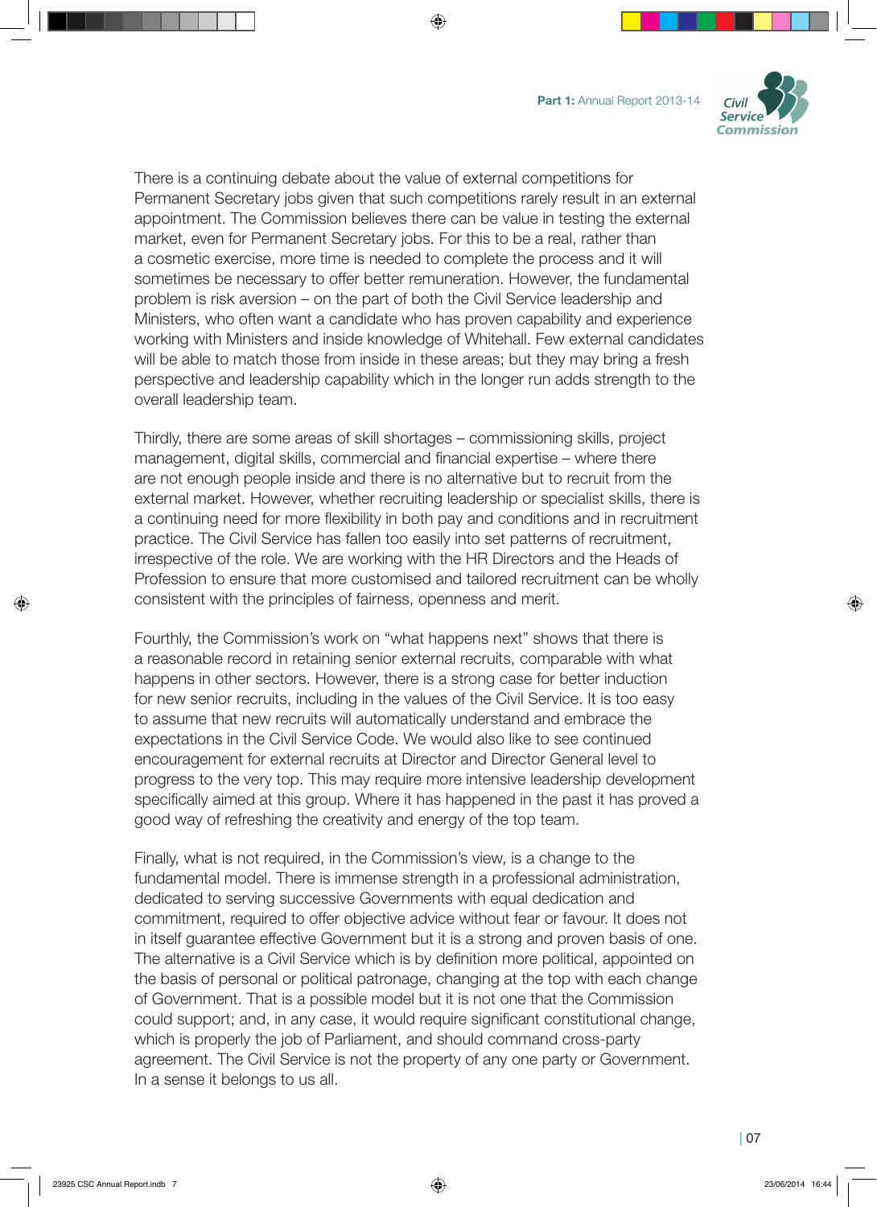There is a continuing debate about the value of external competitions for Permanent Secretary jobs given that such competitions rarely result in an external appointment. The Commission believes there can be value in testing the external market, even for Permanent Secretary jobs. For this to be a real, rather than a cosmetic exercise, more time is needed to complete the process and it will sometimes be necessary to offer better remuneration. However, the fundamental problem is risk aversion – on the part of both the Civil Service leadership and Ministers, who often want a candidate who has proven capability and experience working with Ministers and inside knowledge of Whitehall. Few external candidates will be able to match those from inside in these areas; but they may bring a fresh perspective and leadership capability which in the longer run adds strength to the overall leadership team.

Thirdly, there are some areas of skill shortages – commissioning skills, project management, digital skills, commercial and financial expertise – where there are not enough people inside and there is no alternative but to recruit from the external market. However, whether recruiting leadership or specialist skills, there is a continuing need for more flexibility in both pay and conditions and in recruitment practice. The Civil Service has fallen too easily into set patterns of recruitment, irrespective of the role. We are working with the HR Directors and the Heads of Profession to ensure that more customised and tailored recruitment can be wholly consistent with the principles of fairness, openness and merit.

Fourthly, the Commission's work on "what happens next" shows that there is a reasonable record in retaining senior external recruits, comparable with what happens in other sectors. However, there is a strong case for better induction for new senior recruits, including in the values of the Civil Service. It is too easy to assume that new recruits will automatically understand and embrace the expectations in the Civil Service Code. We would also like to see continued encouragement for external recruits at Director and Director General level to progress to the very top. This may require more intensive leadership development specifically aimed at this group. Where it has happened in the past it has proved a good way of refreshing the creativity and energy of the top team.

Finally, what is not required, in the Commission's view, is a change to the fundamental model. There is immense strength in a professional administration, dedicated to serving successive Governments with equal dedication and commitment, required to offer objective advice without fear or favour. It does not in itself guarantee effective Government but it is a strong and proven basis of one. The alternative is a Civil Service which is by definition more political, appointed on the basis of personal or political patronage, changing at the top with each change of Government. That is a possible model but it is not one that the Commission could support; and, in any case, it would require significant constitutional change, which is properly the job of Parliament, and should command cross-party agreement. The Civil Service is not the property of any one party or Government. In a sense it belongs to us all.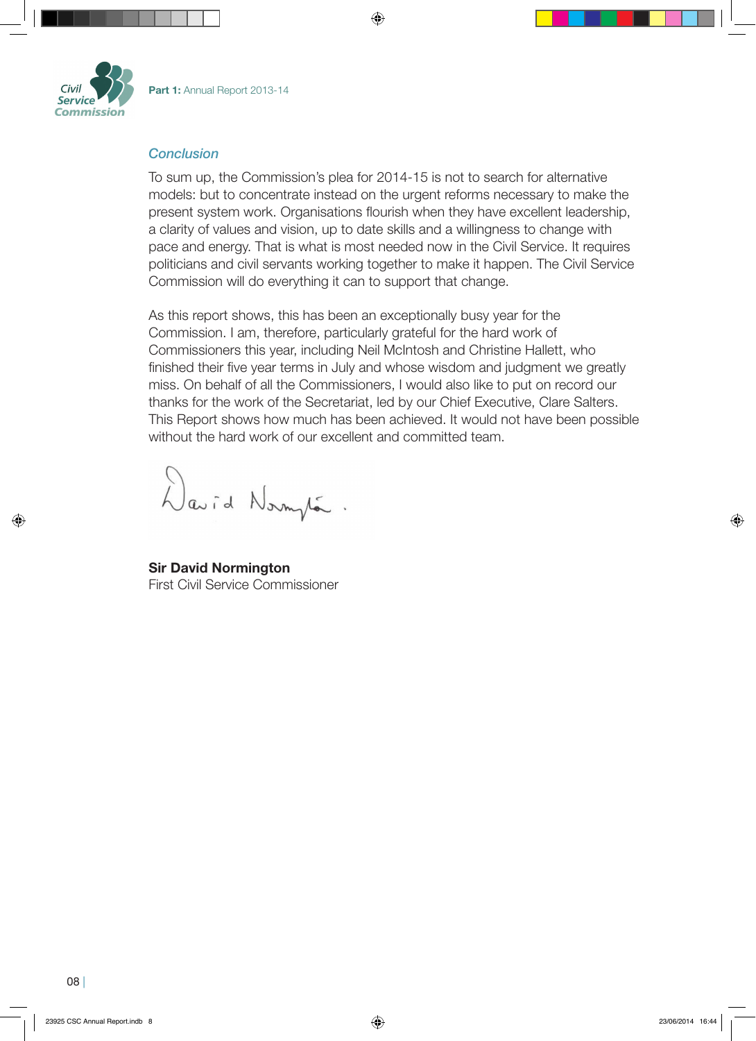## *Conclusion*

To sum up, the Commission's plea for 2014-15 is not to search for alternative models: but to concentrate instead on the urgent reforms necessary to make the present system work. Organisations flourish when they have excellent leadership, a clarity of values and vision, up to date skills and a willingness to change with pace and energy. That is what is most needed now in the Civil Service. It requires politicians and civil servants working together to make it happen. The Civil Service Commission will do everything it can to support that change.

As this report shows, this has been an exceptionally busy year for the Commission. I am, therefore, particularly grateful for the hard work of Commissioners this year, including Neil McIntosh and Christine Hallett, who finished their five year terms in July and whose wisdom and judgment we greatly miss. On behalf of all the Commissioners, I would also like to put on record our thanks for the work of the Secretariat, led by our Chief Executive, Clare Salters. This Report shows how much has been achieved. It would not have been possible without the hard work of our excellent and committed team.

**Sir David Normington**
First Civil Service Commissioner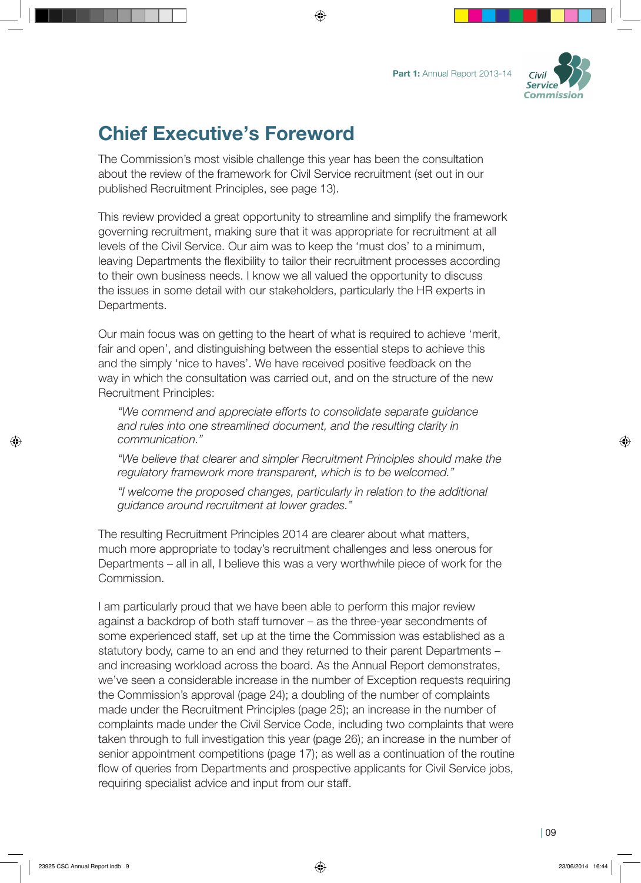# Chief Executive's Foreword

The Commission's most visible challenge this year has been the consultation about the review of the framework for Civil Service recruitment (set out in our published Recruitment Principles, see page 13).

This review provided a great opportunity to streamline and simplify the framework governing recruitment, making sure that it was appropriate for recruitment at all levels of the Civil Service. Our aim was to keep the 'must dos' to a minimum, leaving Departments the flexibility to tailor their recruitment processes according to their own business needs. I know we all valued the opportunity to discuss the issues in some detail with our stakeholders, particularly the HR experts in Departments.

Our main focus was on getting to the heart of what is required to achieve 'merit, fair and open', and distinguishing between the essential steps to achieve this and the simply 'nice to haves'. We have received positive feedback on the way in which the consultation was carried out, and on the structure of the new Recruitment Principles:

> *"We commend and appreciate efforts to consolidate separate guidance and rules into one streamlined document, and the resulting clarity in communication."*
>
> *"We believe that clearer and simpler Recruitment Principles should make the regulatory framework more transparent, which is to be welcomed."*
>
> *"I welcome the proposed changes, particularly in relation to the additional guidance around recruitment at lower grades."*

The resulting Recruitment Principles 2014 are clearer about what matters, much more appropriate to today's recruitment challenges and less onerous for Departments – all in all, I believe this was a very worthwhile piece of work for the Commission.

I am particularly proud that we have been able to perform this major review against a backdrop of both staff turnover – as the three-year secondments of some experienced staff, set up at the time the Commission was established as a statutory body, came to an end and they returned to their parent Departments – and increasing workload across the board. As the Annual Report demonstrates, we've seen a considerable increase in the number of Exception requests requiring the Commission's approval (page 24); a doubling of the number of complaints made under the Recruitment Principles (page 25); an increase in the number of complaints made under the Civil Service Code, including two complaints that were taken through to full investigation this year (page 26); an increase in the number of senior appointment competitions (page 17); as well as a continuation of the routine flow of queries from Departments and prospective applicants for Civil Service jobs, requiring specialist advice and input from our staff.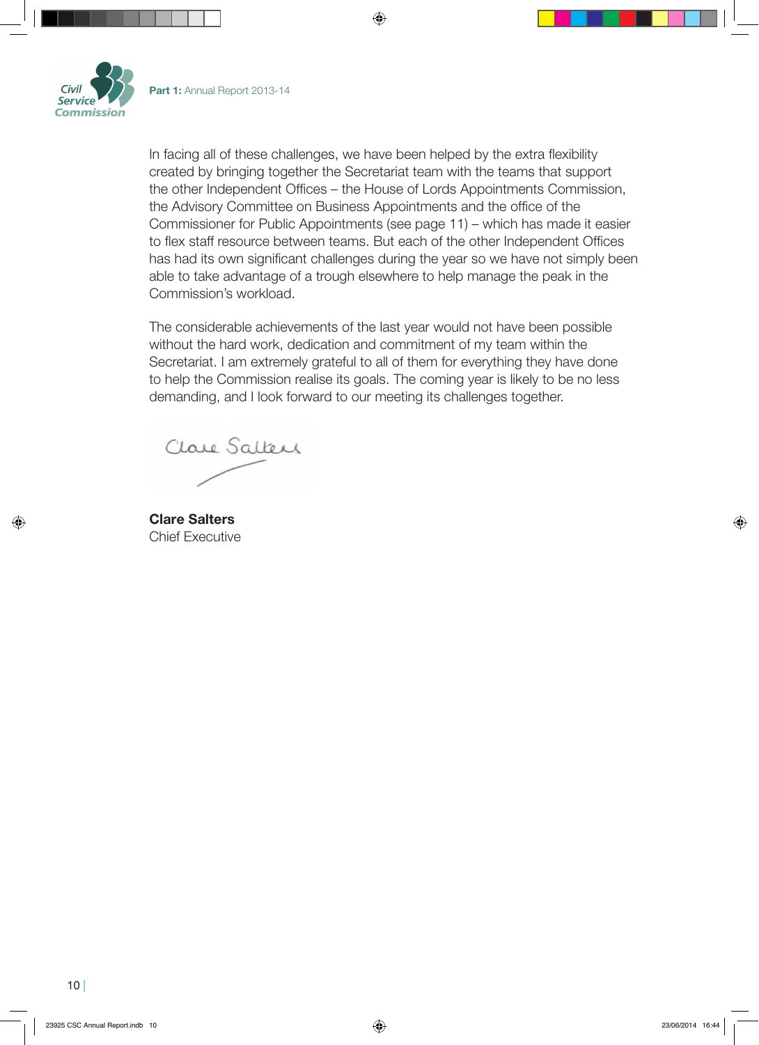In facing all of these challenges, we have been helped by the extra flexibility created by bringing together the Secretariat team with the teams that support the other Independent Offices – the House of Lords Appointments Commission, the Advisory Committee on Business Appointments and the office of the Commissioner for Public Appointments (see page 11) – which has made it easier to flex staff resource between teams. But each of the other Independent Offices has had its own significant challenges during the year so we have not simply been able to take advantage of a trough elsewhere to help manage the peak in the Commission's workload.

The considerable achievements of the last year would not have been possible without the hard work, dedication and commitment of my team within the Secretariat. I am extremely grateful to all of them for everything they have done to help the Commission realise its goals. The coming year is likely to be no less demanding, and I look forward to our meeting its challenges together.

**Clare Salters**
Chief Executive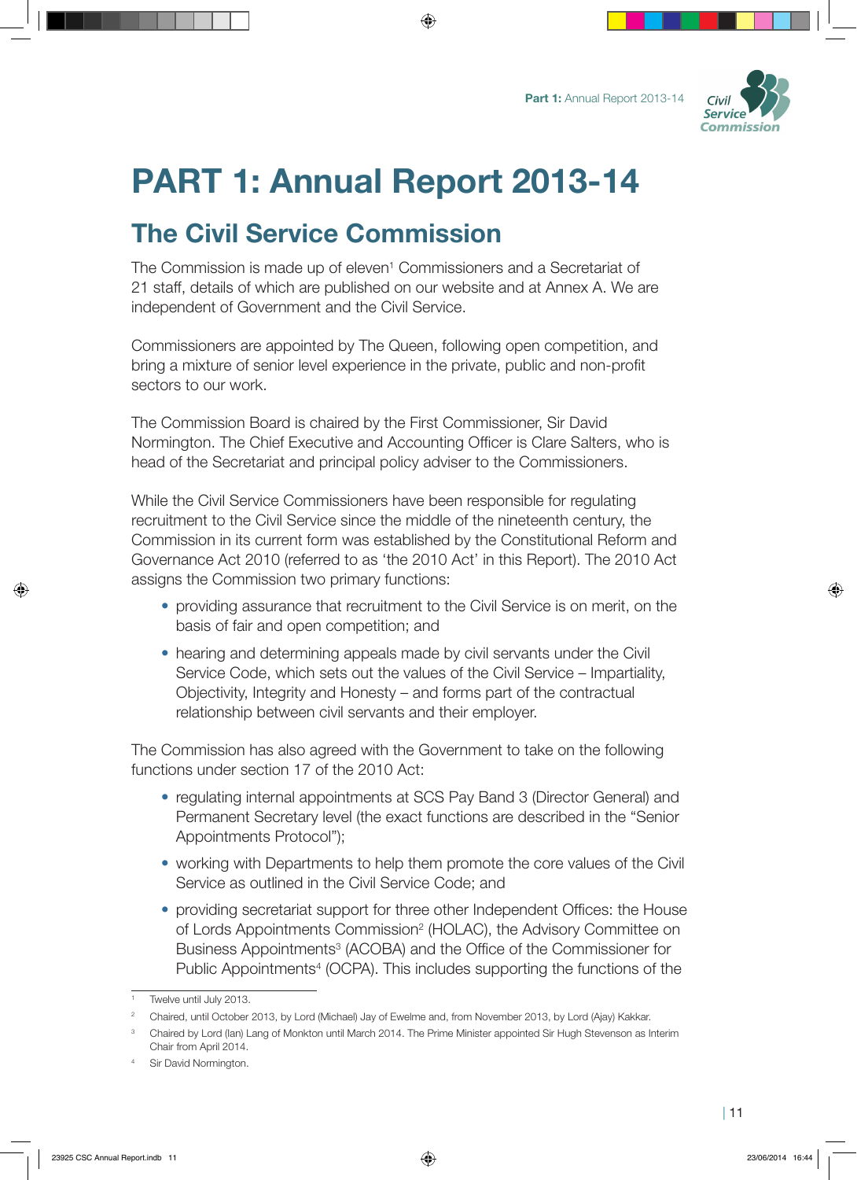# PART 1: Annual Report 2013-14

## The Civil Service Commission

The Commission is made up of eleven[1] Commissioners and a Secretariat of 21 staff, details of which are published on our website and at Annex A. We are independent of Government and the Civil Service.

Commissioners are appointed by The Queen, following open competition, and bring a mixture of senior level experience in the private, public and non-profit sectors to our work.

The Commission Board is chaired by the First Commissioner, Sir David Normington. The Chief Executive and Accounting Officer is Clare Salters, who is head of the Secretariat and principal policy adviser to the Commissioners.

While the Civil Service Commissioners have been responsible for regulating recruitment to the Civil Service since the middle of the nineteenth century, the Commission in its current form was established by the Constitutional Reform and Governance Act 2010 (referred to as 'the 2010 Act' in this Report). The 2010 Act assigns the Commission two primary functions:

- providing assurance that recruitment to the Civil Service is on merit, on the basis of fair and open competition; and
- hearing and determining appeals made by civil servants under the Civil Service Code, which sets out the values of the Civil Service – Impartiality, Objectivity, Integrity and Honesty – and forms part of the contractual relationship between civil servants and their employer.

The Commission has also agreed with the Government to take on the following functions under section 17 of the 2010 Act:

- regulating internal appointments at SCS Pay Band 3 (Director General) and Permanent Secretary level (the exact functions are described in the "Senior Appointments Protocol");
- working with Departments to help them promote the core values of the Civil Service as outlined in the Civil Service Code; and
- providing secretariat support for three other Independent Offices: the House of Lords Appointments Commission[2] (HOLAC), the Advisory Committee on Business Appointments[3] (ACOBA) and the Office of the Commissioner for Public Appointments[4] (OCPA). This includes supporting the functions of the

---

[1] Twelve until July 2013.

[2] Chaired, until October 2013, by Lord (Michael) Jay of Ewelme and, from November 2013, by Lord (Ajay) Kakkar.

[3] Chaired by Lord (Ian) Lang of Monkton until March 2014. The Prime Minister appointed Sir Hugh Stevenson as Interim Chair from April 2014.

[4] Sir David Normington.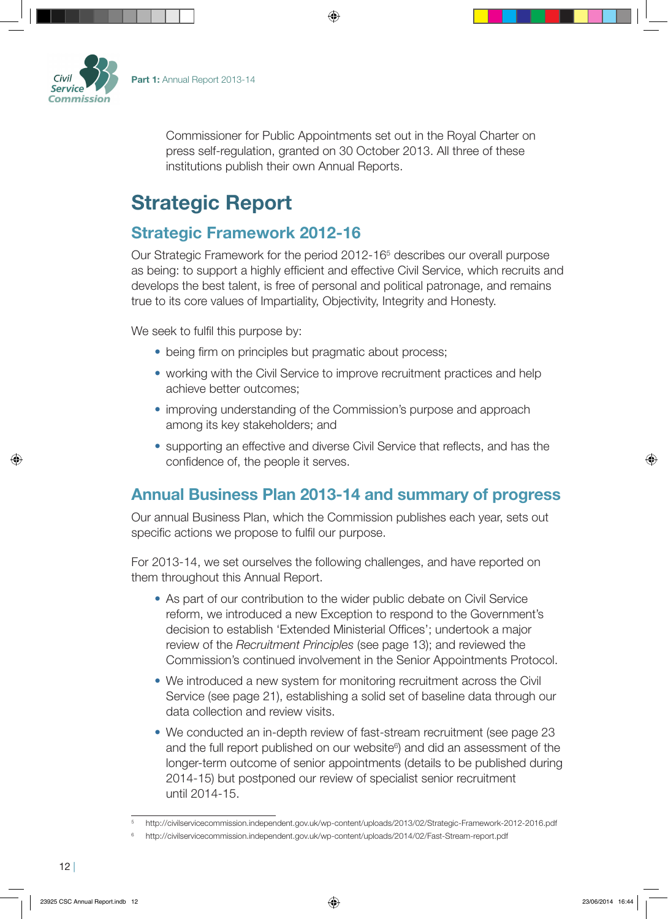Commissioner for Public Appointments set out in the Royal Charter on press self-regulation, granted on 30 October 2013. All three of these institutions publish their own Annual Reports.

# Strategic Report

## Strategic Framework 2012-16

Our Strategic Framework for the period 2012-16[5] describes our overall purpose as being: to support a highly efficient and effective Civil Service, which recruits and develops the best talent, is free of personal and political patronage, and remains true to its core values of Impartiality, Objectivity, Integrity and Honesty.

We seek to fulfil this purpose by:

- being firm on principles but pragmatic about process;
- working with the Civil Service to improve recruitment practices and help achieve better outcomes;
- improving understanding of the Commission's purpose and approach among its key stakeholders; and
- supporting an effective and diverse Civil Service that reflects, and has the confidence of, the people it serves.

## Annual Business Plan 2013-14 and summary of progress

Our annual Business Plan, which the Commission publishes each year, sets out specific actions we propose to fulfil our purpose.

For 2013-14, we set ourselves the following challenges, and have reported on them throughout this Annual Report.

- As part of our contribution to the wider public debate on Civil Service reform, we introduced a new Exception to respond to the Government's decision to establish 'Extended Ministerial Offices'; undertook a major review of the *Recruitment Principles* (see page 13); and reviewed the Commission's continued involvement in the Senior Appointments Protocol.
- We introduced a new system for monitoring recruitment across the Civil Service (see page 21), establishing a solid set of baseline data through our data collection and review visits.
- We conducted an in-depth review of fast-stream recruitment (see page 23 and the full report published on our website[6]) and did an assessment of the longer-term outcome of senior appointments (details to be published during 2014-15) but postponed our review of specialist senior recruitment until 2014-15.

[5] http://civilservicecommission.independent.gov.uk/wp-content/uploads/2013/02/Strategic-Framework-2012-2016.pdf

[6] http://civilservicecommission.independent.gov.uk/wp-content/uploads/2014/02/Fast-Stream-report.pdf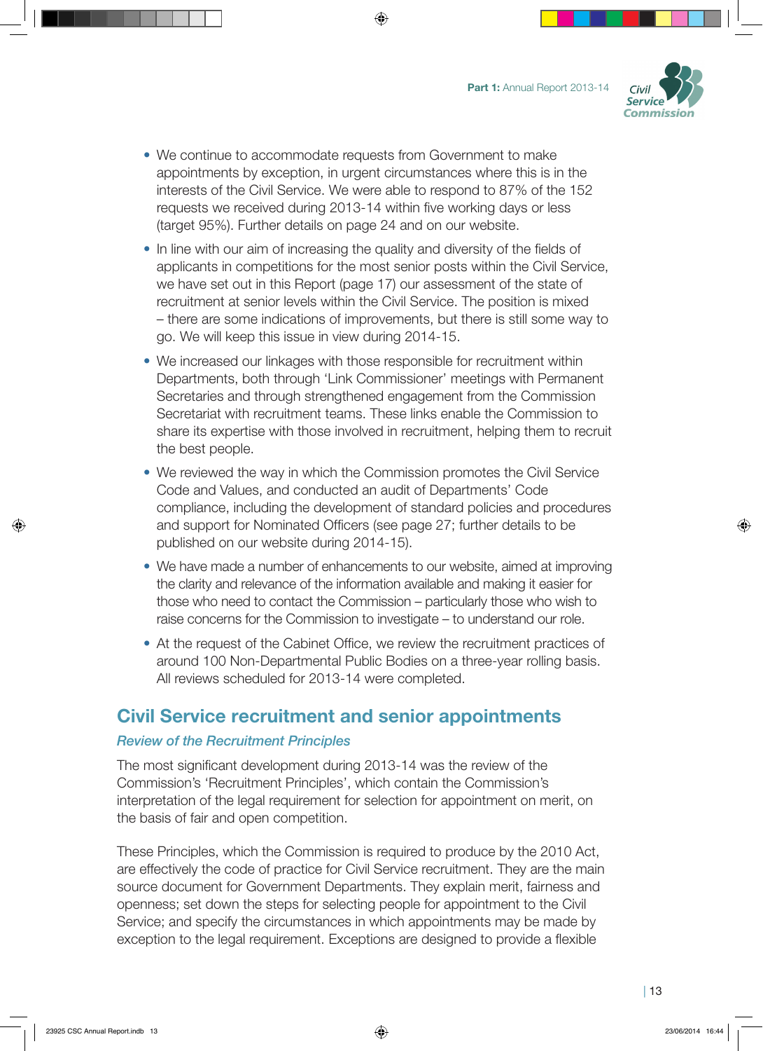- We continue to accommodate requests from Government to make appointments by exception, in urgent circumstances where this is in the interests of the Civil Service. We were able to respond to 87% of the 152 requests we received during 2013-14 within five working days or less (target 95%). Further details on page 24 and on our website.
- In line with our aim of increasing the quality and diversity of the fields of applicants in competitions for the most senior posts within the Civil Service, we have set out in this Report (page 17) our assessment of the state of recruitment at senior levels within the Civil Service. The position is mixed – there are some indications of improvements, but there is still some way to go. We will keep this issue in view during 2014-15.
- We increased our linkages with those responsible for recruitment within Departments, both through 'Link Commissioner' meetings with Permanent Secretaries and through strengthened engagement from the Commission Secretariat with recruitment teams. These links enable the Commission to share its expertise with those involved in recruitment, helping them to recruit the best people.
- We reviewed the way in which the Commission promotes the Civil Service Code and Values, and conducted an audit of Departments' Code compliance, including the development of standard policies and procedures and support for Nominated Officers (see page 27; further details to be published on our website during 2014-15).
- We have made a number of enhancements to our website, aimed at improving the clarity and relevance of the information available and making it easier for those who need to contact the Commission – particularly those who wish to raise concerns for the Commission to investigate – to understand our role.
- At the request of the Cabinet Office, we review the recruitment practices of around 100 Non-Departmental Public Bodies on a three-year rolling basis. All reviews scheduled for 2013-14 were completed.

## Civil Service recruitment and senior appointments

### *Review of the Recruitment Principles*

The most significant development during 2013-14 was the review of the Commission's 'Recruitment Principles', which contain the Commission's interpretation of the legal requirement for selection for appointment on merit, on the basis of fair and open competition.

These Principles, which the Commission is required to produce by the 2010 Act, are effectively the code of practice for Civil Service recruitment. They are the main source document for Government Departments. They explain merit, fairness and openness; set down the steps for selecting people for appointment to the Civil Service; and specify the circumstances in which appointments may be made by exception to the legal requirement. Exceptions are designed to provide a flexible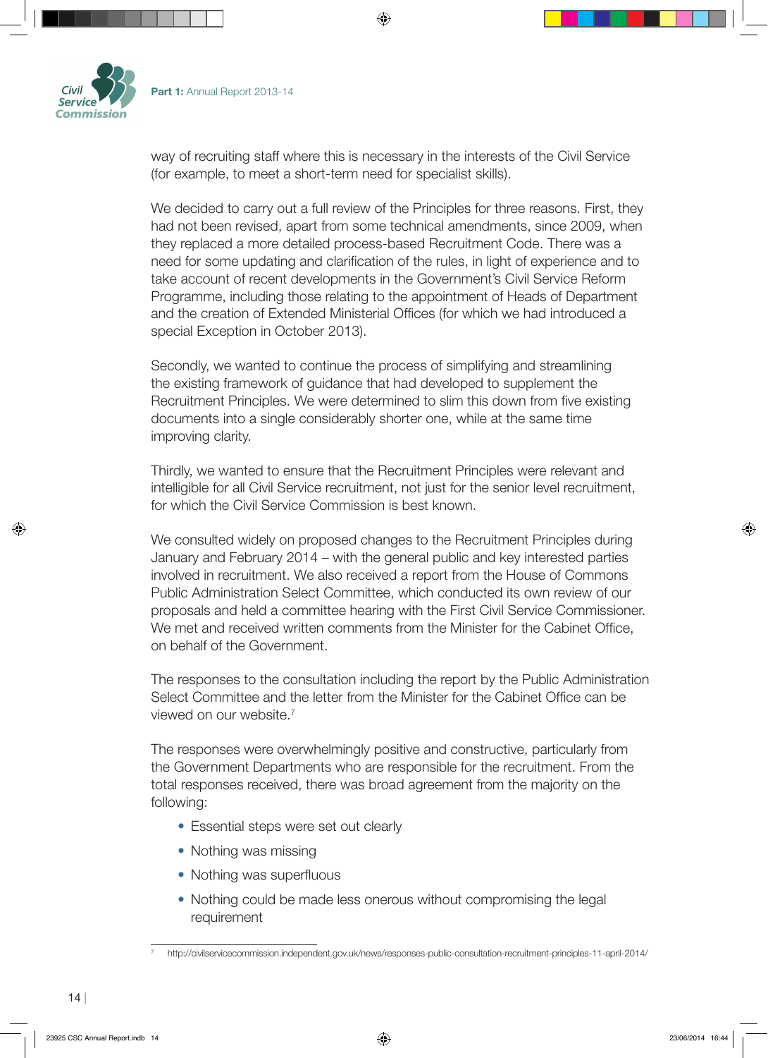way of recruiting staff where this is necessary in the interests of the Civil Service (for example, to meet a short-term need for specialist skills).

We decided to carry out a full review of the Principles for three reasons. First, they had not been revised, apart from some technical amendments, since 2009, when they replaced a more detailed process-based Recruitment Code. There was a need for some updating and clarification of the rules, in light of experience and to take account of recent developments in the Government's Civil Service Reform Programme, including those relating to the appointment of Heads of Department and the creation of Extended Ministerial Offices (for which we had introduced a special Exception in October 2013).

Secondly, we wanted to continue the process of simplifying and streamlining the existing framework of guidance that had developed to supplement the Recruitment Principles. We were determined to slim this down from five existing documents into a single considerably shorter one, while at the same time improving clarity.

Thirdly, we wanted to ensure that the Recruitment Principles were relevant and intelligible for all Civil Service recruitment, not just for the senior level recruitment, for which the Civil Service Commission is best known.

We consulted widely on proposed changes to the Recruitment Principles during January and February 2014 – with the general public and key interested parties involved in recruitment. We also received a report from the House of Commons Public Administration Select Committee, which conducted its own review of our proposals and held a committee hearing with the First Civil Service Commissioner. We met and received written comments from the Minister for the Cabinet Office, on behalf of the Government.

The responses to the consultation including the report by the Public Administration Select Committee and the letter from the Minister for the Cabinet Office can be viewed on our website.[7]

The responses were overwhelmingly positive and constructive, particularly from the Government Departments who are responsible for the recruitment. From the total responses received, there was broad agreement from the majority on the following:

- Essential steps were set out clearly
- Nothing was missing
- Nothing was superfluous
- Nothing could be made less onerous without compromising the legal requirement

[7] http://civilservicecommission.independent.gov.uk/news/responses-public-consultation-recruitment-principles-11-april-2014/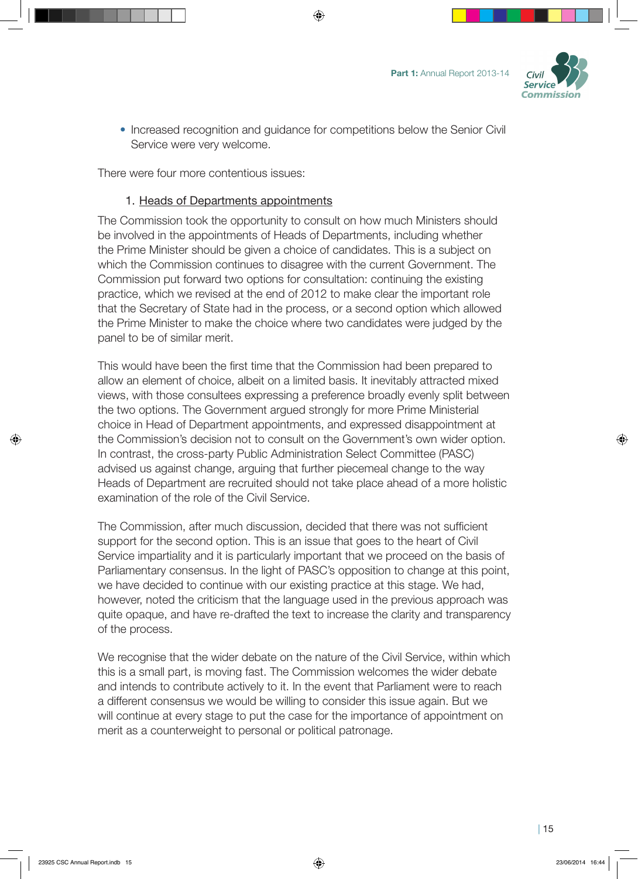- Increased recognition and guidance for competitions below the Senior Civil Service were very welcome.

There were four more contentious issues:

1. Heads of Departments appointments

The Commission took the opportunity to consult on how much Ministers should be involved in the appointments of Heads of Departments, including whether the Prime Minister should be given a choice of candidates. This is a subject on which the Commission continues to disagree with the current Government. The Commission put forward two options for consultation: continuing the existing practice, which we revised at the end of 2012 to make clear the important role that the Secretary of State had in the process, or a second option which allowed the Prime Minister to make the choice where two candidates were judged by the panel to be of similar merit.

This would have been the first time that the Commission had been prepared to allow an element of choice, albeit on a limited basis. It inevitably attracted mixed views, with those consultees expressing a preference broadly evenly split between the two options. The Government argued strongly for more Prime Ministerial choice in Head of Department appointments, and expressed disappointment at the Commission's decision not to consult on the Government's own wider option. In contrast, the cross-party Public Administration Select Committee (PASC) advised us against change, arguing that further piecemeal change to the way Heads of Department are recruited should not take place ahead of a more holistic examination of the role of the Civil Service.

The Commission, after much discussion, decided that there was not sufficient support for the second option. This is an issue that goes to the heart of Civil Service impartiality and it is particularly important that we proceed on the basis of Parliamentary consensus. In the light of PASC's opposition to change at this point, we have decided to continue with our existing practice at this stage. We had, however, noted the criticism that the language used in the previous approach was quite opaque, and have re-drafted the text to increase the clarity and transparency of the process.

We recognise that the wider debate on the nature of the Civil Service, within which this is a small part, is moving fast. The Commission welcomes the wider debate and intends to contribute actively to it. In the event that Parliament were to reach a different consensus we would be willing to consider this issue again. But we will continue at every stage to put the case for the importance of appointment on merit as a counterweight to personal or political patronage.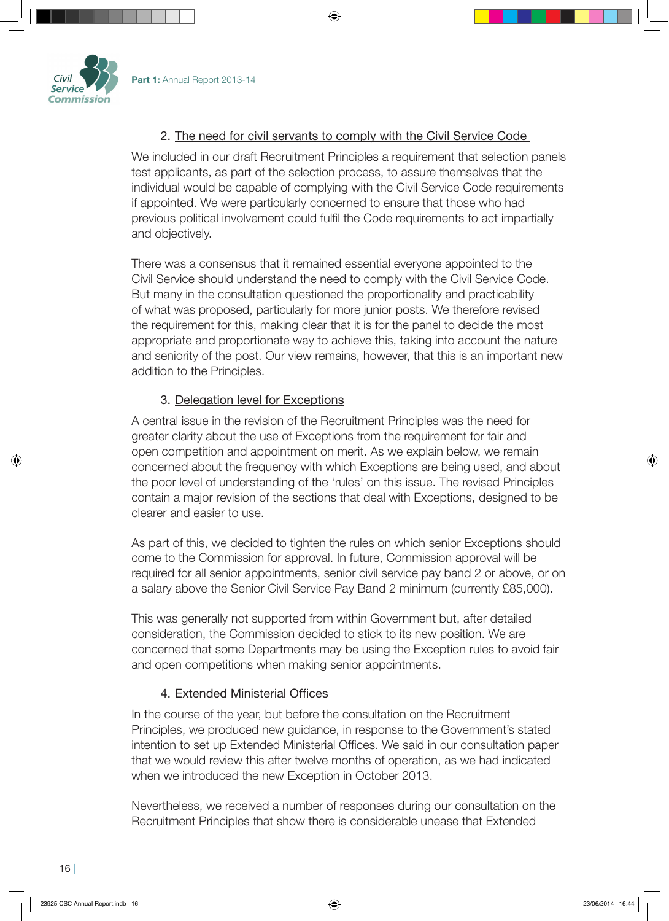2. The need for civil servants to comply with the Civil Service Code

We included in our draft Recruitment Principles a requirement that selection panels test applicants, as part of the selection process, to assure themselves that the individual would be capable of complying with the Civil Service Code requirements if appointed. We were particularly concerned to ensure that those who had previous political involvement could fulfil the Code requirements to act impartially and objectively.

There was a consensus that it remained essential everyone appointed to the Civil Service should understand the need to comply with the Civil Service Code. But many in the consultation questioned the proportionality and practicability of what was proposed, particularly for more junior posts. We therefore revised the requirement for this, making clear that it is for the panel to decide the most appropriate and proportionate way to achieve this, taking into account the nature and seniority of the post. Our view remains, however, that this is an important new addition to the Principles.

3. Delegation level for Exceptions

A central issue in the revision of the Recruitment Principles was the need for greater clarity about the use of Exceptions from the requirement for fair and open competition and appointment on merit. As we explain below, we remain concerned about the frequency with which Exceptions are being used, and about the poor level of understanding of the 'rules' on this issue. The revised Principles contain a major revision of the sections that deal with Exceptions, designed to be clearer and easier to use.

As part of this, we decided to tighten the rules on which senior Exceptions should come to the Commission for approval. In future, Commission approval will be required for all senior appointments, senior civil service pay band 2 or above, or on a salary above the Senior Civil Service Pay Band 2 minimum (currently £85,000).

This was generally not supported from within Government but, after detailed consideration, the Commission decided to stick to its new position. We are concerned that some Departments may be using the Exception rules to avoid fair and open competitions when making senior appointments.

4. Extended Ministerial Offices

In the course of the year, but before the consultation on the Recruitment Principles, we produced new guidance, in response to the Government's stated intention to set up Extended Ministerial Offices. We said in our consultation paper that we would review this after twelve months of operation, as we had indicated when we introduced the new Exception in October 2013.

Nevertheless, we received a number of responses during our consultation on the Recruitment Principles that show there is considerable unease that Extended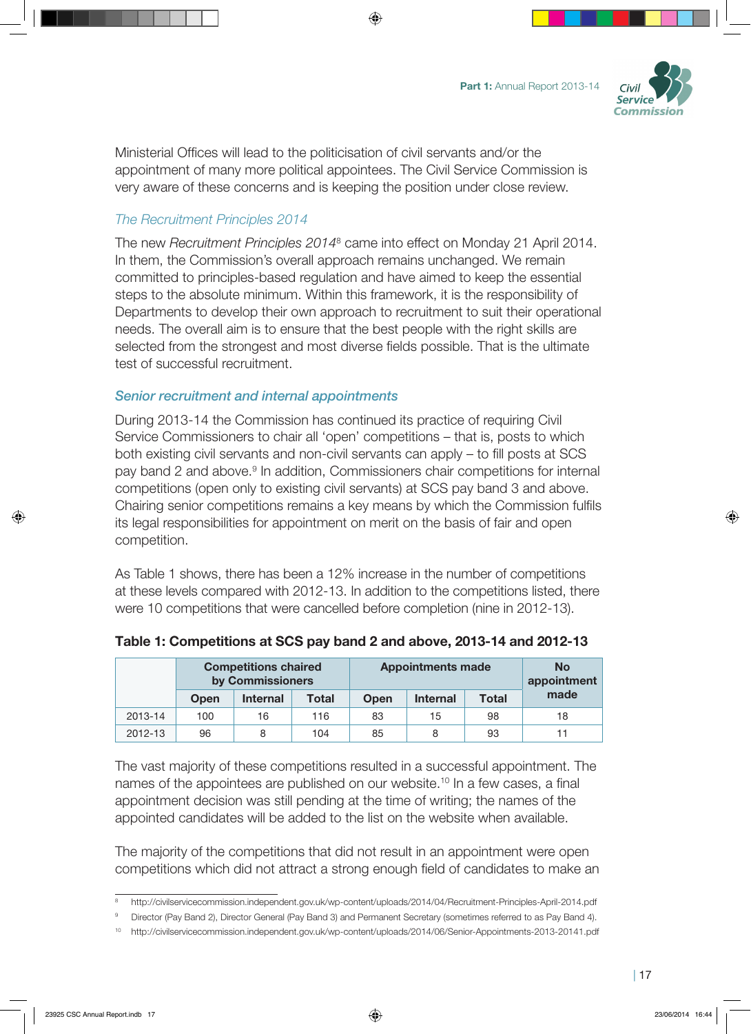Ministerial Offices will lead to the politicisation of civil servants and/or the appointment of many more political appointees. The Civil Service Commission is very aware of these concerns and is keeping the position under close review.

### *The Recruitment Principles 2014*

The new *Recruitment Principles 2014*[8] came into effect on Monday 21 April 2014. In them, the Commission's overall approach remains unchanged. We remain committed to principles-based regulation and have aimed to keep the essential steps to the absolute minimum. Within this framework, it is the responsibility of Departments to develop their own approach to recruitment to suit their operational needs. The overall aim is to ensure that the best people with the right skills are selected from the strongest and most diverse fields possible. That is the ultimate test of successful recruitment.

### *Senior recruitment and internal appointments*

During 2013-14 the Commission has continued its practice of requiring Civil Service Commissioners to chair all 'open' competitions – that is, posts to which both existing civil servants and non-civil servants can apply – to fill posts at SCS pay band 2 and above.[9] In addition, Commissioners chair competitions for internal competitions (open only to existing civil servants) at SCS pay band 3 and above. Chairing senior competitions remains a key means by which the Commission fulfils its legal responsibilities for appointment on merit on the basis of fair and open competition.

As Table 1 shows, there has been a 12% increase in the number of competitions at these levels compared with 2012-13. In addition to the competitions listed, there were 10 competitions that were cancelled before completion (nine in 2012-13).

**Table 1: Competitions at SCS pay band 2 and above, 2013-14 and 2012-13**

| | Competitions chaired by Commissioners | | | Appointments made | | | No appointment made |
|---|---|---|---|---|---|---|---|
| | Open | Internal | Total | Open | Internal | Total | |
| 2013-14 | 100 | 16 | 116 | 83 | 15 | 98 | 18 |
| 2012-13 | 96 | 8 | 104 | 85 | 8 | 93 | 11 |

The vast majority of these competitions resulted in a successful appointment. The names of the appointees are published on our website.[10] In a few cases, a final appointment decision was still pending at the time of writing; the names of the appointed candidates will be added to the list on the website when available.

The majority of the competitions that did not result in an appointment were open competitions which did not attract a strong enough field of candidates to make an

---

[8] http://civilservicecommission.independent.gov.uk/wp-content/uploads/2014/04/Recruitment-Principles-April-2014.pdf

[9] Director (Pay Band 2), Director General (Pay Band 3) and Permanent Secretary (sometimes referred to as Pay Band 4).

[10] http://civilservicecommission.independent.gov.uk/wp-content/uploads/2014/06/Senior-Appointments-2013-20141.pdf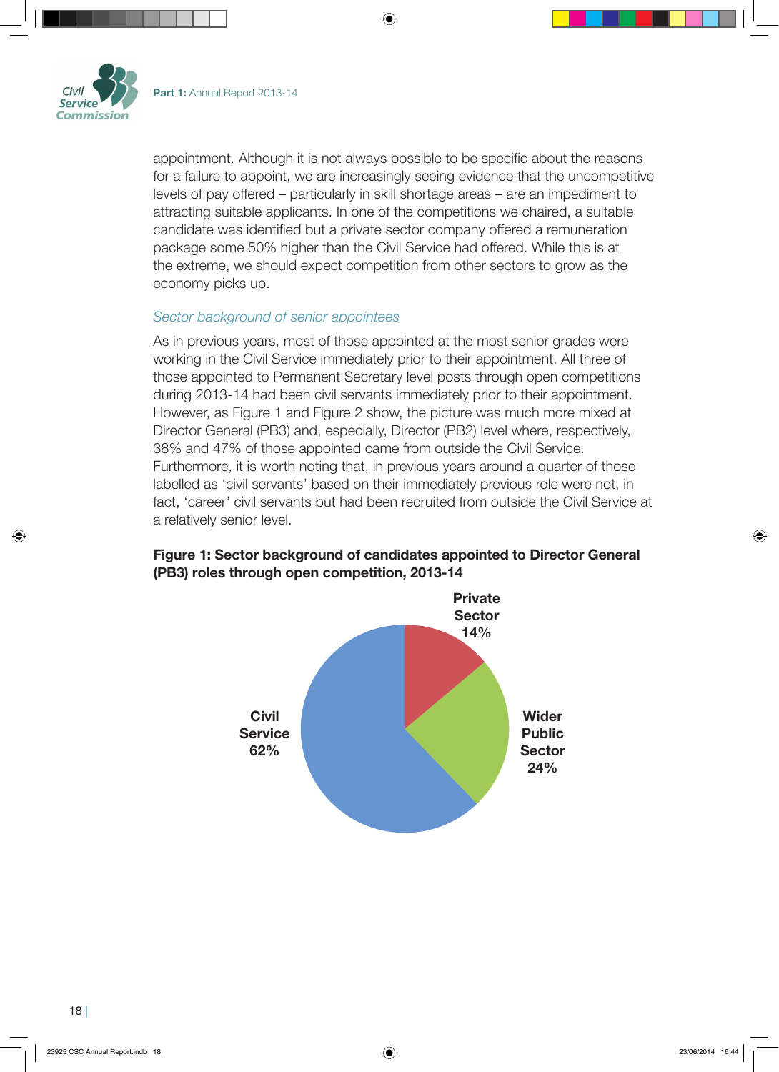appointment. Although it is not always possible to be specific about the reasons for a failure to appoint, we are increasingly seeing evidence that the uncompetitive levels of pay offered – particularly in skill shortage areas – are an impediment to attracting suitable applicants. In one of the competitions we chaired, a suitable candidate was identified but a private sector company offered a remuneration package some 50% higher than the Civil Service had offered. While this is at the extreme, we should expect competition from other sectors to grow as the economy picks up.

### *Sector background of senior appointees*

As in previous years, most of those appointed at the most senior grades were working in the Civil Service immediately prior to their appointment. All three of those appointed to Permanent Secretary level posts through open competitions during 2013-14 had been civil servants immediately prior to their appointment. However, as Figure 1 and Figure 2 show, the picture was much more mixed at Director General (PB3) and, especially, Director (PB2) level where, respectively, 38% and 47% of those appointed came from outside the Civil Service. Furthermore, it is worth noting that, in previous years around a quarter of those labelled as 'civil servants' based on their immediately previous role were not, in fact, 'career' civil servants but had been recruited from outside the Civil Service at a relatively senior level.

**Figure 1: Sector background of candidates appointed to Director General (PB3) roles through open competition, 2013-14**

| Sector | Share |
|---|---|
| Civil Service | 62% |
| Wider Public Sector | 24% |
| Private Sector | 14% |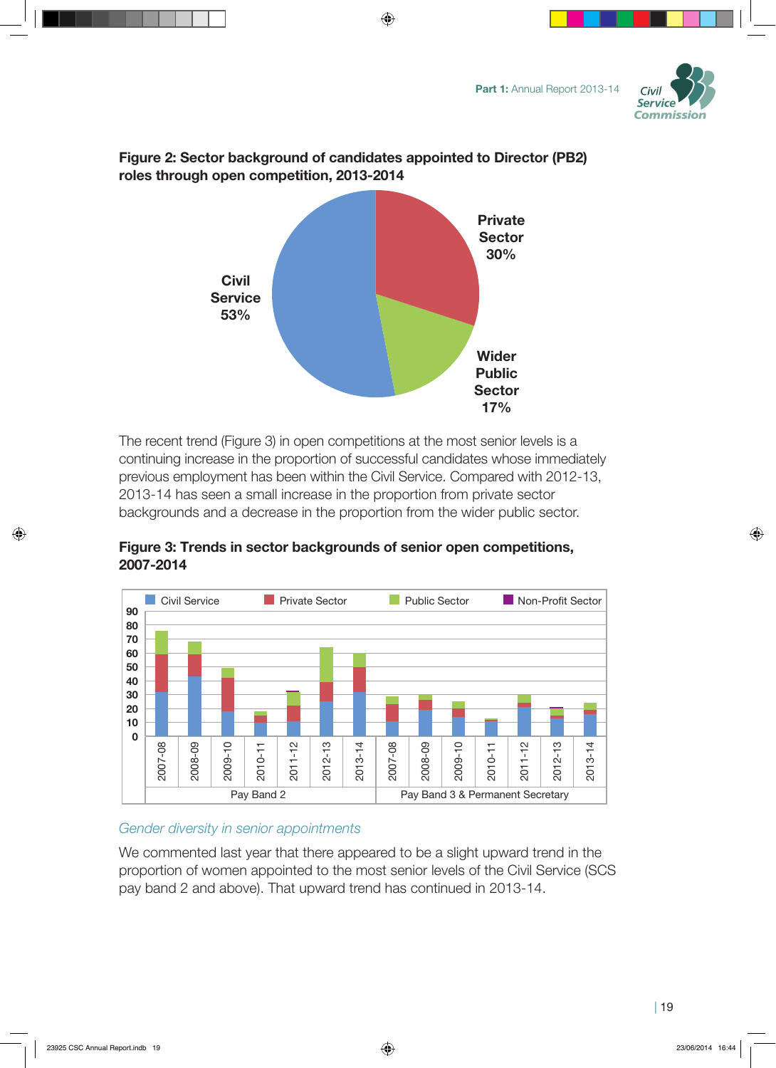**Figure 2: Sector background of candidates appointed to Director (PB2) roles through open competition, 2013-2014**

Civil Service 53%

Private Sector 30%

Wider Public Sector 17%

The recent trend (Figure 3) in open competitions at the most senior levels is a continuing increase in the proportion of successful candidates whose immediately previous employment has been within the Civil Service. Compared with 2012-13, 2013-14 has seen a small increase in the proportion from private sector backgrounds and a decrease in the proportion from the wider public sector.

**Figure 3: Trends in sector backgrounds of senior open competitions, 2007-2014**

Civil Service | Private Sector | Public Sector | Non-Profit Sector

Pay Band 2: 2007-08, 2008-09, 2009-10, 2010-11, 2011-12, 2012-13, 2013-14

Pay Band 3 & Permanent Secretary: 2007-08, 2008-09, 2009-10, 2010-11, 2011-12, 2012-13, 2013-14

*Gender diversity in senior appointments*

We commented last year that there appeared to be a slight upward trend in the proportion of women appointed to the most senior levels of the Civil Service (SCS pay band 2 and above). That upward trend has continued in 2013-14.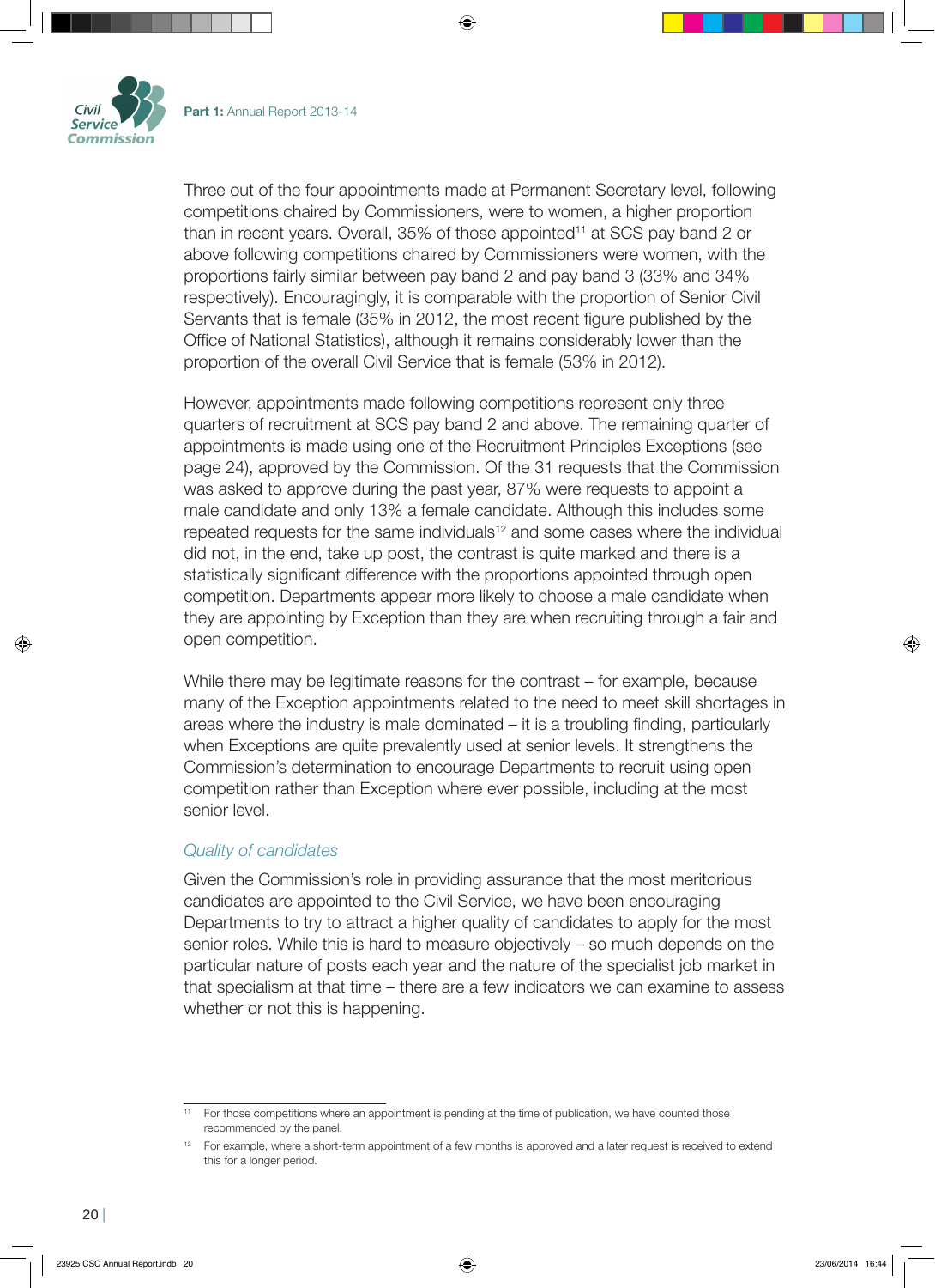Three out of the four appointments made at Permanent Secretary level, following competitions chaired by Commissioners, were to women, a higher proportion than in recent years. Overall, 35% of those appointed[11] at SCS pay band 2 or above following competitions chaired by Commissioners were women, with the proportions fairly similar between pay band 2 and pay band 3 (33% and 34% respectively). Encouragingly, it is comparable with the proportion of Senior Civil Servants that is female (35% in 2012, the most recent figure published by the Office of National Statistics), although it remains considerably lower than the proportion of the overall Civil Service that is female (53% in 2012).

However, appointments made following competitions represent only three quarters of recruitment at SCS pay band 2 and above. The remaining quarter of appointments is made using one of the Recruitment Principles Exceptions (see page 24), approved by the Commission. Of the 31 requests that the Commission was asked to approve during the past year, 87% were requests to appoint a male candidate and only 13% a female candidate. Although this includes some repeated requests for the same individuals[12] and some cases where the individual did not, in the end, take up post, the contrast is quite marked and there is a statistically significant difference with the proportions appointed through open competition. Departments appear more likely to choose a male candidate when they are appointing by Exception than they are when recruiting through a fair and open competition.

While there may be legitimate reasons for the contrast – for example, because many of the Exception appointments related to the need to meet skill shortages in areas where the industry is male dominated – it is a troubling finding, particularly when Exceptions are quite prevalently used at senior levels. It strengthens the Commission's determination to encourage Departments to recruit using open competition rather than Exception where ever possible, including at the most senior level.

### *Quality of candidates*

Given the Commission's role in providing assurance that the most meritorious candidates are appointed to the Civil Service, we have been encouraging Departments to try to attract a higher quality of candidates to apply for the most senior roles. While this is hard to measure objectively – so much depends on the particular nature of posts each year and the nature of the specialist job market in that specialism at that time – there are a few indicators we can examine to assess whether or not this is happening.

---

[11] For those competitions where an appointment is pending at the time of publication, we have counted those recommended by the panel.

[12] For example, where a short-term appointment of a few months is approved and a later request is received to extend this for a longer period.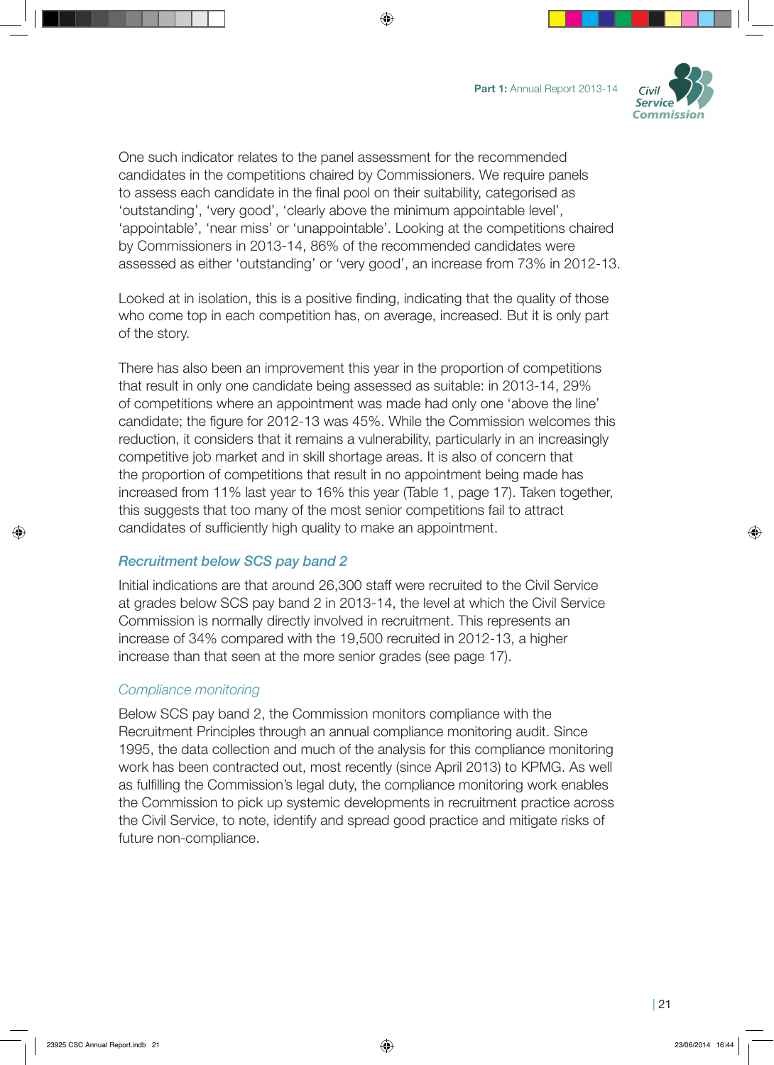One such indicator relates to the panel assessment for the recommended candidates in the competitions chaired by Commissioners. We require panels to assess each candidate in the final pool on their suitability, categorised as 'outstanding', 'very good', 'clearly above the minimum appointable level', 'appointable', 'near miss' or 'unappointable'. Looking at the competitions chaired by Commissioners in 2013-14, 86% of the recommended candidates were assessed as either 'outstanding' or 'very good', an increase from 73% in 2012-13.

Looked at in isolation, this is a positive finding, indicating that the quality of those who come top in each competition has, on average, increased. But it is only part of the story.

There has also been an improvement this year in the proportion of competitions that result in only one candidate being assessed as suitable: in 2013-14, 29% of competitions where an appointment was made had only one 'above the line' candidate; the figure for 2012-13 was 45%. While the Commission welcomes this reduction, it considers that it remains a vulnerability, particularly in an increasingly competitive job market and in skill shortage areas. It is also of concern that the proportion of competitions that result in no appointment being made has increased from 11% last year to 16% this year (Table 1, page 17). Taken together, this suggests that too many of the most senior competitions fail to attract candidates of sufficiently high quality to make an appointment.

### *Recruitment below SCS pay band 2*

Initial indications are that around 26,300 staff were recruited to the Civil Service at grades below SCS pay band 2 in 2013-14, the level at which the Civil Service Commission is normally directly involved in recruitment. This represents an increase of 34% compared with the 19,500 recruited in 2012-13, a higher increase than that seen at the more senior grades (see page 17).

#### *Compliance monitoring*

Below SCS pay band 2, the Commission monitors compliance with the Recruitment Principles through an annual compliance monitoring audit. Since 1995, the data collection and much of the analysis for this compliance monitoring work has been contracted out, most recently (since April 2013) to KPMG. As well as fulfilling the Commission's legal duty, the compliance monitoring work enables the Commission to pick up systemic developments in recruitment practice across the Civil Service, to note, identify and spread good practice and mitigate risks of future non-compliance.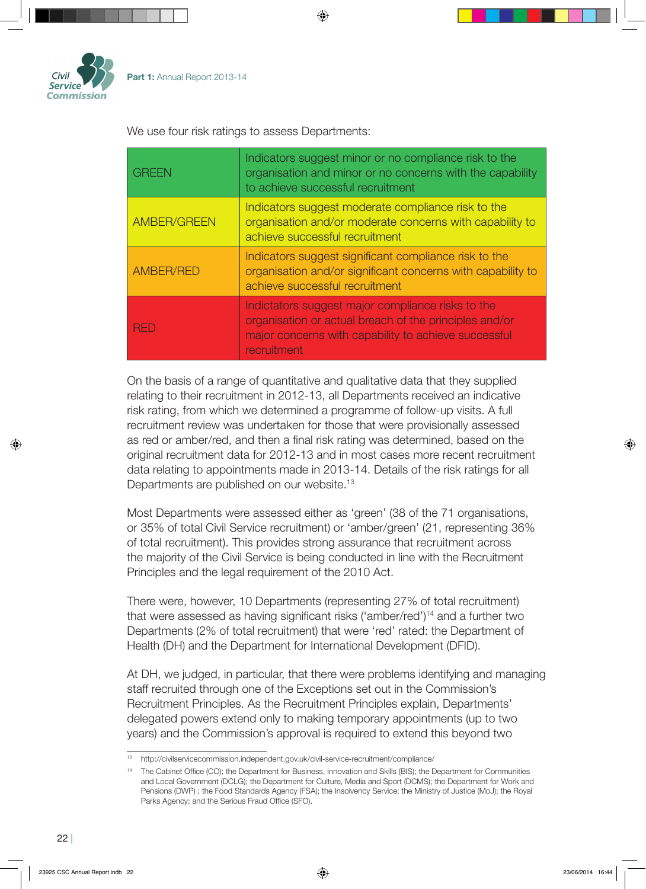We use four risk ratings to assess Departments:

| | |
|---|---|
| GREEN | Indicators suggest minor or no compliance risk to the organisation and minor or no concerns with the capability to achieve successful recruitment |
| AMBER/GREEN | Indicators suggest moderate compliance risk to the organisation and/or moderate concerns with capability to achieve successful recruitment |
| AMBER/RED | Indicators suggest significant compliance risk to the organisation and/or significant concerns with capability to achieve successful recruitment |
| RED | Indictators suggest major compliance risks to the organisation or actual breach of the principles and/or major concerns with capability to achieve successful recruitment |

On the basis of a range of quantitative and qualitative data that they supplied relating to their recruitment in 2012-13, all Departments received an indicative risk rating, from which we determined a programme of follow-up visits. A full recruitment review was undertaken for those that were provisionally assessed as red or amber/red, and then a final risk rating was determined, based on the original recruitment data for 2012-13 and in most cases more recent recruitment data relating to appointments made in 2013-14. Details of the risk ratings for all Departments are published on our website.[13]

Most Departments were assessed either as 'green' (38 of the 71 organisations, or 35% of total Civil Service recruitment) or 'amber/green' (21, representing 36% of total recruitment). This provides strong assurance that recruitment across the majority of the Civil Service is being conducted in line with the Recruitment Principles and the legal requirement of the 2010 Act.

There were, however, 10 Departments (representing 27% of total recruitment) that were assessed as having significant risks ('amber/red')[14] and a further two Departments (2% of total recruitment) that were 'red' rated: the Department of Health (DH) and the Department for International Development (DFID).

At DH, we judged, in particular, that there were problems identifying and managing staff recruited through one of the Exceptions set out in the Commission's Recruitment Principles. As the Recruitment Principles explain, Departments' delegated powers extend only to making temporary appointments (up to two years) and the Commission's approval is required to extend this beyond two

---

[13] http://civilservicecommission.independent.gov.uk/civil-service-recruitment/compliance/

[14] The Cabinet Office (CO); the Department for Business, Innovation and Skills (BIS); the Department for Communities and Local Government (DCLG); the Department for Culture, Media and Sport (DCMS); the Department for Work and Pensions (DWP) ; the Food Standards Agency (FSA); the Insolvency Service; the Ministry of Justice (MoJ); the Royal Parks Agency; and the Serious Fraud Office (SFO).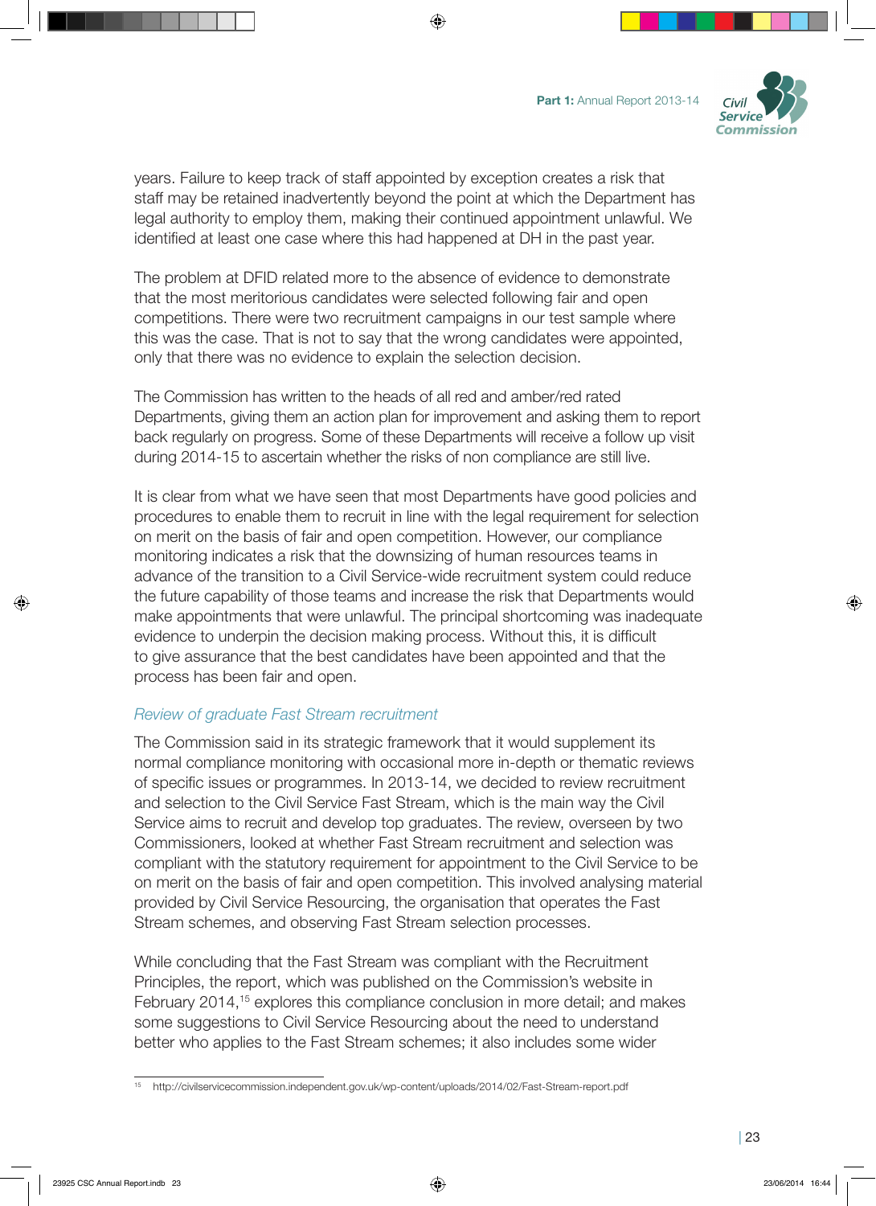years. Failure to keep track of staff appointed by exception creates a risk that staff may be retained inadvertently beyond the point at which the Department has legal authority to employ them, making their continued appointment unlawful. We identified at least one case where this had happened at DH in the past year.

The problem at DFID related more to the absence of evidence to demonstrate that the most meritorious candidates were selected following fair and open competitions. There were two recruitment campaigns in our test sample where this was the case. That is not to say that the wrong candidates were appointed, only that there was no evidence to explain the selection decision.

The Commission has written to the heads of all red and amber/red rated Departments, giving them an action plan for improvement and asking them to report back regularly on progress. Some of these Departments will receive a follow up visit during 2014-15 to ascertain whether the risks of non compliance are still live.

It is clear from what we have seen that most Departments have good policies and procedures to enable them to recruit in line with the legal requirement for selection on merit on the basis of fair and open competition. However, our compliance monitoring indicates a risk that the downsizing of human resources teams in advance of the transition to a Civil Service-wide recruitment system could reduce the future capability of those teams and increase the risk that Departments would make appointments that were unlawful. The principal shortcoming was inadequate evidence to underpin the decision making process. Without this, it is difficult to give assurance that the best candidates have been appointed and that the process has been fair and open.

### *Review of graduate Fast Stream recruitment*

The Commission said in its strategic framework that it would supplement its normal compliance monitoring with occasional more in-depth or thematic reviews of specific issues or programmes. In 2013-14, we decided to review recruitment and selection to the Civil Service Fast Stream, which is the main way the Civil Service aims to recruit and develop top graduates. The review, overseen by two Commissioners, looked at whether Fast Stream recruitment and selection was compliant with the statutory requirement for appointment to the Civil Service to be on merit on the basis of fair and open competition. This involved analysing material provided by Civil Service Resourcing, the organisation that operates the Fast Stream schemes, and observing Fast Stream selection processes.

While concluding that the Fast Stream was compliant with the Recruitment Principles, the report, which was published on the Commission's website in February 2014,[15] explores this compliance conclusion in more detail; and makes some suggestions to Civil Service Resourcing about the need to understand better who applies to the Fast Stream schemes; it also includes some wider

---

[15] http://civilservicecommission.independent.gov.uk/wp-content/uploads/2014/02/Fast-Stream-report.pdf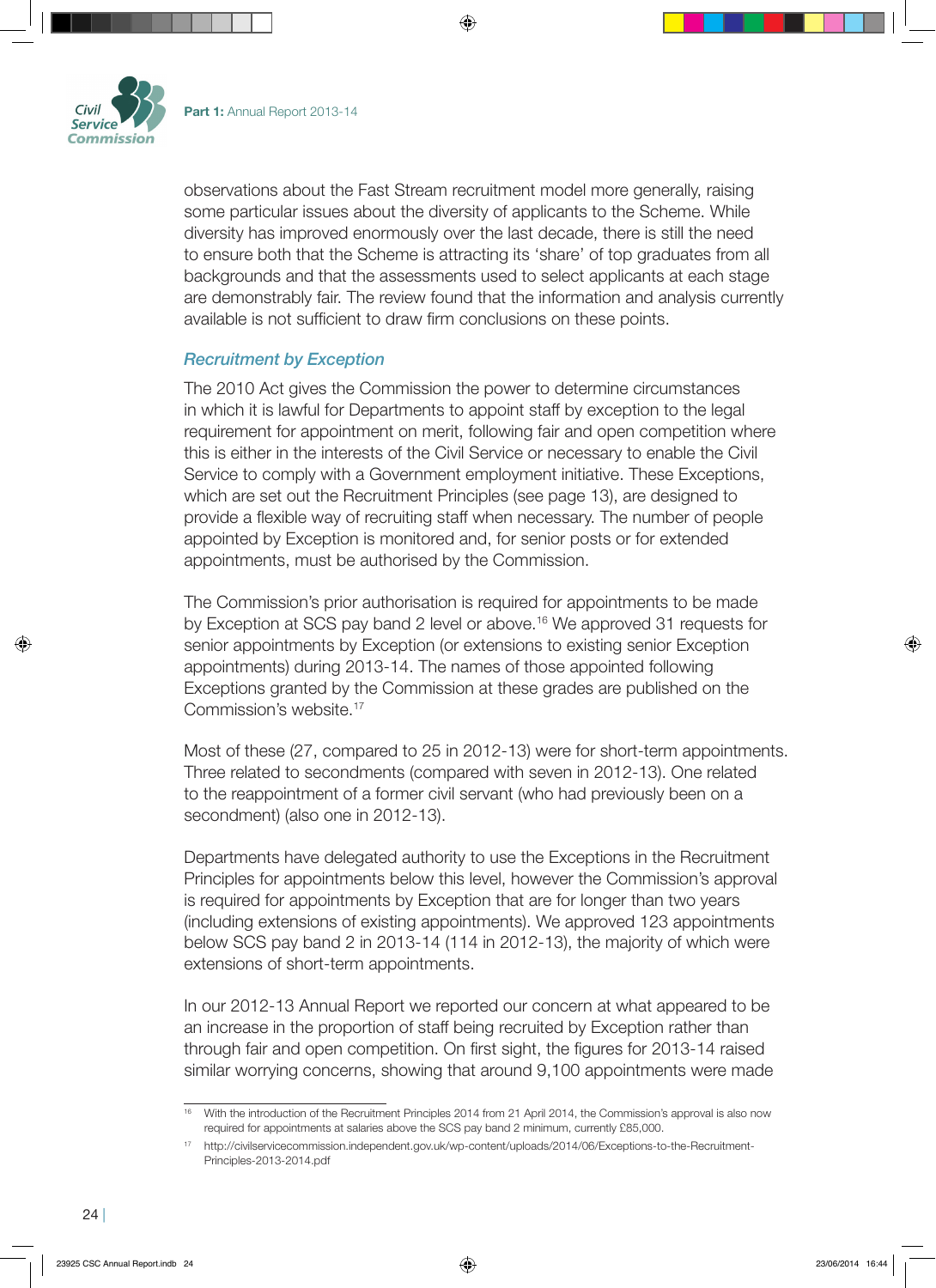observations about the Fast Stream recruitment model more generally, raising some particular issues about the diversity of applicants to the Scheme. While diversity has improved enormously over the last decade, there is still the need to ensure both that the Scheme is attracting its 'share' of top graduates from all backgrounds and that the assessments used to select applicants at each stage are demonstrably fair. The review found that the information and analysis currently available is not sufficient to draw firm conclusions on these points.

### *Recruitment by Exception*

The 2010 Act gives the Commission the power to determine circumstances in which it is lawful for Departments to appoint staff by exception to the legal requirement for appointment on merit, following fair and open competition where this is either in the interests of the Civil Service or necessary to enable the Civil Service to comply with a Government employment initiative. These Exceptions, which are set out the Recruitment Principles (see page 13), are designed to provide a flexible way of recruiting staff when necessary. The number of people appointed by Exception is monitored and, for senior posts or for extended appointments, must be authorised by the Commission.

The Commission's prior authorisation is required for appointments to be made by Exception at SCS pay band 2 level or above.[16] We approved 31 requests for senior appointments by Exception (or extensions to existing senior Exception appointments) during 2013-14. The names of those appointed following Exceptions granted by the Commission at these grades are published on the Commission's website.[17]

Most of these (27, compared to 25 in 2012-13) were for short-term appointments. Three related to secondments (compared with seven in 2012-13). One related to the reappointment of a former civil servant (who had previously been on a secondment) (also one in 2012-13).

Departments have delegated authority to use the Exceptions in the Recruitment Principles for appointments below this level, however the Commission's approval is required for appointments by Exception that are for longer than two years (including extensions of existing appointments). We approved 123 appointments below SCS pay band 2 in 2013-14 (114 in 2012-13), the majority of which were extensions of short-term appointments.

In our 2012-13 Annual Report we reported our concern at what appeared to be an increase in the proportion of staff being recruited by Exception rather than through fair and open competition. On first sight, the figures for 2013-14 raised similar worrying concerns, showing that around 9,100 appointments were made

---

[16] With the introduction of the Recruitment Principles 2014 from 21 April 2014, the Commission's approval is also now required for appointments at salaries above the SCS pay band 2 minimum, currently £85,000.

[17] http://civilservicecommission.independent.gov.uk/wp-content/uploads/2014/06/Exceptions-to-the-Recruitment-Principles-2013-2014.pdf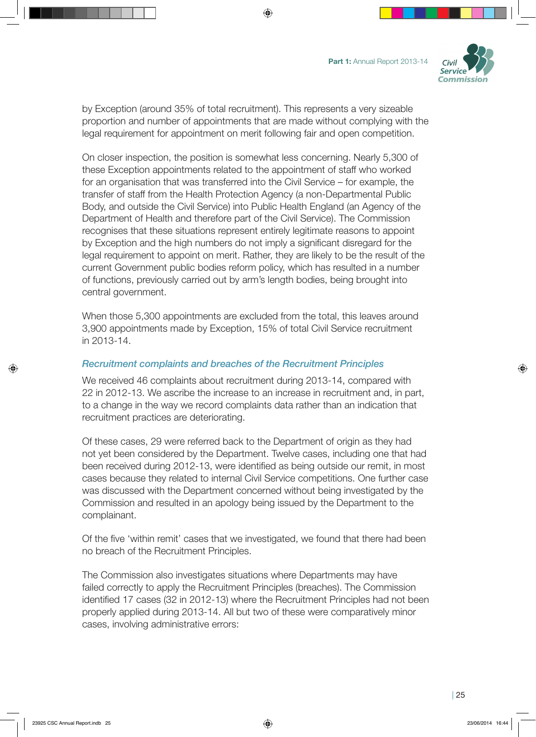by Exception (around 35% of total recruitment). This represents a very sizeable proportion and number of appointments that are made without complying with the legal requirement for appointment on merit following fair and open competition.

On closer inspection, the position is somewhat less concerning. Nearly 5,300 of these Exception appointments related to the appointment of staff who worked for an organisation that was transferred into the Civil Service – for example, the transfer of staff from the Health Protection Agency (a non-Departmental Public Body, and outside the Civil Service) into Public Health England (an Agency of the Department of Health and therefore part of the Civil Service). The Commission recognises that these situations represent entirely legitimate reasons to appoint by Exception and the high numbers do not imply a significant disregard for the legal requirement to appoint on merit. Rather, they are likely to be the result of the current Government public bodies reform policy, which has resulted in a number of functions, previously carried out by arm's length bodies, being brought into central government.

When those 5,300 appointments are excluded from the total, this leaves around 3,900 appointments made by Exception, 15% of total Civil Service recruitment in 2013-14.

### *Recruitment complaints and breaches of the Recruitment Principles*

We received 46 complaints about recruitment during 2013-14, compared with 22 in 2012-13. We ascribe the increase to an increase in recruitment and, in part, to a change in the way we record complaints data rather than an indication that recruitment practices are deteriorating.

Of these cases, 29 were referred back to the Department of origin as they had not yet been considered by the Department. Twelve cases, including one that had been received during 2012-13, were identified as being outside our remit, in most cases because they related to internal Civil Service competitions. One further case was discussed with the Department concerned without being investigated by the Commission and resulted in an apology being issued by the Department to the complainant.

Of the five 'within remit' cases that we investigated, we found that there had been no breach of the Recruitment Principles.

The Commission also investigates situations where Departments may have failed correctly to apply the Recruitment Principles (breaches). The Commission identified 17 cases (32 in 2012-13) where the Recruitment Principles had not been properly applied during 2013-14. All but two of these were comparatively minor cases, involving administrative errors: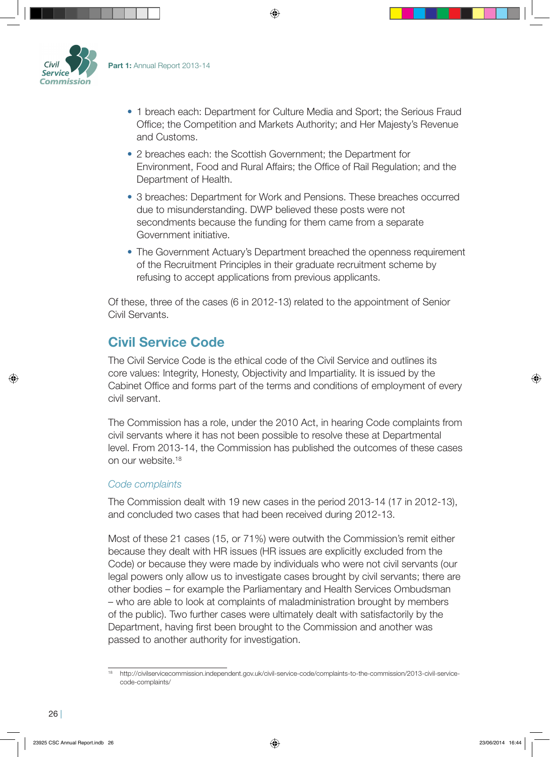- 1 breach each: Department for Culture Media and Sport; the Serious Fraud Office; the Competition and Markets Authority; and Her Majesty's Revenue and Customs.
- 2 breaches each: the Scottish Government; the Department for Environment, Food and Rural Affairs; the Office of Rail Regulation; and the Department of Health.
- 3 breaches: Department for Work and Pensions. These breaches occurred due to misunderstanding. DWP believed these posts were not secondments because the funding for them came from a separate Government initiative.
- The Government Actuary's Department breached the openness requirement of the Recruitment Principles in their graduate recruitment scheme by refusing to accept applications from previous applicants.

Of these, three of the cases (6 in 2012-13) related to the appointment of Senior Civil Servants.

## Civil Service Code

The Civil Service Code is the ethical code of the Civil Service and outlines its core values: Integrity, Honesty, Objectivity and Impartiality. It is issued by the Cabinet Office and forms part of the terms and conditions of employment of every civil servant.

The Commission has a role, under the 2010 Act, in hearing Code complaints from civil servants where it has not been possible to resolve these at Departmental level. From 2013-14, the Commission has published the outcomes of these cases on our website.[18]

### *Code complaints*

The Commission dealt with 19 new cases in the period 2013-14 (17 in 2012-13), and concluded two cases that had been received during 2012-13.

Most of these 21 cases (15, or 71%) were outwith the Commission's remit either because they dealt with HR issues (HR issues are explicitly excluded from the Code) or because they were made by individuals who were not civil servants (our legal powers only allow us to investigate cases brought by civil servants; there are other bodies – for example the Parliamentary and Health Services Ombudsman – who are able to look at complaints of maladministration brought by members of the public). Two further cases were ultimately dealt with satisfactorily by the Department, having first been brought to the Commission and another was passed to another authority for investigation.

---

[18] http://civilservicecommission.independent.gov.uk/civil-service-code/complaints-to-the-commission/2013-civil-service-code-complaints/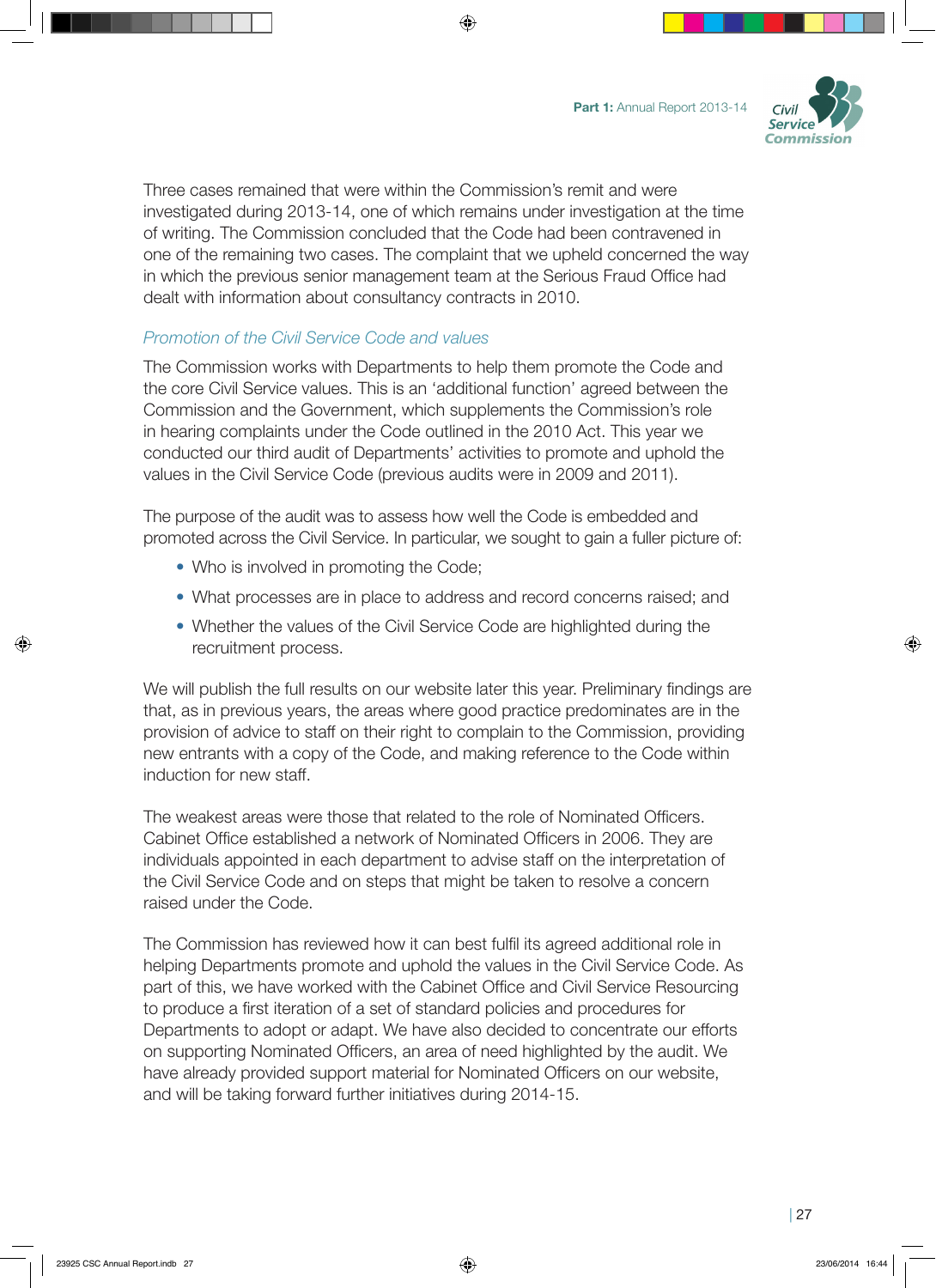Three cases remained that were within the Commission's remit and were investigated during 2013-14, one of which remains under investigation at the time of writing. The Commission concluded that the Code had been contravened in one of the remaining two cases. The complaint that we upheld concerned the way in which the previous senior management team at the Serious Fraud Office had dealt with information about consultancy contracts in 2010.

### *Promotion of the Civil Service Code and values*

The Commission works with Departments to help them promote the Code and the core Civil Service values. This is an 'additional function' agreed between the Commission and the Government, which supplements the Commission's role in hearing complaints under the Code outlined in the 2010 Act. This year we conducted our third audit of Departments' activities to promote and uphold the values in the Civil Service Code (previous audits were in 2009 and 2011).

The purpose of the audit was to assess how well the Code is embedded and promoted across the Civil Service. In particular, we sought to gain a fuller picture of:

- Who is involved in promoting the Code;
- What processes are in place to address and record concerns raised; and
- Whether the values of the Civil Service Code are highlighted during the recruitment process.

We will publish the full results on our website later this year. Preliminary findings are that, as in previous years, the areas where good practice predominates are in the provision of advice to staff on their right to complain to the Commission, providing new entrants with a copy of the Code, and making reference to the Code within induction for new staff.

The weakest areas were those that related to the role of Nominated Officers. Cabinet Office established a network of Nominated Officers in 2006. They are individuals appointed in each department to advise staff on the interpretation of the Civil Service Code and on steps that might be taken to resolve a concern raised under the Code.

The Commission has reviewed how it can best fulfil its agreed additional role in helping Departments promote and uphold the values in the Civil Service Code. As part of this, we have worked with the Cabinet Office and Civil Service Resourcing to produce a first iteration of a set of standard policies and procedures for Departments to adopt or adapt. We have also decided to concentrate our efforts on supporting Nominated Officers, an area of need highlighted by the audit. We have already provided support material for Nominated Officers on our website, and will be taking forward further initiatives during 2014-15.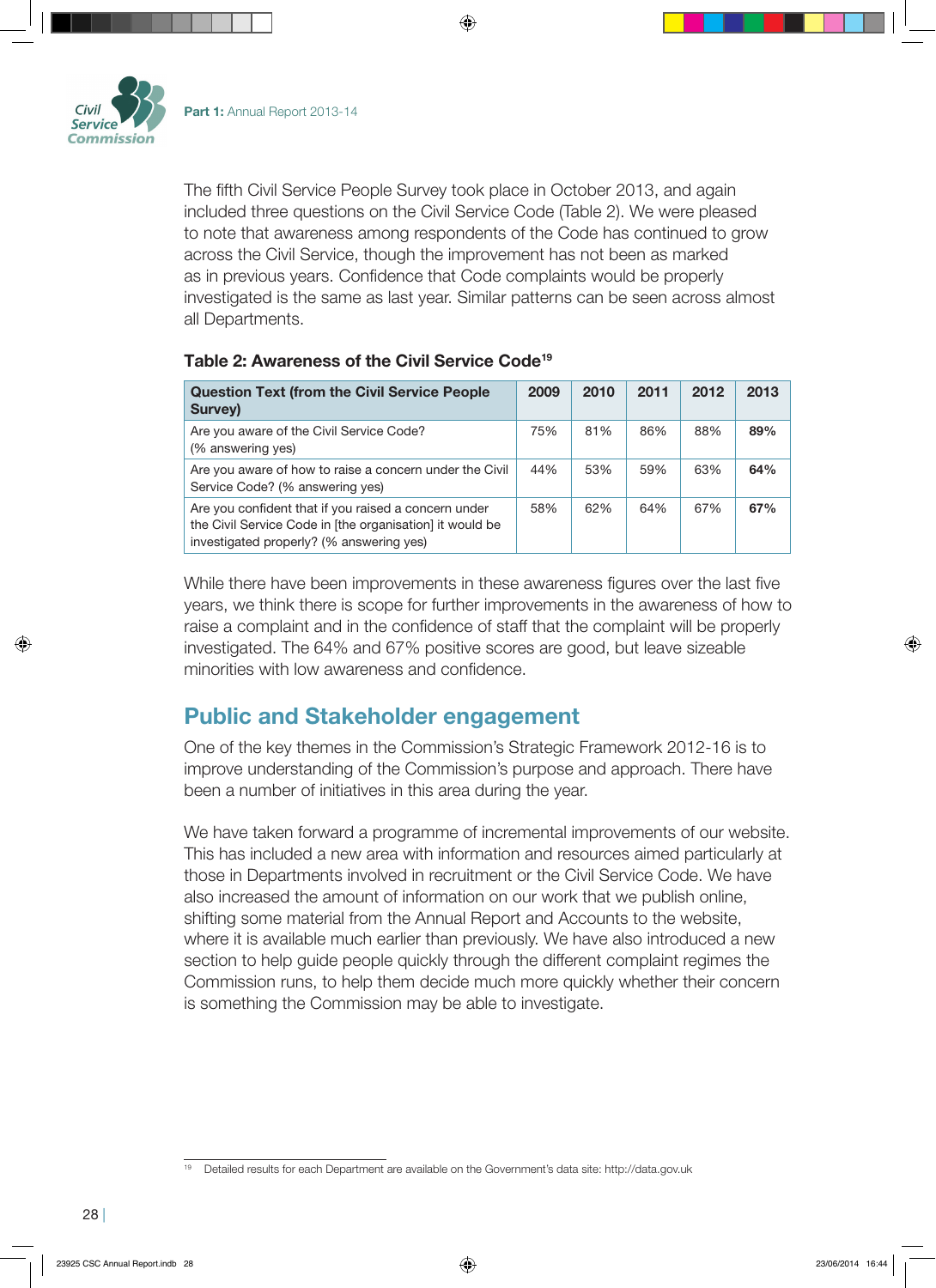The fifth Civil Service People Survey took place in October 2013, and again included three questions on the Civil Service Code (Table 2). We were pleased to note that awareness among respondents of the Code has continued to grow across the Civil Service, though the improvement has not been as marked as in previous years. Confidence that Code complaints would be properly investigated is the same as last year. Similar patterns can be seen across almost all Departments.

**Table 2: Awareness of the Civil Service Code**[19]

| Question Text (from the Civil Service People Survey) | 2009 | 2010 | 2011 | 2012 | 2013 |
|---|---|---|---|---|---|
| Are you aware of the Civil Service Code? (% answering yes) | 75% | 81% | 86% | 88% | **89%** |
| Are you aware of how to raise a concern under the Civil Service Code? (% answering yes) | 44% | 53% | 59% | 63% | **64%** |
| Are you confident that if you raised a concern under the Civil Service Code in [the organisation] it would be investigated properly? (% answering yes) | 58% | 62% | 64% | 67% | **67%** |

While there have been improvements in these awareness figures over the last five years, we think there is scope for further improvements in the awareness of how to raise a complaint and in the confidence of staff that the complaint will be properly investigated. The 64% and 67% positive scores are good, but leave sizeable minorities with low awareness and confidence.

## Public and Stakeholder engagement

One of the key themes in the Commission's Strategic Framework 2012-16 is to improve understanding of the Commission's purpose and approach. There have been a number of initiatives in this area during the year.

We have taken forward a programme of incremental improvements of our website. This has included a new area with information and resources aimed particularly at those in Departments involved in recruitment or the Civil Service Code. We have also increased the amount of information on our work that we publish online, shifting some material from the Annual Report and Accounts to the website, where it is available much earlier than previously. We have also introduced a new section to help guide people quickly through the different complaint regimes the Commission runs, to help them decide much more quickly whether their concern is something the Commission may be able to investigate.

[19] Detailed results for each Department are available on the Government's data site: http://data.gov.uk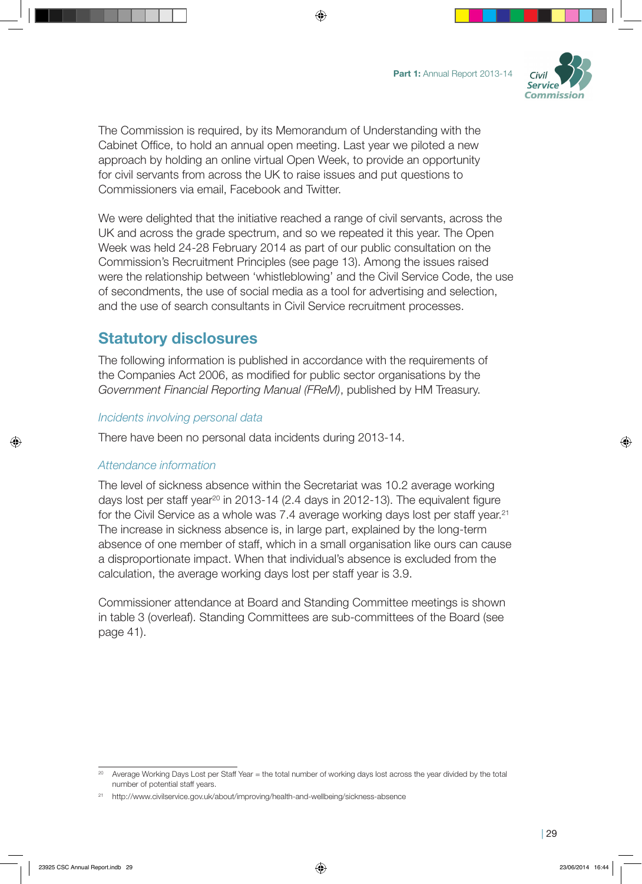The Commission is required, by its Memorandum of Understanding with the Cabinet Office, to hold an annual open meeting. Last year we piloted a new approach by holding an online virtual Open Week, to provide an opportunity for civil servants from across the UK to raise issues and put questions to Commissioners via email, Facebook and Twitter.

We were delighted that the initiative reached a range of civil servants, across the UK and across the grade spectrum, and so we repeated it this year. The Open Week was held 24-28 February 2014 as part of our public consultation on the Commission's Recruitment Principles (see page 13). Among the issues raised were the relationship between 'whistleblowing' and the Civil Service Code, the use of secondments, the use of social media as a tool for advertising and selection, and the use of search consultants in Civil Service recruitment processes.

## Statutory disclosures

The following information is published in accordance with the requirements of the Companies Act 2006, as modified for public sector organisations by the *Government Financial Reporting Manual (FReM)*, published by HM Treasury.

### *Incidents involving personal data*

There have been no personal data incidents during 2013-14.

### *Attendance information*

The level of sickness absence within the Secretariat was 10.2 average working days lost per staff year[20] in 2013-14 (2.4 days in 2012-13). The equivalent figure for the Civil Service as a whole was 7.4 average working days lost per staff year.[21] The increase in sickness absence is, in large part, explained by the long-term absence of one member of staff, which in a small organisation like ours can cause a disproportionate impact. When that individual's absence is excluded from the calculation, the average working days lost per staff year is 3.9.

Commissioner attendance at Board and Standing Committee meetings is shown in table 3 (overleaf). Standing Committees are sub-committees of the Board (see page 41).

---

[20] Average Working Days Lost per Staff Year = the total number of working days lost across the year divided by the total number of potential staff years.

[21] http://www.civilservice.gov.uk/about/improving/health-and-wellbeing/sickness-absence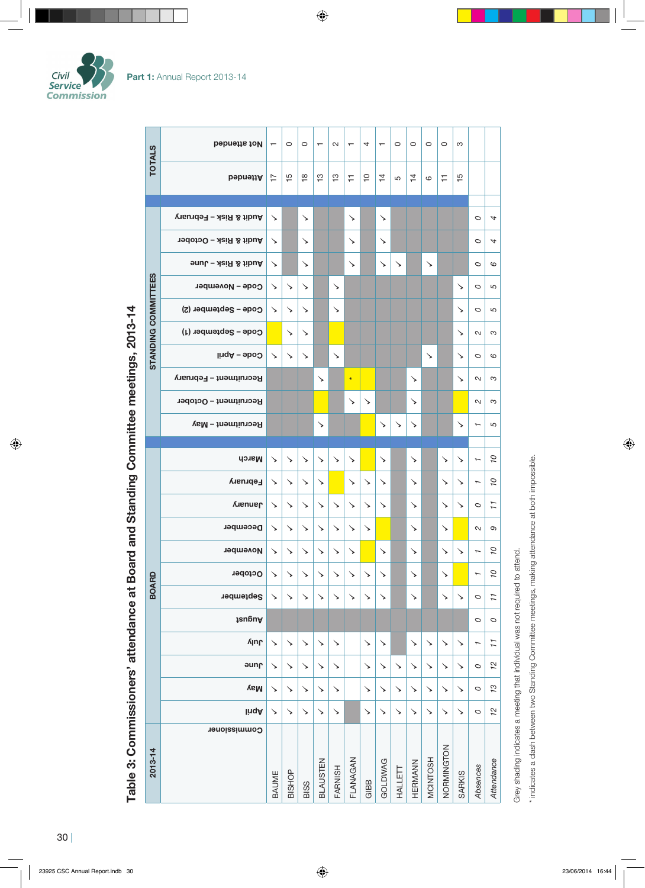## Table 3: Commissioners' attendance at Board and Standing Committee meetings, 2013-14

| 2013-14 | BOARD | | | | | | | | | | | | STANDING COMMITTEES | | | | | | | | | | TOTALS | |
|---|---|---|---|---|---|---|---|---|---|---|---|---|---|---|---|---|---|---|---|---|---|---|---|---|
| Commissioner | April | May | June | July | August | September | October | November | December | January | February | March | Recruitment – May | Recruitment – October | Recruitment – February | Code – April | Code – September (1) | Code – September (2) | Code – November | Audit & Risk – June | Audit & Risk – October | Audit & Risk – February | Attended | Not attended |
| BAUME | ✓ | ✓ | ✓ | ✓ | Grey | ✓ | ✓ | ✓ | ✓ | ✓ | ✓ | ✓ | Grey | Grey | Grey | ✓ | Absent | ✓ | ✓ | ✓ | ✓ | ✓ | 17 | 1 |
| BISHOP | ✓ | ✓ | ✓ | ✓ | Grey | ✓ | ✓ | ✓ | ✓ | ✓ | ✓ | ✓ | Grey | Grey | Grey | ✓ | ✓ | ✓ | ✓ | Grey | Grey | Grey | 15 | 0 |
| BISS | ✓ | ✓ | ✓ | ✓ | Grey | ✓ | ✓ | ✓ | ✓ | ✓ | ✓ | ✓ | Grey | Grey | Grey | ✓ | ✓ | ✓ | ✓ | ✓ | ✓ | ✓ | 18 | 0 |
| BLAUSTEN | ✓ | ✓ | ✓ | ✓ | Grey | ✓ | ✓ | ✓ | ✓ | ✓ | ✓ | ✓ | ✓ | Absent | ✓ | Grey | Grey | Grey | Grey | Grey | Grey | Grey | 13 | 1 |
| FARNISH | ✓ | ✓ | ✓ | ✓ | Grey | ✓ | ✓ | ✓ | ✓ | ✓ | Absent | ✓ | Grey | Grey | Grey | ✓ | Absent | ✓ | ✓ | Grey | Grey | Grey | 13 | 2 |
| FLANAGAN | Grey | | | | Grey | ✓ | ✓ | ✓ | ✓ | ✓ | ✓ | ✓ | Grey | ✓ | Absent * | Grey | Grey | Grey | Grey | ✓ | ✓ | ✓ | 11 | 1 |
| GIBB | ✓ | ✓ | ✓ | ✓ | Grey | ✓ | ✓ | Absent | ✓ | ✓ | ✓ | Absent | Absent | ✓ | Absent | Grey | Grey | Grey | Grey | Grey | Grey | Grey | 10 | 4 |
| GOLDWAG | ✓ | ✓ | ✓ | ✓ | Grey | ✓ | ✓ | ✓ | Absent | ✓ | ✓ | ✓ | ✓ | Grey | Grey | Grey | Grey | Grey | Grey | ✓ | ✓ | ✓ | 14 | 1 |
| HALLETT | ✓ | ✓ | ✓ | Grey | Grey | Grey | Grey | Grey | Grey | Grey | Grey | Grey | ✓ | Grey | Grey | Grey | Grey | Grey | Grey | ✓ | Grey | Grey | 5 | 0 |
| HERMANN | ✓ | ✓ | ✓ | ✓ | Grey | ✓ | ✓ | ✓ | ✓ | ✓ | ✓ | ✓ | ✓ | ✓ | ✓ | Grey | Grey | Grey | Grey | Grey | Grey | Grey | 14 | 0 |
| MCINTOSH | ✓ | ✓ | ✓ | ✓ | Grey | Grey | Grey | Grey | Grey | Grey | Grey | Grey | Grey | Grey | Grey | ✓ | Grey | Grey | Grey | ✓ | Grey | Grey | 6 | 0 |
| NORMINGTON | ✓ | ✓ | ✓ | ✓ | Grey | ✓ | ✓ | ✓ | ✓ | ✓ | ✓ | ✓ | Grey | Grey | Grey | Grey | Grey | Grey | Grey | Grey | Grey | Grey | 11 | 0 |
| SARKIS | ✓ | ✓ | ✓ | ✓ | Grey | ✓ | Absent | ✓ | Absent | ✓ | ✓ | ✓ | ✓ | Absent | ✓ | ✓ | ✓ | ✓ | ✓ | Grey | Grey | Grey | 15 | 3 |
| *Absences* | 0 | 0 | 0 | 1 | 0 | 0 | 1 | 1 | 2 | 0 | 1 | 1 | 1 | 2 | 2 | 0 | 2 | 0 | 0 | 0 | 0 | 0 | | |
| *Attendance* | 12 | 13 | 12 | 11 | 0 | 11 | 10 | 10 | 9 | 11 | 10 | 10 | 5 | 3 | 3 | 6 | 3 | 5 | 5 | 6 | 4 | 4 | | |

Grey shading indicates a meeting that individual was not required to attend.

* indicates a clash between two Standing Committee meetings, making attendance at both impossible.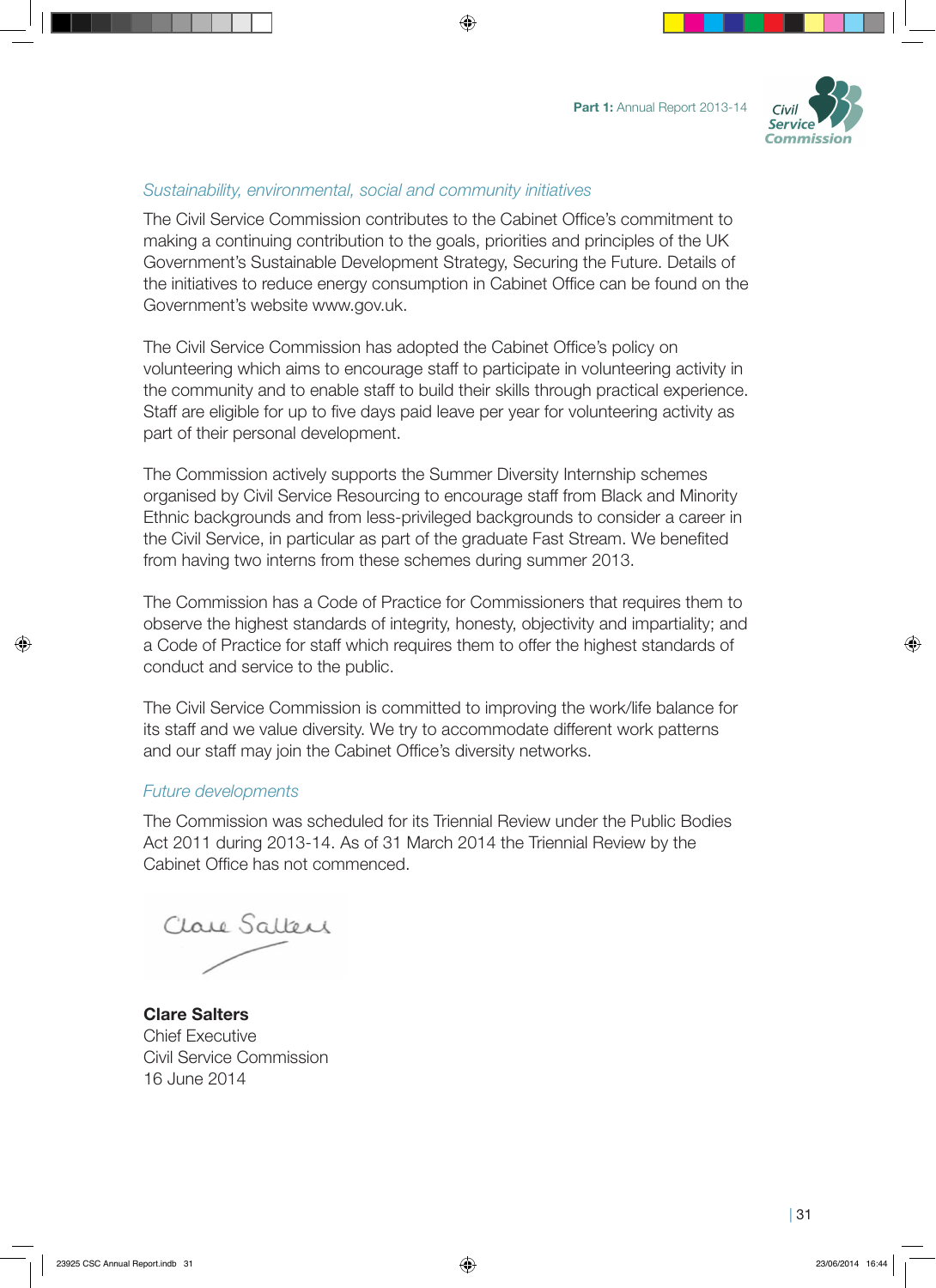*Sustainability, environmental, social and community initiatives*

The Civil Service Commission contributes to the Cabinet Office's commitment to making a continuing contribution to the goals, priorities and principles of the UK Government's Sustainable Development Strategy, Securing the Future. Details of the initiatives to reduce energy consumption in Cabinet Office can be found on the Government's website www.gov.uk.

The Civil Service Commission has adopted the Cabinet Office's policy on volunteering which aims to encourage staff to participate in volunteering activity in the community and to enable staff to build their skills through practical experience. Staff are eligible for up to five days paid leave per year for volunteering activity as part of their personal development.

The Commission actively supports the Summer Diversity Internship schemes organised by Civil Service Resourcing to encourage staff from Black and Minority Ethnic backgrounds and from less-privileged backgrounds to consider a career in the Civil Service, in particular as part of the graduate Fast Stream. We benefited from having two interns from these schemes during summer 2013.

The Commission has a Code of Practice for Commissioners that requires them to observe the highest standards of integrity, honesty, objectivity and impartiality; and a Code of Practice for staff which requires them to offer the highest standards of conduct and service to the public.

The Civil Service Commission is committed to improving the work/life balance for its staff and we value diversity. We try to accommodate different work patterns and our staff may join the Cabinet Office's diversity networks.

*Future developments*

The Commission was scheduled for its Triennial Review under the Public Bodies Act 2011 during 2013-14. As of 31 March 2014 the Triennial Review by the Cabinet Office has not commenced.

**Clare Salters**
Chief Executive
Civil Service Commission
16 June 2014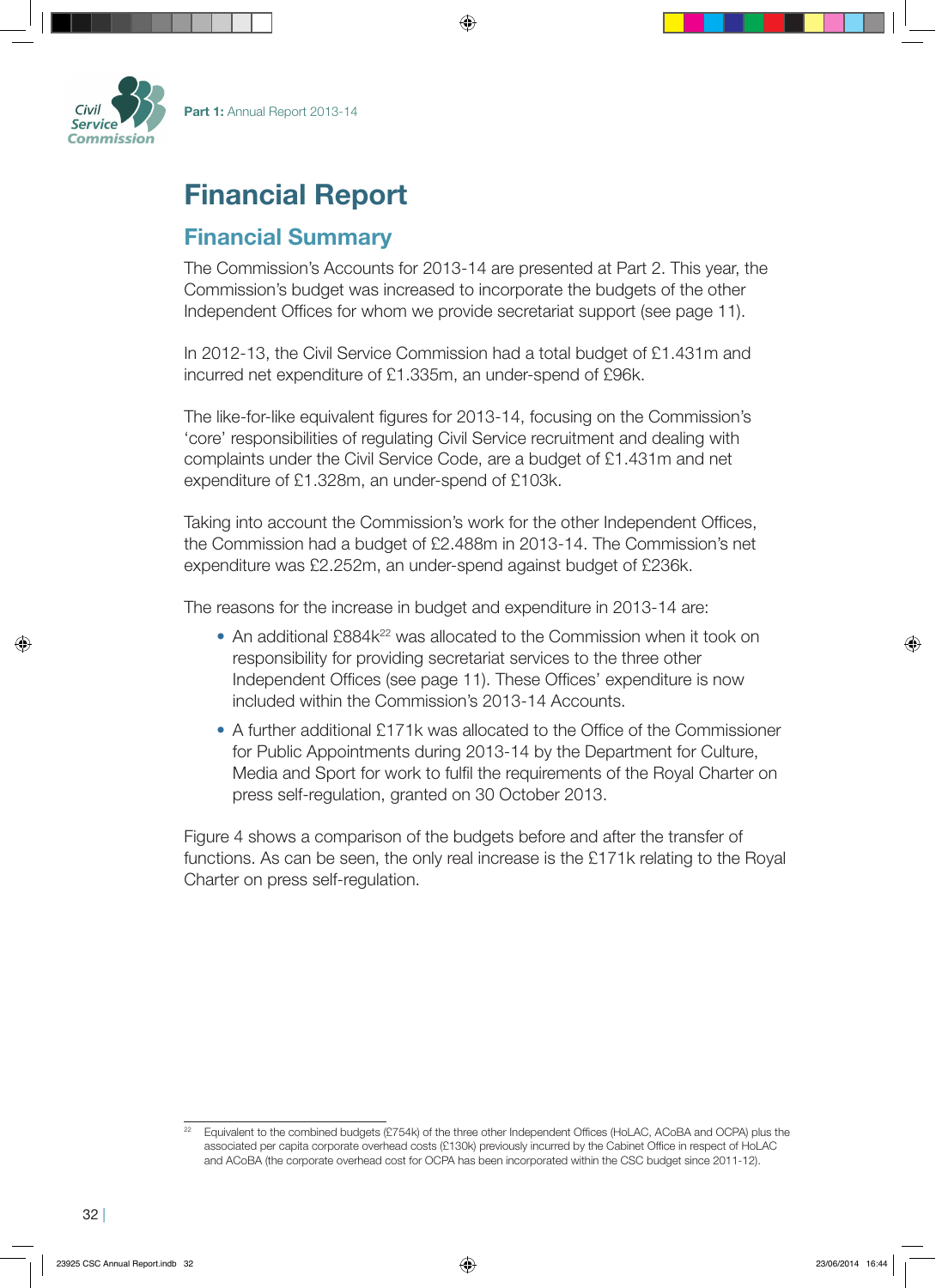# Financial Report

## Financial Summary

The Commission's Accounts for 2013-14 are presented at Part 2. This year, the Commission's budget was increased to incorporate the budgets of the other Independent Offices for whom we provide secretariat support (see page 11).

In 2012-13, the Civil Service Commission had a total budget of £1.431m and incurred net expenditure of £1.335m, an under-spend of £96k.

The like-for-like equivalent figures for 2013-14, focusing on the Commission's 'core' responsibilities of regulating Civil Service recruitment and dealing with complaints under the Civil Service Code, are a budget of £1.431m and net expenditure of £1.328m, an under-spend of £103k.

Taking into account the Commission's work for the other Independent Offices, the Commission had a budget of £2.488m in 2013-14. The Commission's net expenditure was £2.252m, an under-spend against budget of £236k.

The reasons for the increase in budget and expenditure in 2013-14 are:

- An additional £884k[22] was allocated to the Commission when it took on responsibility for providing secretariat services to the three other Independent Offices (see page 11). These Offices' expenditure is now included within the Commission's 2013-14 Accounts.
- A further additional £171k was allocated to the Office of the Commissioner for Public Appointments during 2013-14 by the Department for Culture, Media and Sport for work to fulfil the requirements of the Royal Charter on press self-regulation, granted on 30 October 2013.

Figure 4 shows a comparison of the budgets before and after the transfer of functions. As can be seen, the only real increase is the £171k relating to the Royal Charter on press self-regulation.

[22] Equivalent to the combined budgets (£754k) of the three other Independent Offices (HoLAC, ACoBA and OCPA) plus the associated per capita corporate overhead costs (£130k) previously incurred by the Cabinet Office in respect of HoLAC and ACoBA (the corporate overhead cost for OCPA has been incorporated within the CSC budget since 2011-12).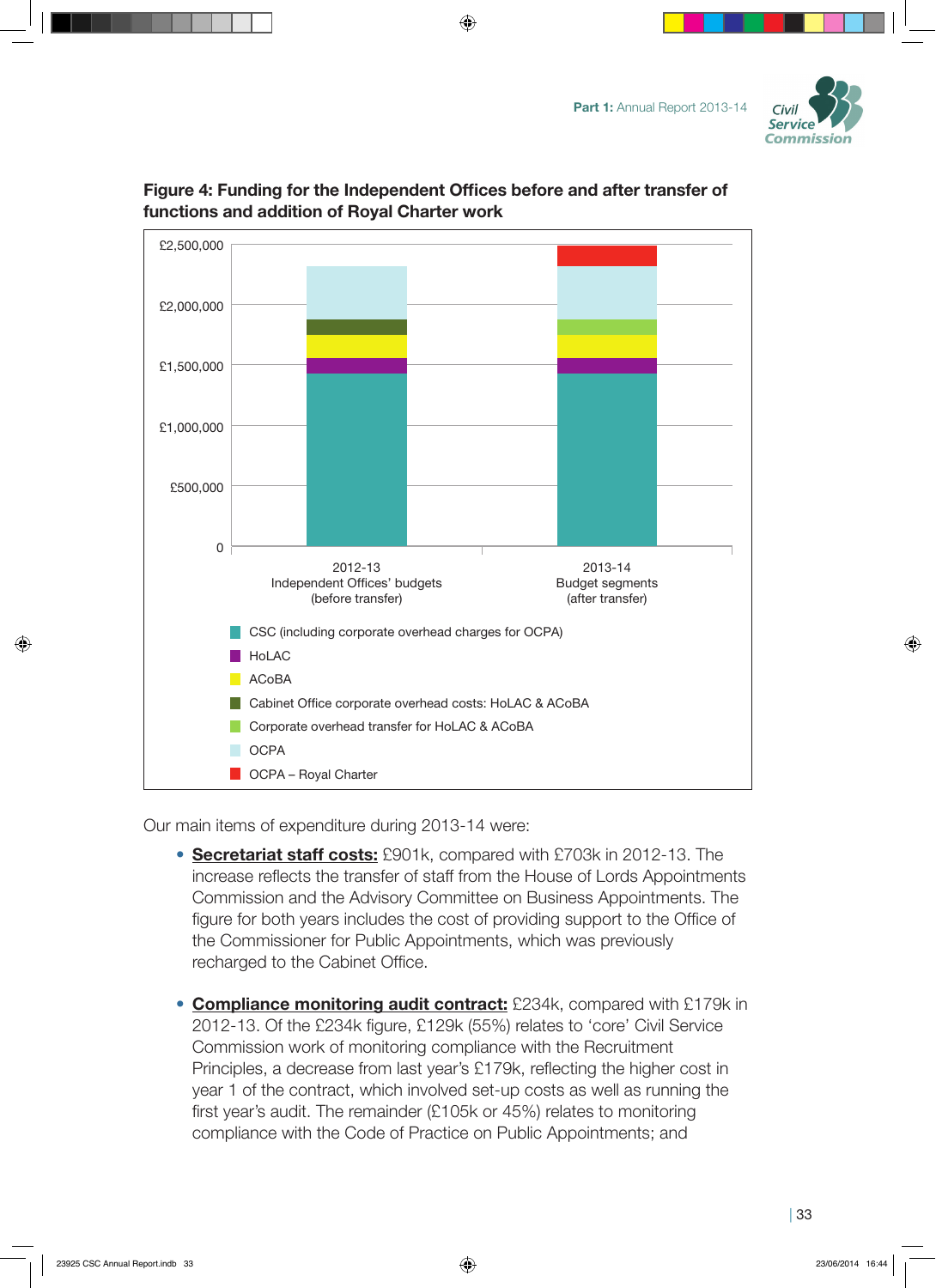**Figure 4: Funding for the Independent Offices before and after transfer of functions and addition of Royal Charter work**

£2,500,000
£2,000,000
£1,500,000
£1,000,000
£500,000
0

2012-13
Independent Offices' budgets
(before transfer)

2013-14
Budget segments
(after transfer)

- CSC (including corporate overhead charges for OCPA)
- HoLAC
- ACoBA
- Cabinet Office corporate overhead costs: HoLAC & ACoBA
- Corporate overhead transfer for HoLAC & ACoBA
- OCPA
- OCPA – Royal Charter

Our main items of expenditure during 2013-14 were:

- **Secretariat staff costs:** £901k, compared with £703k in 2012-13. The increase reflects the transfer of staff from the House of Lords Appointments Commission and the Advisory Committee on Business Appointments. The figure for both years includes the cost of providing support to the Office of the Commissioner for Public Appointments, which was previously recharged to the Cabinet Office.

- **Compliance monitoring audit contract:** £234k, compared with £179k in 2012-13. Of the £234k figure, £129k (55%) relates to 'core' Civil Service Commission work of monitoring compliance with the Recruitment Principles, a decrease from last year's £179k, reflecting the higher cost in year 1 of the contract, which involved set-up costs as well as running the first year's audit. The remainder (£105k or 45%) relates to monitoring compliance with the Code of Practice on Public Appointments; and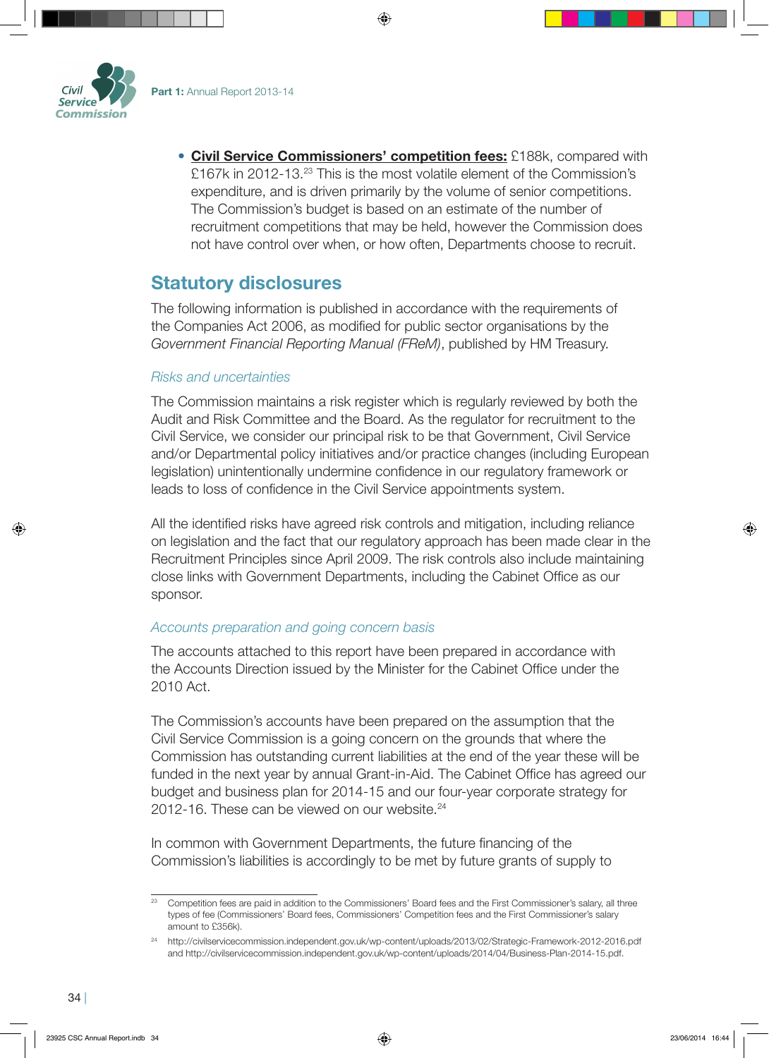- **Civil Service Commissioners' competition fees:** £188k, compared with £167k in 2012-13.[23] This is the most volatile element of the Commission's expenditure, and is driven primarily by the volume of senior competitions. The Commission's budget is based on an estimate of the number of recruitment competitions that may be held, however the Commission does not have control over when, or how often, Departments choose to recruit.

## Statutory disclosures

The following information is published in accordance with the requirements of the Companies Act 2006, as modified for public sector organisations by the *Government Financial Reporting Manual (FReM)*, published by HM Treasury.

### *Risks and uncertainties*

The Commission maintains a risk register which is regularly reviewed by both the Audit and Risk Committee and the Board. As the regulator for recruitment to the Civil Service, we consider our principal risk to be that Government, Civil Service and/or Departmental policy initiatives and/or practice changes (including European legislation) unintentionally undermine confidence in our regulatory framework or leads to loss of confidence in the Civil Service appointments system.

All the identified risks have agreed risk controls and mitigation, including reliance on legislation and the fact that our regulatory approach has been made clear in the Recruitment Principles since April 2009. The risk controls also include maintaining close links with Government Departments, including the Cabinet Office as our sponsor.

### *Accounts preparation and going concern basis*

The accounts attached to this report have been prepared in accordance with the Accounts Direction issued by the Minister for the Cabinet Office under the 2010 Act.

The Commission's accounts have been prepared on the assumption that the Civil Service Commission is a going concern on the grounds that where the Commission has outstanding current liabilities at the end of the year these will be funded in the next year by annual Grant-in-Aid. The Cabinet Office has agreed our budget and business plan for 2014-15 and our four-year corporate strategy for 2012-16. These can be viewed on our website.[24]

In common with Government Departments, the future financing of the Commission's liabilities is accordingly to be met by future grants of supply to

---

[23] Competition fees are paid in addition to the Commissioners' Board fees and the First Commissioner's salary, all three types of fee (Commissioners' Board fees, Commissioners' Competition fees and the First Commissioner's salary amount to £356k).

[24] http://civilservicecommission.independent.gov.uk/wp-content/uploads/2013/02/Strategic-Framework-2012-2016.pdf and http://civilservicecommission.independent.gov.uk/wp-content/uploads/2014/04/Business-Plan-2014-15.pdf.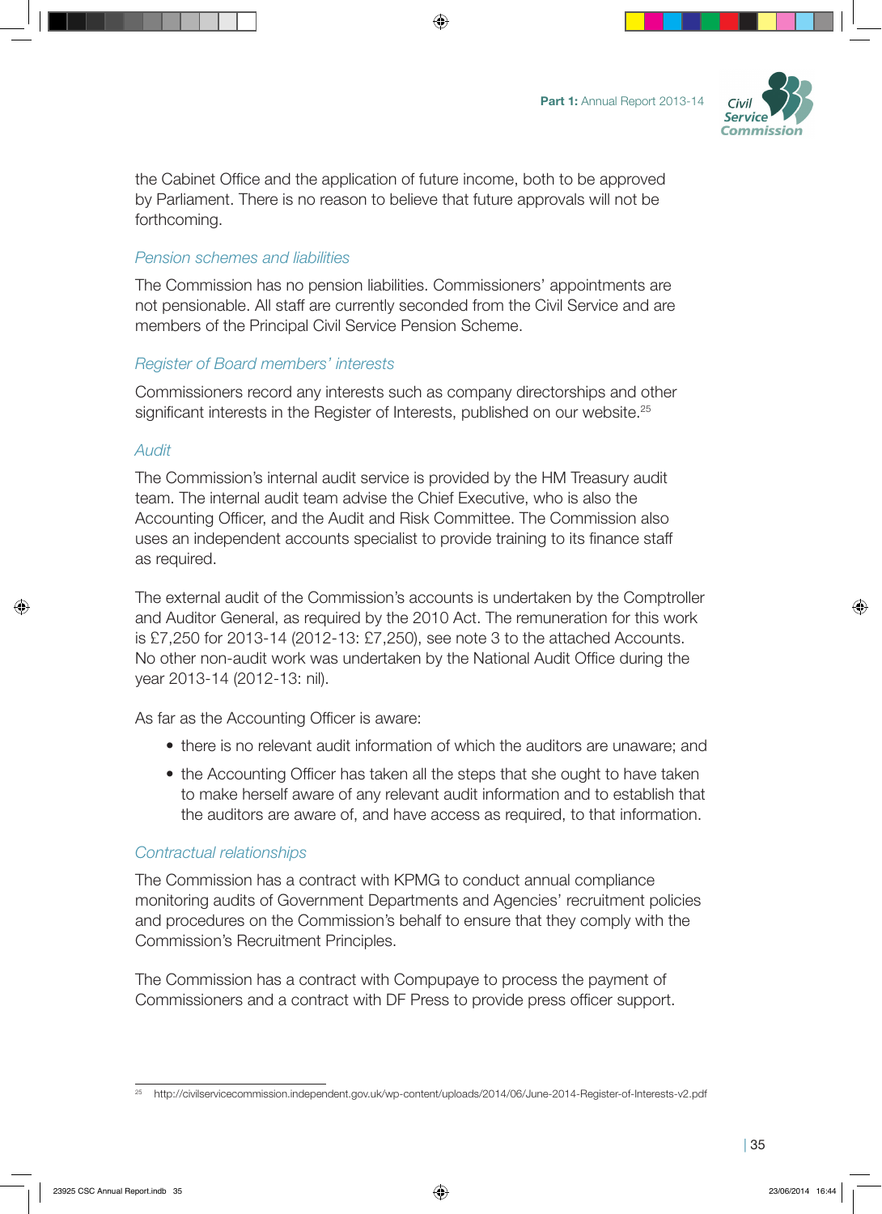the Cabinet Office and the application of future income, both to be approved by Parliament. There is no reason to believe that future approvals will not be forthcoming.

### *Pension schemes and liabilities*

The Commission has no pension liabilities. Commissioners' appointments are not pensionable. All staff are currently seconded from the Civil Service and are members of the Principal Civil Service Pension Scheme.

### *Register of Board members' interests*

Commissioners record any interests such as company directorships and other significant interests in the Register of Interests, published on our website.[25]

### *Audit*

The Commission's internal audit service is provided by the HM Treasury audit team. The internal audit team advise the Chief Executive, who is also the Accounting Officer, and the Audit and Risk Committee. The Commission also uses an independent accounts specialist to provide training to its finance staff as required.

The external audit of the Commission's accounts is undertaken by the Comptroller and Auditor General, as required by the 2010 Act. The remuneration for this work is £7,250 for 2013-14 (2012-13: £7,250), see note 3 to the attached Accounts. No other non-audit work was undertaken by the National Audit Office during the year 2013-14 (2012-13: nil).

As far as the Accounting Officer is aware:

- there is no relevant audit information of which the auditors are unaware; and
- the Accounting Officer has taken all the steps that she ought to have taken to make herself aware of any relevant audit information and to establish that the auditors are aware of, and have access as required, to that information.

### *Contractual relationships*

The Commission has a contract with KPMG to conduct annual compliance monitoring audits of Government Departments and Agencies' recruitment policies and procedures on the Commission's behalf to ensure that they comply with the Commission's Recruitment Principles.

The Commission has a contract with Compupaye to process the payment of Commissioners and a contract with DF Press to provide press officer support.

---

[25] http://civilservicecommission.independent.gov.uk/wp-content/uploads/2014/06/June-2014-Register-of-Interests-v2.pdf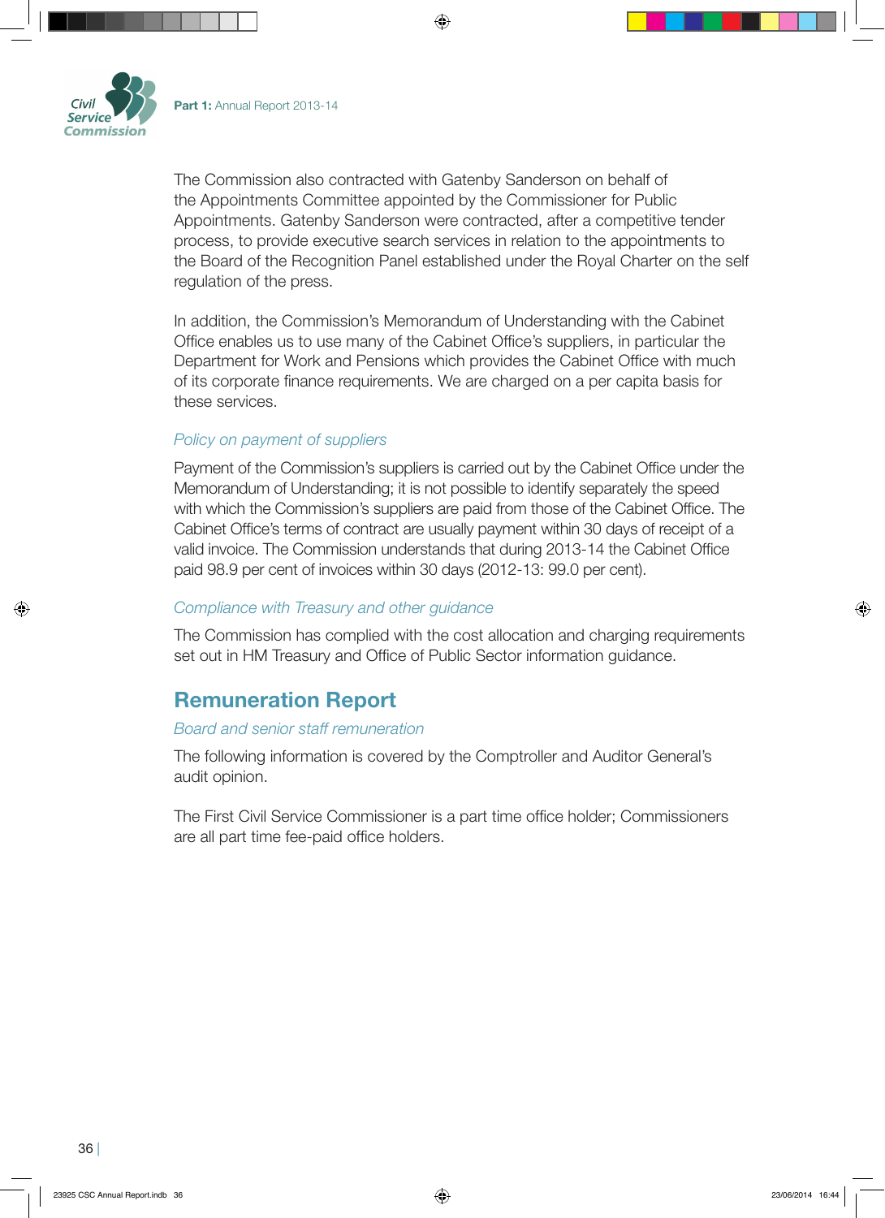The Commission also contracted with Gatenby Sanderson on behalf of the Appointments Committee appointed by the Commissioner for Public Appointments. Gatenby Sanderson were contracted, after a competitive tender process, to provide executive search services in relation to the appointments to the Board of the Recognition Panel established under the Royal Charter on the self regulation of the press.

In addition, the Commission's Memorandum of Understanding with the Cabinet Office enables us to use many of the Cabinet Office's suppliers, in particular the Department for Work and Pensions which provides the Cabinet Office with much of its corporate finance requirements. We are charged on a per capita basis for these services.

### *Policy on payment of suppliers*

Payment of the Commission's suppliers is carried out by the Cabinet Office under the Memorandum of Understanding; it is not possible to identify separately the speed with which the Commission's suppliers are paid from those of the Cabinet Office. The Cabinet Office's terms of contract are usually payment within 30 days of receipt of a valid invoice. The Commission understands that during 2013-14 the Cabinet Office paid 98.9 per cent of invoices within 30 days (2012-13: 99.0 per cent).

### *Compliance with Treasury and other guidance*

The Commission has complied with the cost allocation and charging requirements set out in HM Treasury and Office of Public Sector information guidance.

## Remuneration Report

### *Board and senior staff remuneration*

The following information is covered by the Comptroller and Auditor General's audit opinion.

The First Civil Service Commissioner is a part time office holder; Commissioners are all part time fee-paid office holders.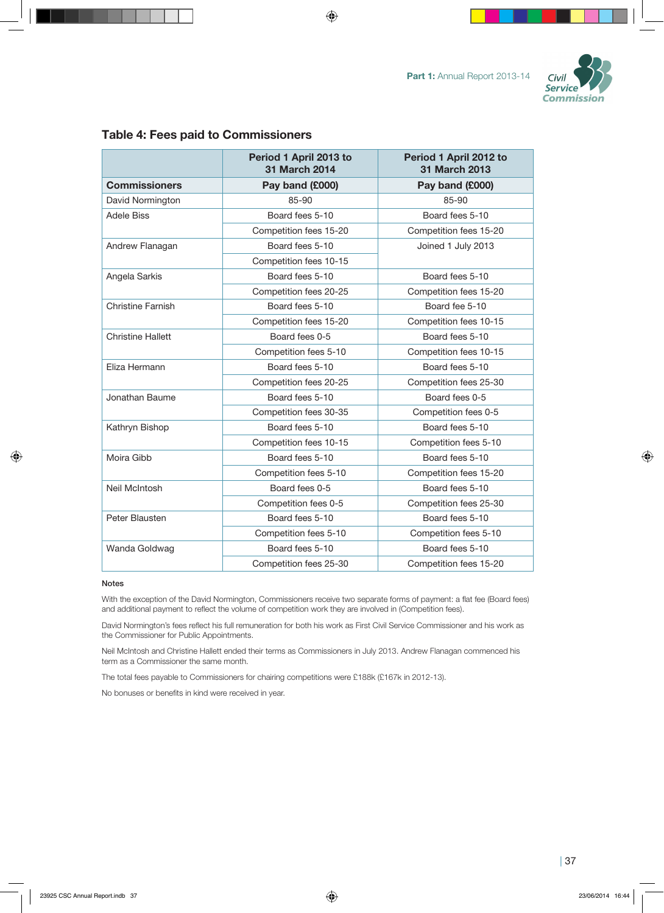## Table 4: Fees paid to Commissioners

| | Period 1 April 2013 to 31 March 2014 | Period 1 April 2012 to 31 March 2013 |
|---|---|---|
| **Commissioners** | **Pay band (£000)** | **Pay band (£000)** |
| David Normington | 85-90 | 85-90 |
| Adele Biss | Board fees 5-10 | Board fees 5-10 |
| | Competition fees 15-20 | Competition fees 15-20 |
| Andrew Flanagan | Board fees 5-10 | Joined 1 July 2013 |
| | Competition fees 10-15 | |
| Angela Sarkis | Board fees 5-10 | Board fees 5-10 |
| | Competition fees 20-25 | Competition fees 15-20 |
| Christine Farnish | Board fees 5-10 | Board fee 5-10 |
| | Competition fees 15-20 | Competition fees 10-15 |
| Christine Hallett | Board fees 0-5 | Board fees 5-10 |
| | Competition fees 5-10 | Competition fees 10-15 |
| Eliza Hermann | Board fees 5-10 | Board fees 5-10 |
| | Competition fees 20-25 | Competition fees 25-30 |
| Jonathan Baume | Board fees 5-10 | Board fees 0-5 |
| | Competition fees 30-35 | Competition fees 0-5 |
| Kathryn Bishop | Board fees 5-10 | Board fees 5-10 |
| | Competition fees 10-15 | Competition fees 5-10 |
| Moira Gibb | Board fees 5-10 | Board fees 5-10 |
| | Competition fees 5-10 | Competition fees 15-20 |
| Neil McIntosh | Board fees 0-5 | Board fees 5-10 |
| | Competition fees 0-5 | Competition fees 25-30 |
| Peter Blausten | Board fees 5-10 | Board fees 5-10 |
| | Competition fees 5-10 | Competition fees 5-10 |
| Wanda Goldwag | Board fees 5-10 | Board fees 5-10 |
| | Competition fees 25-30 | Competition fees 15-20 |

**Notes**

With the exception of the David Normington, Commissioners receive two separate forms of payment: a flat fee (Board fees) and additional payment to reflect the volume of competition work they are involved in (Competition fees).

David Normington's fees reflect his full remuneration for both his work as First Civil Service Commissioner and his work as the Commissioner for Public Appointments.

Neil McIntosh and Christine Hallett ended their terms as Commissioners in July 2013. Andrew Flanagan commenced his term as a Commissioner the same month.

The total fees payable to Commissioners for chairing competitions were £188k (£167k in 2012-13).

No bonuses or benefits in kind were received in year.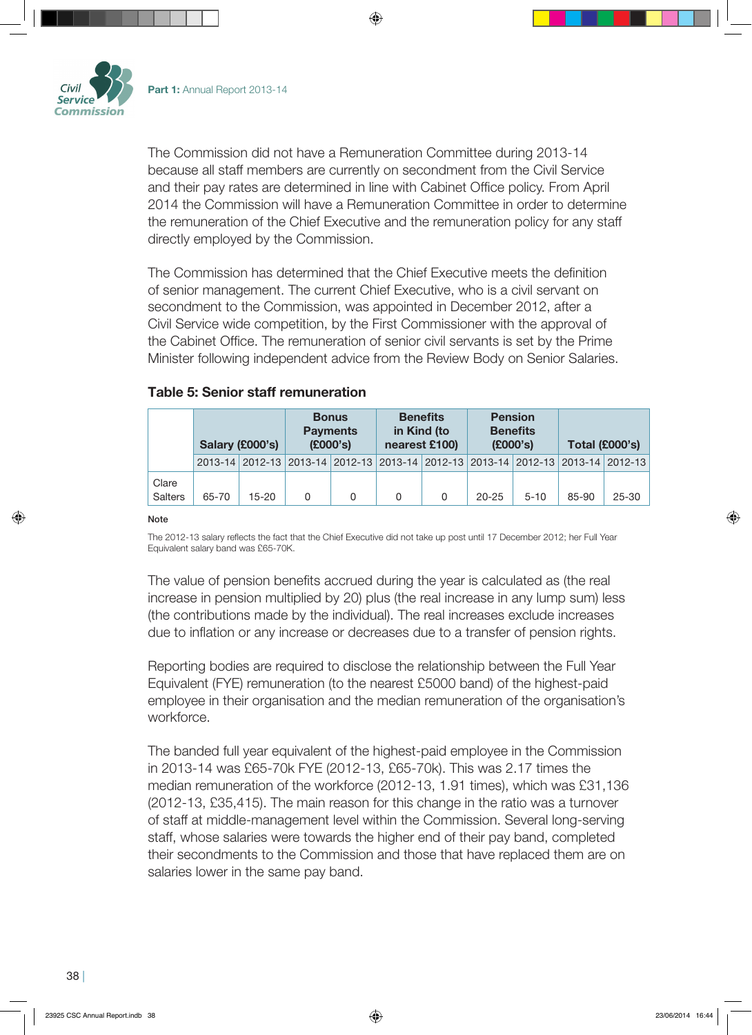The Commission did not have a Remuneration Committee during 2013-14 because all staff members are currently on secondment from the Civil Service and their pay rates are determined in line with Cabinet Office policy. From April 2014 the Commission will have a Remuneration Committee in order to determine the remuneration of the Chief Executive and the remuneration policy for any staff directly employed by the Commission.

The Commission has determined that the Chief Executive meets the definition of senior management. The current Chief Executive, who is a civil servant on secondment to the Commission, was appointed in December 2012, after a Civil Service wide competition, by the First Commissioner with the approval of the Cabinet Office. The remuneration of senior civil servants is set by the Prime Minister following independent advice from the Review Body on Senior Salaries.

### Table 5: Senior staff remuneration

| | Salary (£000's) | | Bonus Payments (£000's) | | Benefits in Kind (to nearest £100) | | Pension Benefits (£000's) | | Total (£000's) | |
|---|---|---|---|---|---|---|---|---|---|---|
| | 2013-14 | 2012-13 | 2013-14 | 2012-13 | 2013-14 | 2012-13 | 2013-14 | 2012-13 | 2013-14 | 2012-13 |
| Clare Salters | 65-70 | 15-20 | 0 | 0 | 0 | 0 | 20-25 | 5-10 | 85-90 | 25-30 |

**Note**

The 2012-13 salary reflects the fact that the Chief Executive did not take up post until 17 December 2012; her Full Year Equivalent salary band was £65-70K.

The value of pension benefits accrued during the year is calculated as (the real increase in pension multiplied by 20) plus (the real increase in any lump sum) less (the contributions made by the individual). The real increases exclude increases due to inflation or any increase or decreases due to a transfer of pension rights.

Reporting bodies are required to disclose the relationship between the Full Year Equivalent (FYE) remuneration (to the nearest £5000 band) of the highest-paid employee in their organisation and the median remuneration of the organisation's workforce.

The banded full year equivalent of the highest-paid employee in the Commission in 2013-14 was £65-70k FYE (2012-13, £65-70k). This was 2.17 times the median remuneration of the workforce (2012-13, 1.91 times), which was £31,136 (2012-13, £35,415). The main reason for this change in the ratio was a turnover of staff at middle-management level within the Commission. Several long-serving staff, whose salaries were towards the higher end of their pay band, completed their secondments to the Commission and those that have replaced them are on salaries lower in the same pay band.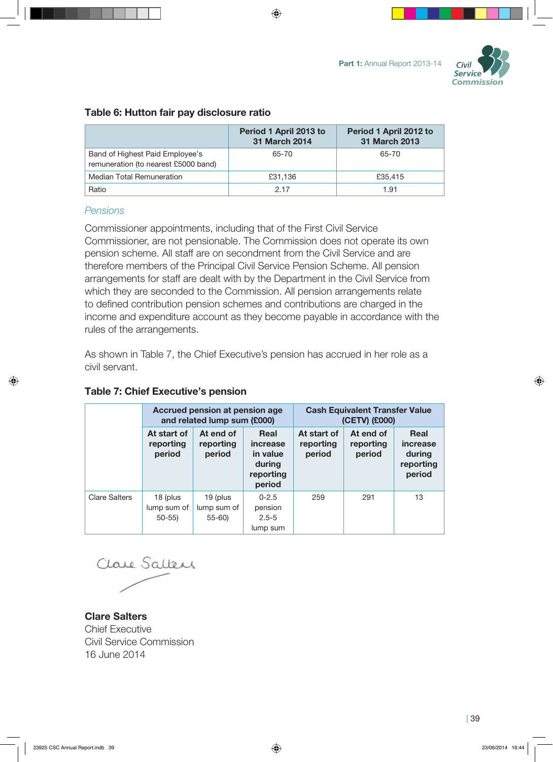### Table 6: Hutton fair pay disclosure ratio

| | Period 1 April 2013 to 31 March 2014 | Period 1 April 2012 to 31 March 2013 |
|---|---|---|
| Band of Highest Paid Employee's remuneration (to nearest £5000 band) | 65-70 | 65-70 |
| Median Total Remuneration | £31,136 | £35,415 |
| Ratio | 2.17 | 1.91 |

*Pensions*

Commissioner appointments, including that of the First Civil Service Commissioner, are not pensionable. The Commission does not operate its own pension scheme. All staff are on secondment from the Civil Service and are therefore members of the Principal Civil Service Pension Scheme. All pension arrangements for staff are dealt with by the Department in the Civil Service from which they are seconded to the Commission. All pension arrangements relate to defined contribution pension schemes and contributions are charged in the income and expenditure account as they become payable in accordance with the rules of the arrangements.

As shown in Table 7, the Chief Executive's pension has accrued in her role as a civil servant.

### Table 7: Chief Executive's pension

| | Accrued pension at pension age and related lump sum (£000) | | | Cash Equivalent Transfer Value (CETV) (£000) | | |
|---|---|---|---|---|---|---|
| | At start of reporting period | At end of reporting period | Real increase in value during reporting period | At start of reporting period | At end of reporting period | Real increase during reporting period |
| Clare Salters | 18 (plus lump sum of 50-55) | 19 (plus lump sum of 55-60) | 0-2.5 pension 2.5-5 lump sum | 259 | 291 | 13 |

Clare Salters

**Clare Salters**
Chief Executive
Civil Service Commission
16 June 2014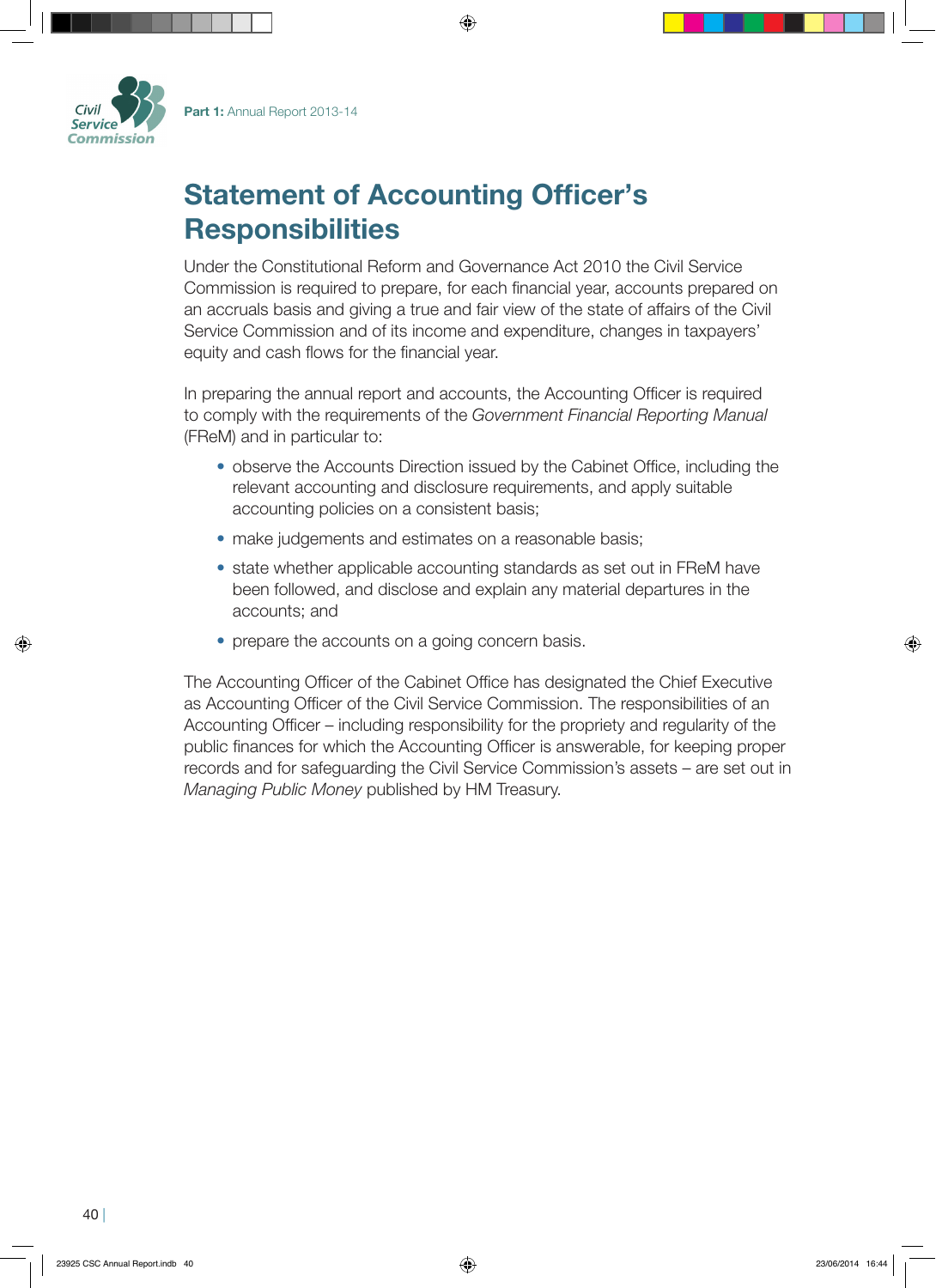# Statement of Accounting Officer's Responsibilities

Under the Constitutional Reform and Governance Act 2010 the Civil Service Commission is required to prepare, for each financial year, accounts prepared on an accruals basis and giving a true and fair view of the state of affairs of the Civil Service Commission and of its income and expenditure, changes in taxpayers' equity and cash flows for the financial year.

In preparing the annual report and accounts, the Accounting Officer is required to comply with the requirements of the *Government Financial Reporting Manual* (FReM) and in particular to:

- observe the Accounts Direction issued by the Cabinet Office, including the relevant accounting and disclosure requirements, and apply suitable accounting policies on a consistent basis;
- make judgements and estimates on a reasonable basis;
- state whether applicable accounting standards as set out in FReM have been followed, and disclose and explain any material departures in the accounts; and
- prepare the accounts on a going concern basis.

The Accounting Officer of the Cabinet Office has designated the Chief Executive as Accounting Officer of the Civil Service Commission. The responsibilities of an Accounting Officer – including responsibility for the propriety and regularity of the public finances for which the Accounting Officer is answerable, for keeping proper records and for safeguarding the Civil Service Commission's assets – are set out in *Managing Public Money* published by HM Treasury.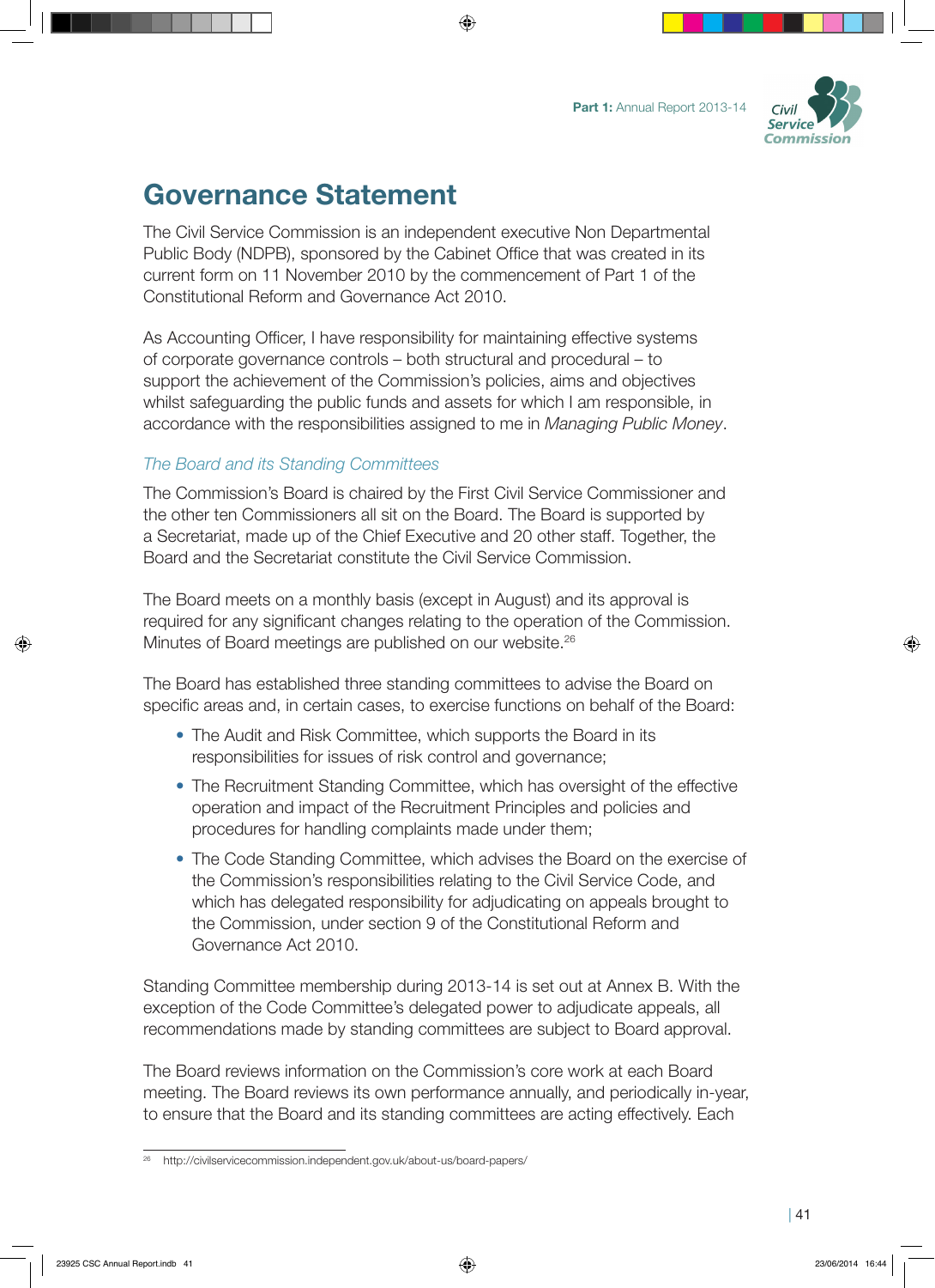# Governance Statement

The Civil Service Commission is an independent executive Non Departmental Public Body (NDPB), sponsored by the Cabinet Office that was created in its current form on 11 November 2010 by the commencement of Part 1 of the Constitutional Reform and Governance Act 2010.

As Accounting Officer, I have responsibility for maintaining effective systems of corporate governance controls – both structural and procedural – to support the achievement of the Commission's policies, aims and objectives whilst safeguarding the public funds and assets for which I am responsible, in accordance with the responsibilities assigned to me in *Managing Public Money*.

### *The Board and its Standing Committees*

The Commission's Board is chaired by the First Civil Service Commissioner and the other ten Commissioners all sit on the Board. The Board is supported by a Secretariat, made up of the Chief Executive and 20 other staff. Together, the Board and the Secretariat constitute the Civil Service Commission.

The Board meets on a monthly basis (except in August) and its approval is required for any significant changes relating to the operation of the Commission. Minutes of Board meetings are published on our website.[26]

The Board has established three standing committees to advise the Board on specific areas and, in certain cases, to exercise functions on behalf of the Board:

- The Audit and Risk Committee, which supports the Board in its responsibilities for issues of risk control and governance;
- The Recruitment Standing Committee, which has oversight of the effective operation and impact of the Recruitment Principles and policies and procedures for handling complaints made under them;
- The Code Standing Committee, which advises the Board on the exercise of the Commission's responsibilities relating to the Civil Service Code, and which has delegated responsibility for adjudicating on appeals brought to the Commission, under section 9 of the Constitutional Reform and Governance Act 2010.

Standing Committee membership during 2013-14 is set out at Annex B. With the exception of the Code Committee's delegated power to adjudicate appeals, all recommendations made by standing committees are subject to Board approval.

The Board reviews information on the Commission's core work at each Board meeting. The Board reviews its own performance annually, and periodically in-year, to ensure that the Board and its standing committees are acting effectively. Each

[26] http://civilservicecommission.independent.gov.uk/about-us/board-papers/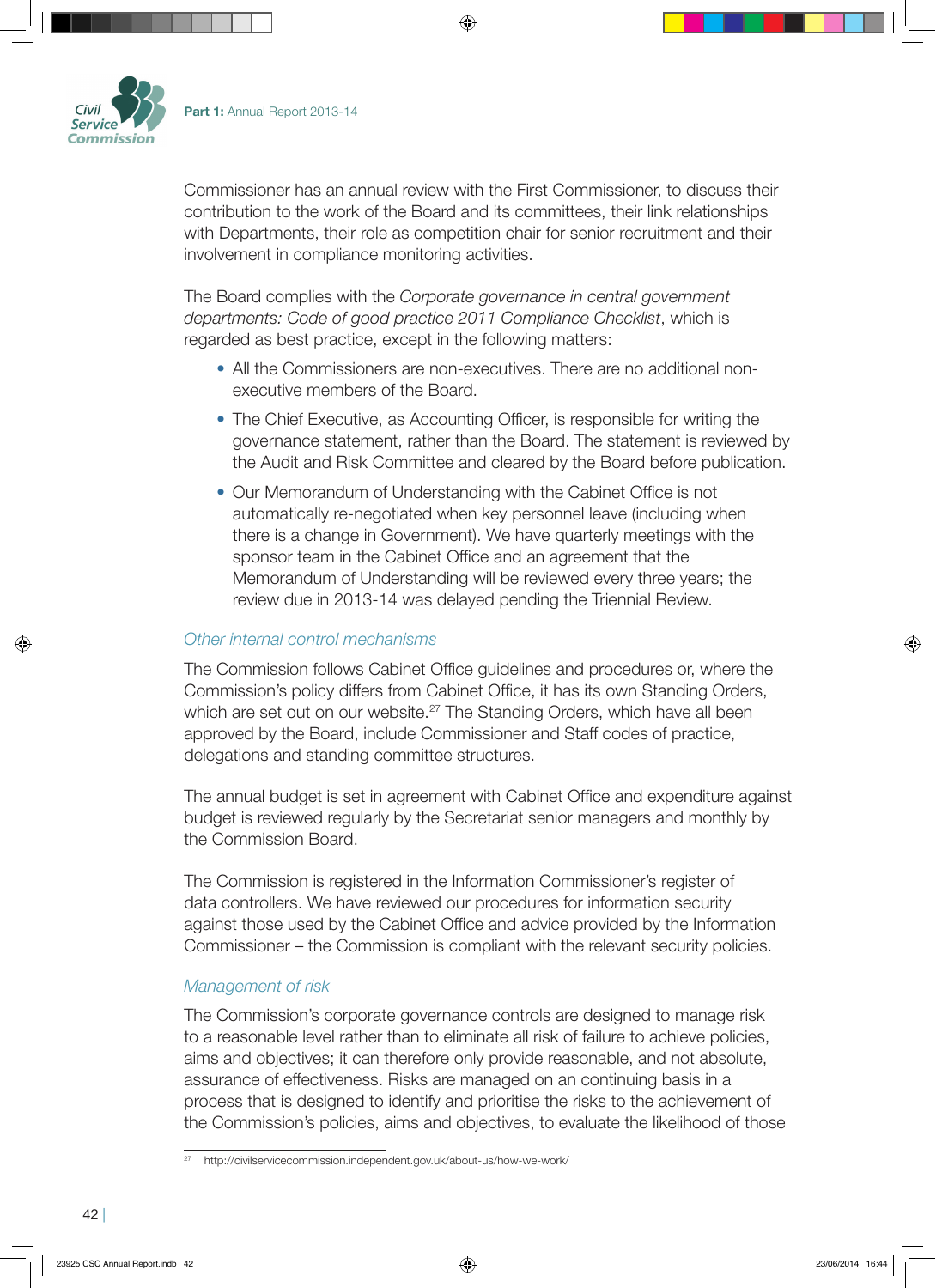Commissioner has an annual review with the First Commissioner, to discuss their contribution to the work of the Board and its committees, their link relationships with Departments, their role as competition chair for senior recruitment and their involvement in compliance monitoring activities.

The Board complies with the *Corporate governance in central government departments: Code of good practice 2011 Compliance Checklist*, which is regarded as best practice, except in the following matters:

- All the Commissioners are non-executives. There are no additional non-executive members of the Board.
- The Chief Executive, as Accounting Officer, is responsible for writing the governance statement, rather than the Board. The statement is reviewed by the Audit and Risk Committee and cleared by the Board before publication.
- Our Memorandum of Understanding with the Cabinet Office is not automatically re-negotiated when key personnel leave (including when there is a change in Government). We have quarterly meetings with the sponsor team in the Cabinet Office and an agreement that the Memorandum of Understanding will be reviewed every three years; the review due in 2013-14 was delayed pending the Triennial Review.

### *Other internal control mechanisms*

The Commission follows Cabinet Office guidelines and procedures or, where the Commission's policy differs from Cabinet Office, it has its own Standing Orders, which are set out on our website.[27] The Standing Orders, which have all been approved by the Board, include Commissioner and Staff codes of practice, delegations and standing committee structures.

The annual budget is set in agreement with Cabinet Office and expenditure against budget is reviewed regularly by the Secretariat senior managers and monthly by the Commission Board.

The Commission is registered in the Information Commissioner's register of data controllers. We have reviewed our procedures for information security against those used by the Cabinet Office and advice provided by the Information Commissioner – the Commission is compliant with the relevant security policies.

### *Management of risk*

The Commission's corporate governance controls are designed to manage risk to a reasonable level rather than to eliminate all risk of failure to achieve policies, aims and objectives; it can therefore only provide reasonable, and not absolute, assurance of effectiveness. Risks are managed on an continuing basis in a process that is designed to identify and prioritise the risks to the achievement of the Commission's policies, aims and objectives, to evaluate the likelihood of those

[27] http://civilservicecommission.independent.gov.uk/about-us/how-we-work/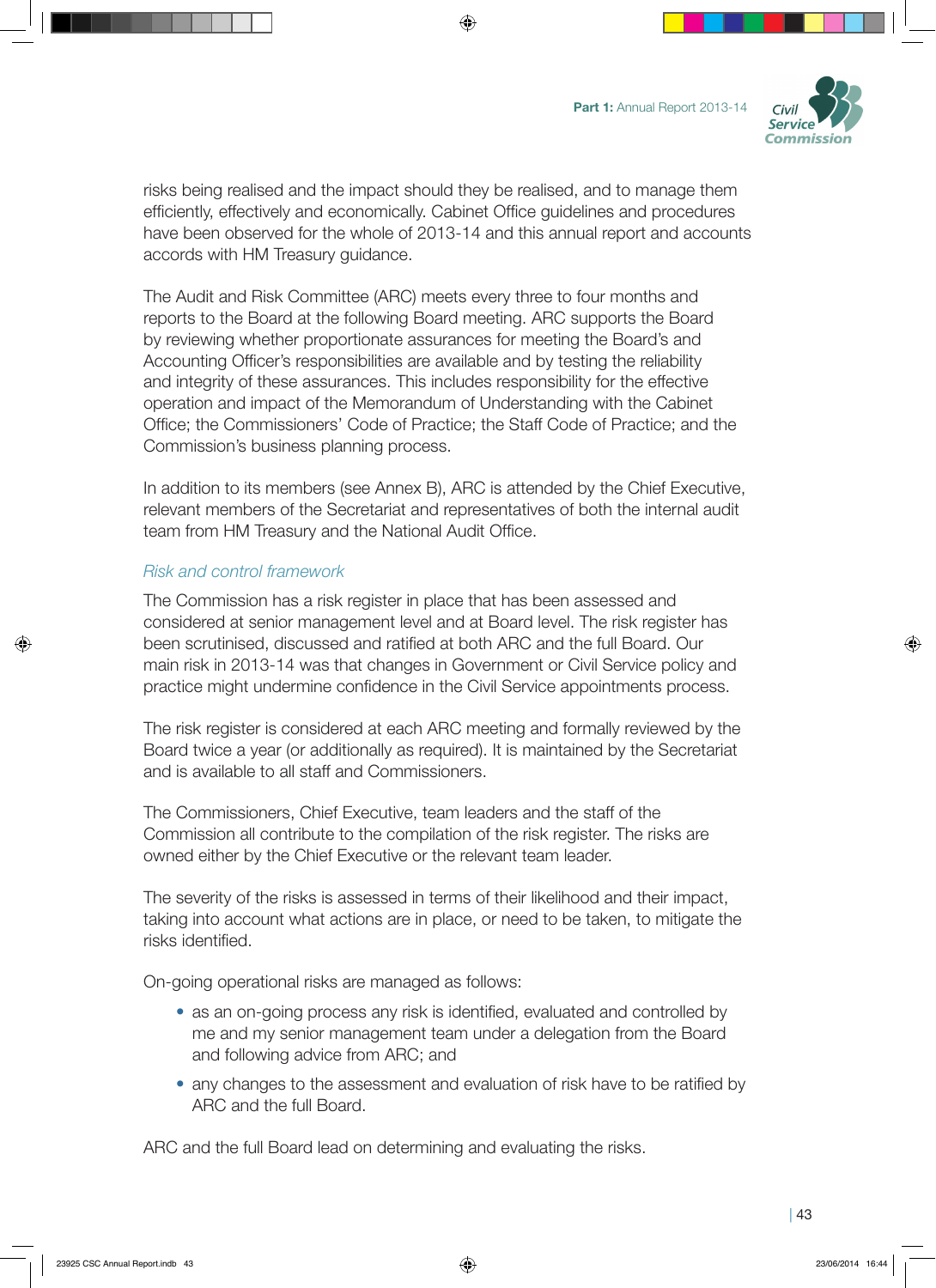risks being realised and the impact should they be realised, and to manage them efficiently, effectively and economically. Cabinet Office guidelines and procedures have been observed for the whole of 2013-14 and this annual report and accounts accords with HM Treasury guidance.

The Audit and Risk Committee (ARC) meets every three to four months and reports to the Board at the following Board meeting. ARC supports the Board by reviewing whether proportionate assurances for meeting the Board's and Accounting Officer's responsibilities are available and by testing the reliability and integrity of these assurances. This includes responsibility for the effective operation and impact of the Memorandum of Understanding with the Cabinet Office; the Commissioners' Code of Practice; the Staff Code of Practice; and the Commission's business planning process.

In addition to its members (see Annex B), ARC is attended by the Chief Executive, relevant members of the Secretariat and representatives of both the internal audit team from HM Treasury and the National Audit Office.

### *Risk and control framework*

The Commission has a risk register in place that has been assessed and considered at senior management level and at Board level. The risk register has been scrutinised, discussed and ratified at both ARC and the full Board. Our main risk in 2013-14 was that changes in Government or Civil Service policy and practice might undermine confidence in the Civil Service appointments process.

The risk register is considered at each ARC meeting and formally reviewed by the Board twice a year (or additionally as required). It is maintained by the Secretariat and is available to all staff and Commissioners.

The Commissioners, Chief Executive, team leaders and the staff of the Commission all contribute to the compilation of the risk register. The risks are owned either by the Chief Executive or the relevant team leader.

The severity of the risks is assessed in terms of their likelihood and their impact, taking into account what actions are in place, or need to be taken, to mitigate the risks identified.

On-going operational risks are managed as follows:

- as an on-going process any risk is identified, evaluated and controlled by me and my senior management team under a delegation from the Board and following advice from ARC; and
- any changes to the assessment and evaluation of risk have to be ratified by ARC and the full Board.

ARC and the full Board lead on determining and evaluating the risks.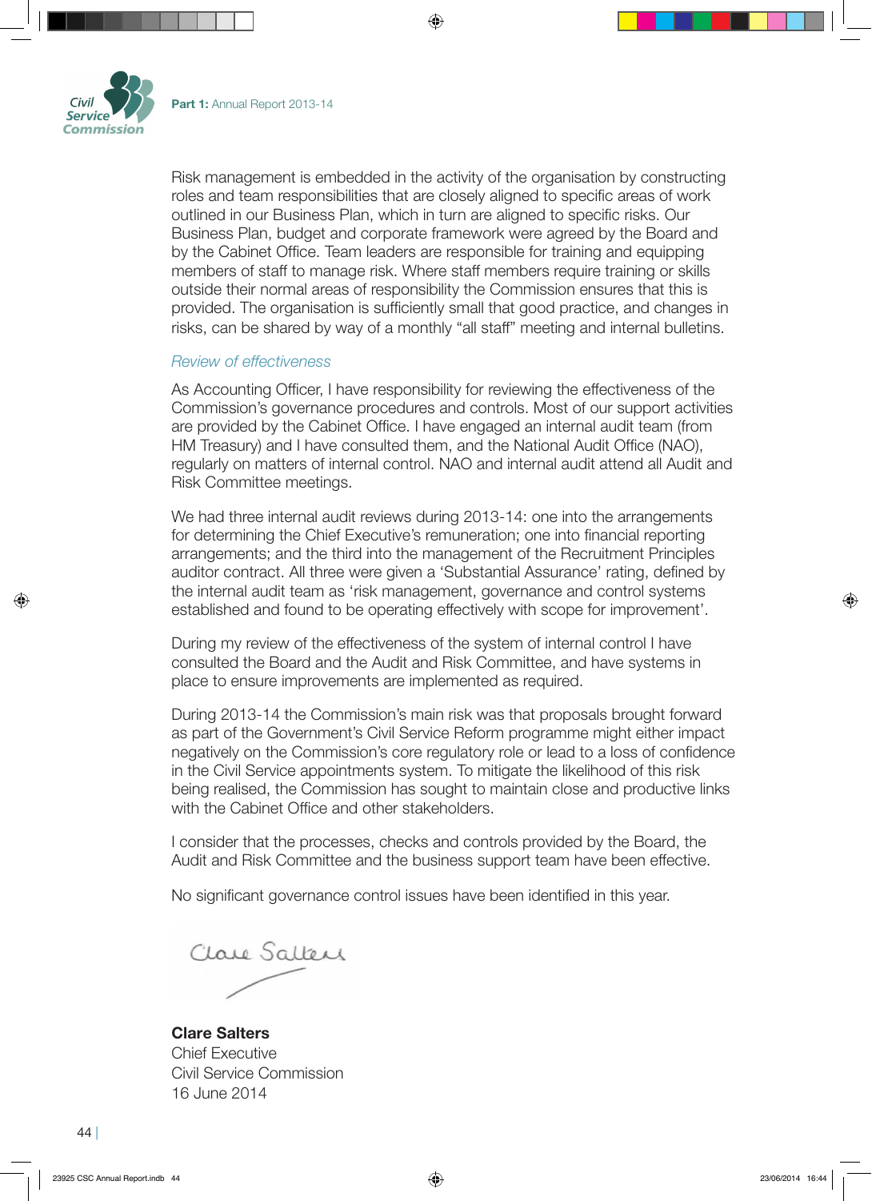Risk management is embedded in the activity of the organisation by constructing roles and team responsibilities that are closely aligned to specific areas of work outlined in our Business Plan, which in turn are aligned to specific risks. Our Business Plan, budget and corporate framework were agreed by the Board and by the Cabinet Office. Team leaders are responsible for training and equipping members of staff to manage risk. Where staff members require training or skills outside their normal areas of responsibility the Commission ensures that this is provided. The organisation is sufficiently small that good practice, and changes in risks, can be shared by way of a monthly "all staff" meeting and internal bulletins.

*Review of effectiveness*

As Accounting Officer, I have responsibility for reviewing the effectiveness of the Commission's governance procedures and controls. Most of our support activities are provided by the Cabinet Office. I have engaged an internal audit team (from HM Treasury) and I have consulted them, and the National Audit Office (NAO), regularly on matters of internal control. NAO and internal audit attend all Audit and Risk Committee meetings.

We had three internal audit reviews during 2013-14: one into the arrangements for determining the Chief Executive's remuneration; one into financial reporting arrangements; and the third into the management of the Recruitment Principles auditor contract. All three were given a 'Substantial Assurance' rating, defined by the internal audit team as 'risk management, governance and control systems established and found to be operating effectively with scope for improvement'.

During my review of the effectiveness of the system of internal control I have consulted the Board and the Audit and Risk Committee, and have systems in place to ensure improvements are implemented as required.

During 2013-14 the Commission's main risk was that proposals brought forward as part of the Government's Civil Service Reform programme might either impact negatively on the Commission's core regulatory role or lead to a loss of confidence in the Civil Service appointments system. To mitigate the likelihood of this risk being realised, the Commission has sought to maintain close and productive links with the Cabinet Office and other stakeholders.

I consider that the processes, checks and controls provided by the Board, the Audit and Risk Committee and the business support team have been effective.

No significant governance control issues have been identified in this year.

Clare Salters

**Clare Salters**
Chief Executive
Civil Service Commission
16 June 2014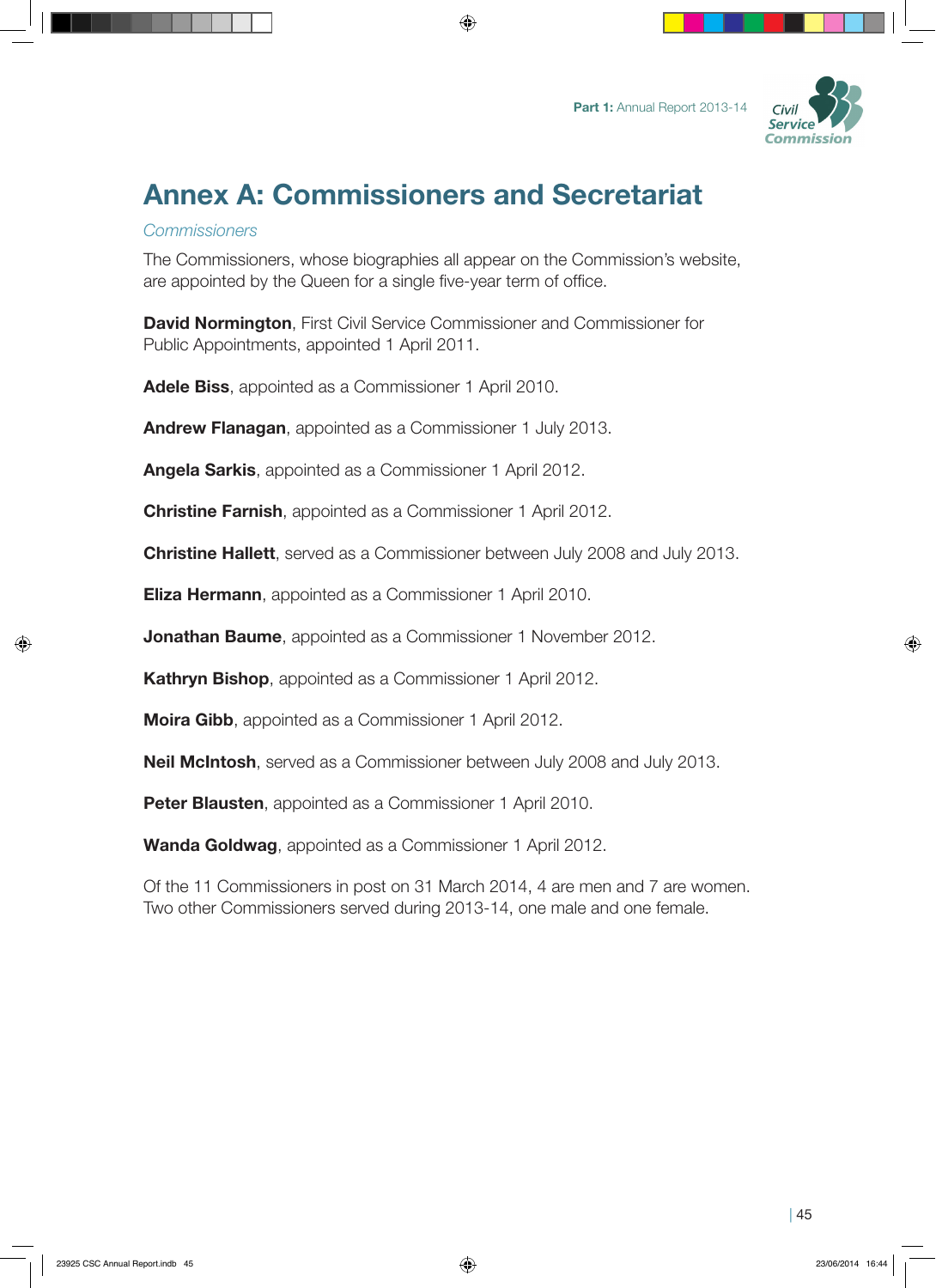# Annex A: Commissioners and Secretariat

*Commissioners*

The Commissioners, whose biographies all appear on the Commission's website, are appointed by the Queen for a single five-year term of office.

**David Normington**, First Civil Service Commissioner and Commissioner for Public Appointments, appointed 1 April 2011.

**Adele Biss**, appointed as a Commissioner 1 April 2010.

**Andrew Flanagan**, appointed as a Commissioner 1 July 2013.

**Angela Sarkis**, appointed as a Commissioner 1 April 2012.

**Christine Farnish**, appointed as a Commissioner 1 April 2012.

**Christine Hallett**, served as a Commissioner between July 2008 and July 2013.

**Eliza Hermann**, appointed as a Commissioner 1 April 2010.

**Jonathan Baume**, appointed as a Commissioner 1 November 2012.

**Kathryn Bishop**, appointed as a Commissioner 1 April 2012.

**Moira Gibb**, appointed as a Commissioner 1 April 2012.

**Neil McIntosh**, served as a Commissioner between July 2008 and July 2013.

**Peter Blausten**, appointed as a Commissioner 1 April 2010.

**Wanda Goldwag**, appointed as a Commissioner 1 April 2012.

Of the 11 Commissioners in post on 31 March 2014, 4 are men and 7 are women. Two other Commissioners served during 2013-14, one male and one female.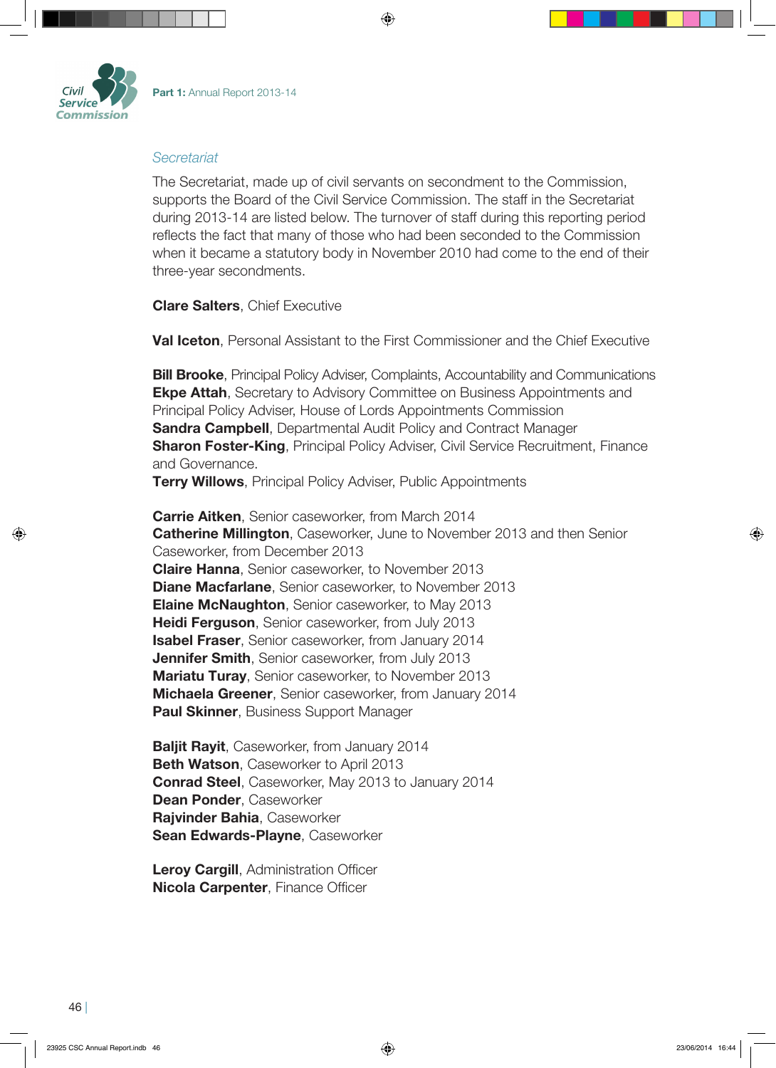### *Secretariat*

The Secretariat, made up of civil servants on secondment to the Commission, supports the Board of the Civil Service Commission. The staff in the Secretariat during 2013-14 are listed below. The turnover of staff during this reporting period reflects the fact that many of those who had been seconded to the Commission when it became a statutory body in November 2010 had come to the end of their three-year secondments.

**Clare Salters**, Chief Executive

**Val Iceton**, Personal Assistant to the First Commissioner and the Chief Executive

**Bill Brooke**, Principal Policy Adviser, Complaints, Accountability and Communications
**Ekpe Attah**, Secretary to Advisory Committee on Business Appointments and Principal Policy Adviser, House of Lords Appointments Commission
**Sandra Campbell**, Departmental Audit Policy and Contract Manager
**Sharon Foster-King**, Principal Policy Adviser, Civil Service Recruitment, Finance and Governance.
**Terry Willows**, Principal Policy Adviser, Public Appointments

**Carrie Aitken**, Senior caseworker, from March 2014
**Catherine Millington**, Caseworker, June to November 2013 and then Senior Caseworker, from December 2013
**Claire Hanna**, Senior caseworker, to November 2013
**Diane Macfarlane**, Senior caseworker, to November 2013
**Elaine McNaughton**, Senior caseworker, to May 2013
**Heidi Ferguson**, Senior caseworker, from July 2013
**Isabel Fraser**, Senior caseworker, from January 2014
**Jennifer Smith**, Senior caseworker, from July 2013
**Mariatu Turay**, Senior caseworker, to November 2013
**Michaela Greener**, Senior caseworker, from January 2014
**Paul Skinner**, Business Support Manager

**Baljit Rayit**, Caseworker, from January 2014
**Beth Watson**, Caseworker to April 2013
**Conrad Steel**, Caseworker, May 2013 to January 2014
**Dean Ponder**, Caseworker
**Rajvinder Bahia**, Caseworker
**Sean Edwards-Playne**, Caseworker

**Leroy Cargill**, Administration Officer
**Nicola Carpenter**, Finance Officer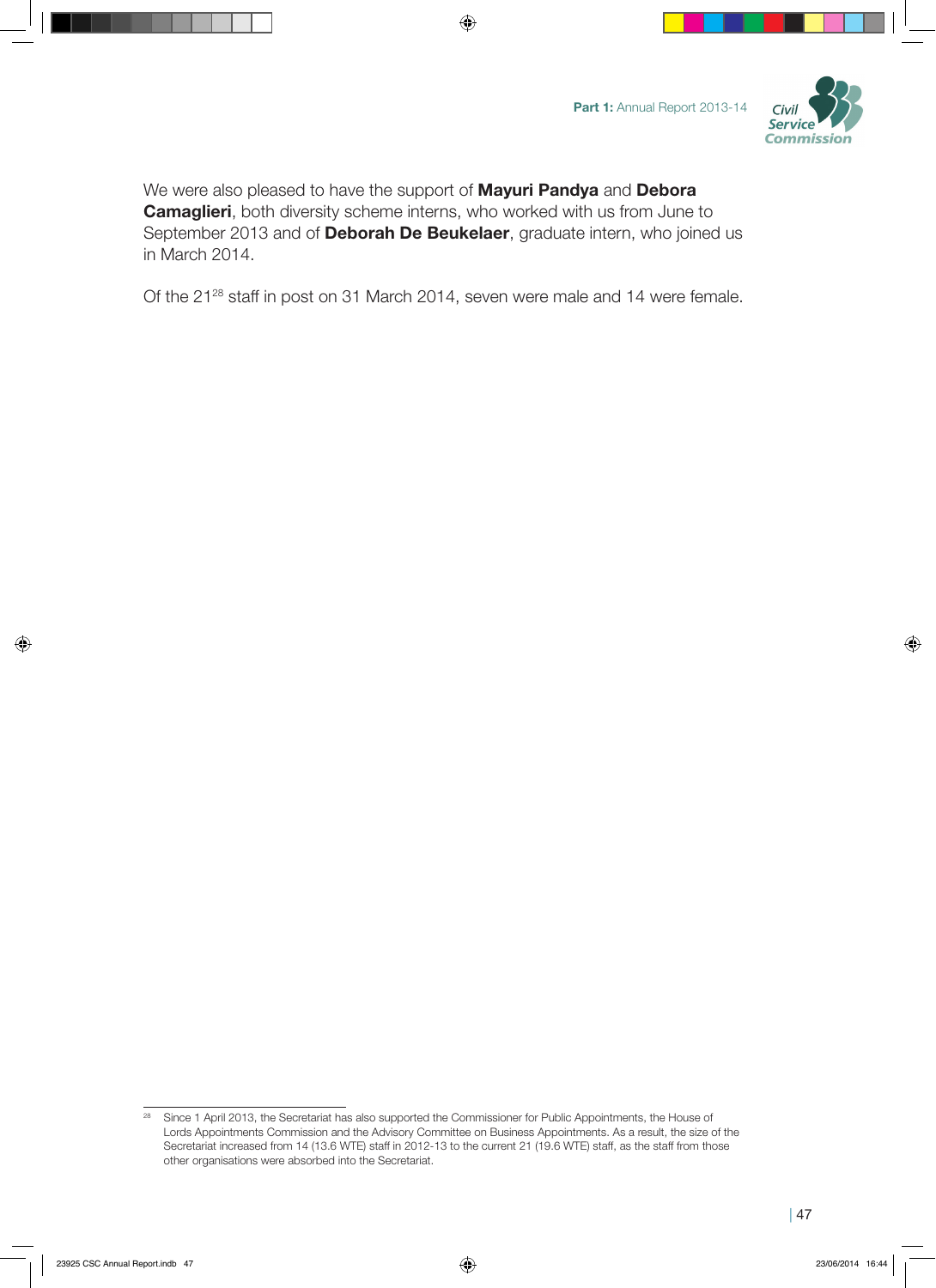We were also pleased to have the support of **Mayuri Pandya** and **Debora Camaglieri**, both diversity scheme interns, who worked with us from June to September 2013 and of **Deborah De Beukelaer**, graduate intern, who joined us in March 2014.

Of the 21[28] staff in post on 31 March 2014, seven were male and 14 were female.

---

[28] Since 1 April 2013, the Secretariat has also supported the Commissioner for Public Appointments, the House of Lords Appointments Commission and the Advisory Committee on Business Appointments. As a result, the size of the Secretariat increased from 14 (13.6 WTE) staff in 2012-13 to the current 21 (19.6 WTE) staff, as the staff from those other organisations were absorbed into the Secretariat.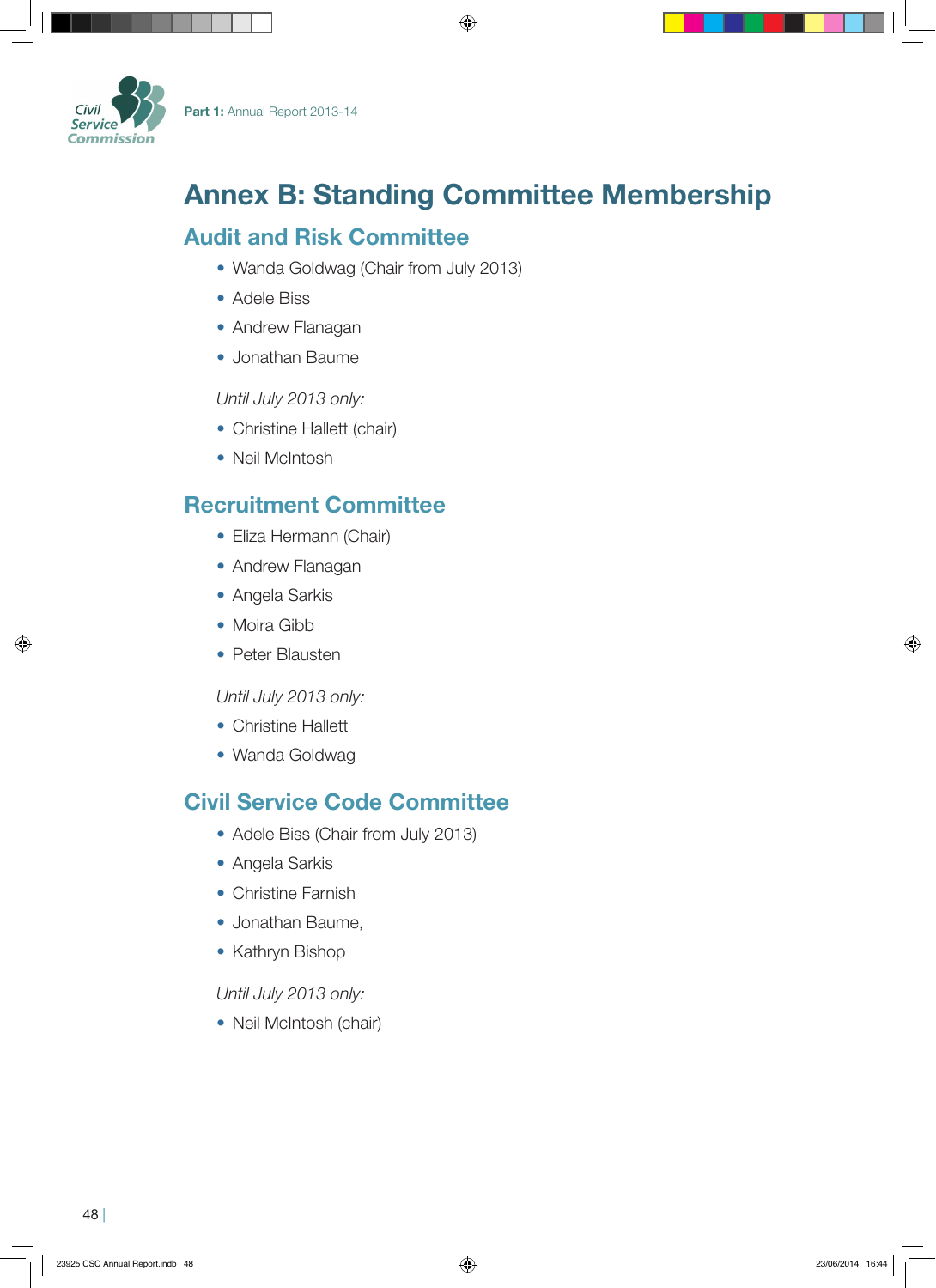# Annex B: Standing Committee Membership

## Audit and Risk Committee

- Wanda Goldwag (Chair from July 2013)
- Adele Biss
- Andrew Flanagan
- Jonathan Baume

*Until July 2013 only:*

- Christine Hallett (chair)
- Neil McIntosh

## Recruitment Committee

- Eliza Hermann (Chair)
- Andrew Flanagan
- Angela Sarkis
- Moira Gibb
- Peter Blausten

*Until July 2013 only:*

- Christine Hallett
- Wanda Goldwag

## Civil Service Code Committee

- Adele Biss (Chair from July 2013)
- Angela Sarkis
- Christine Farnish
- Jonathan Baume,
- Kathryn Bishop

*Until July 2013 only:*

- Neil McIntosh (chair)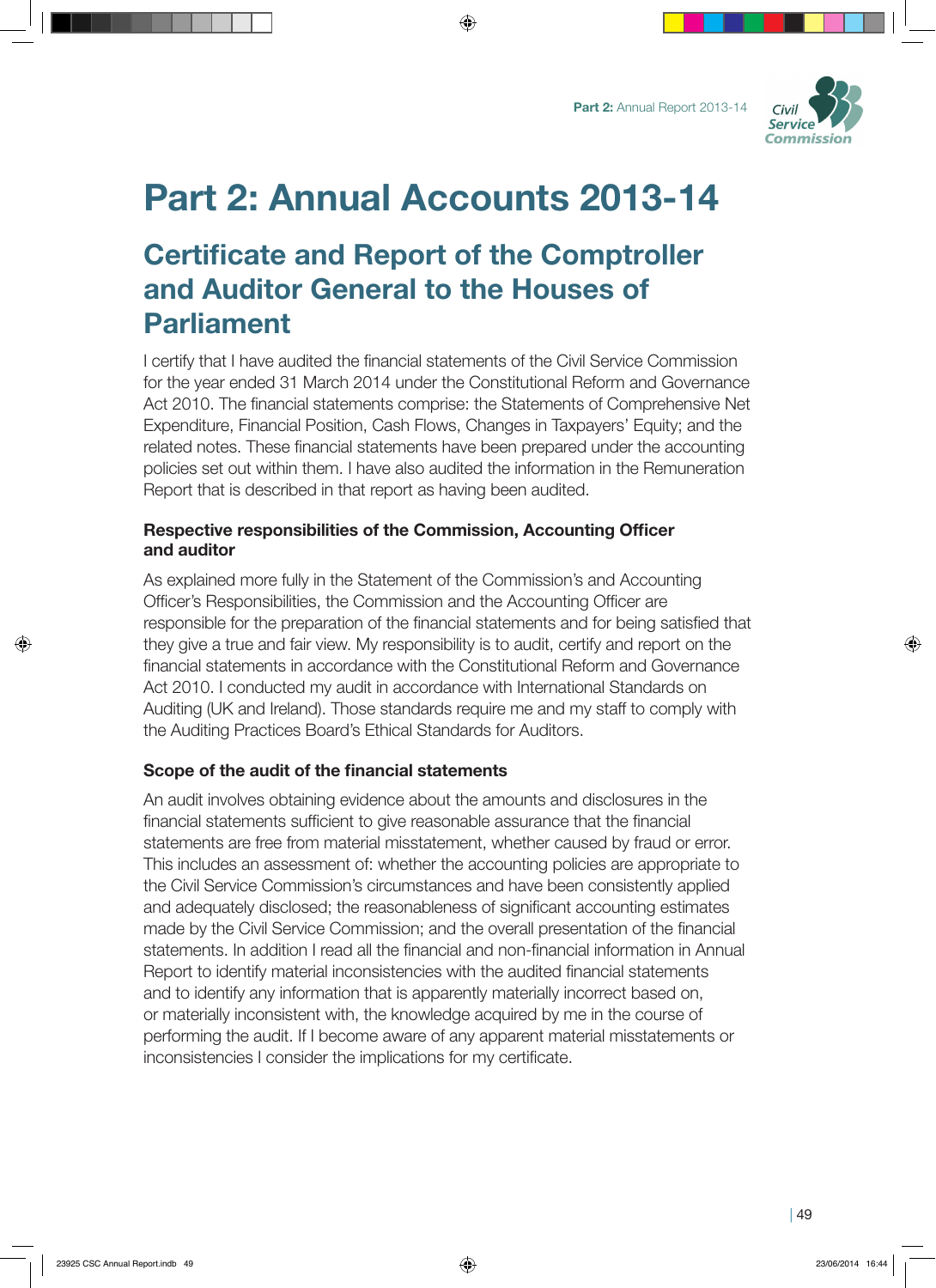# Part 2: Annual Accounts 2013-14

## Certificate and Report of the Comptroller and Auditor General to the Houses of Parliament

I certify that I have audited the financial statements of the Civil Service Commission for the year ended 31 March 2014 under the Constitutional Reform and Governance Act 2010. The financial statements comprise: the Statements of Comprehensive Net Expenditure, Financial Position, Cash Flows, Changes in Taxpayers' Equity; and the related notes. These financial statements have been prepared under the accounting policies set out within them. I have also audited the information in the Remuneration Report that is described in that report as having been audited.

### Respective responsibilities of the Commission, Accounting Officer and auditor

As explained more fully in the Statement of the Commission's and Accounting Officer's Responsibilities, the Commission and the Accounting Officer are responsible for the preparation of the financial statements and for being satisfied that they give a true and fair view. My responsibility is to audit, certify and report on the financial statements in accordance with the Constitutional Reform and Governance Act 2010. I conducted my audit in accordance with International Standards on Auditing (UK and Ireland). Those standards require me and my staff to comply with the Auditing Practices Board's Ethical Standards for Auditors.

### Scope of the audit of the financial statements

An audit involves obtaining evidence about the amounts and disclosures in the financial statements sufficient to give reasonable assurance that the financial statements are free from material misstatement, whether caused by fraud or error. This includes an assessment of: whether the accounting policies are appropriate to the Civil Service Commission's circumstances and have been consistently applied and adequately disclosed; the reasonableness of significant accounting estimates made by the Civil Service Commission; and the overall presentation of the financial statements. In addition I read all the financial and non-financial information in Annual Report to identify material inconsistencies with the audited financial statements and to identify any information that is apparently materially incorrect based on, or materially inconsistent with, the knowledge acquired by me in the course of performing the audit. If I become aware of any apparent material misstatements or inconsistencies I consider the implications for my certificate.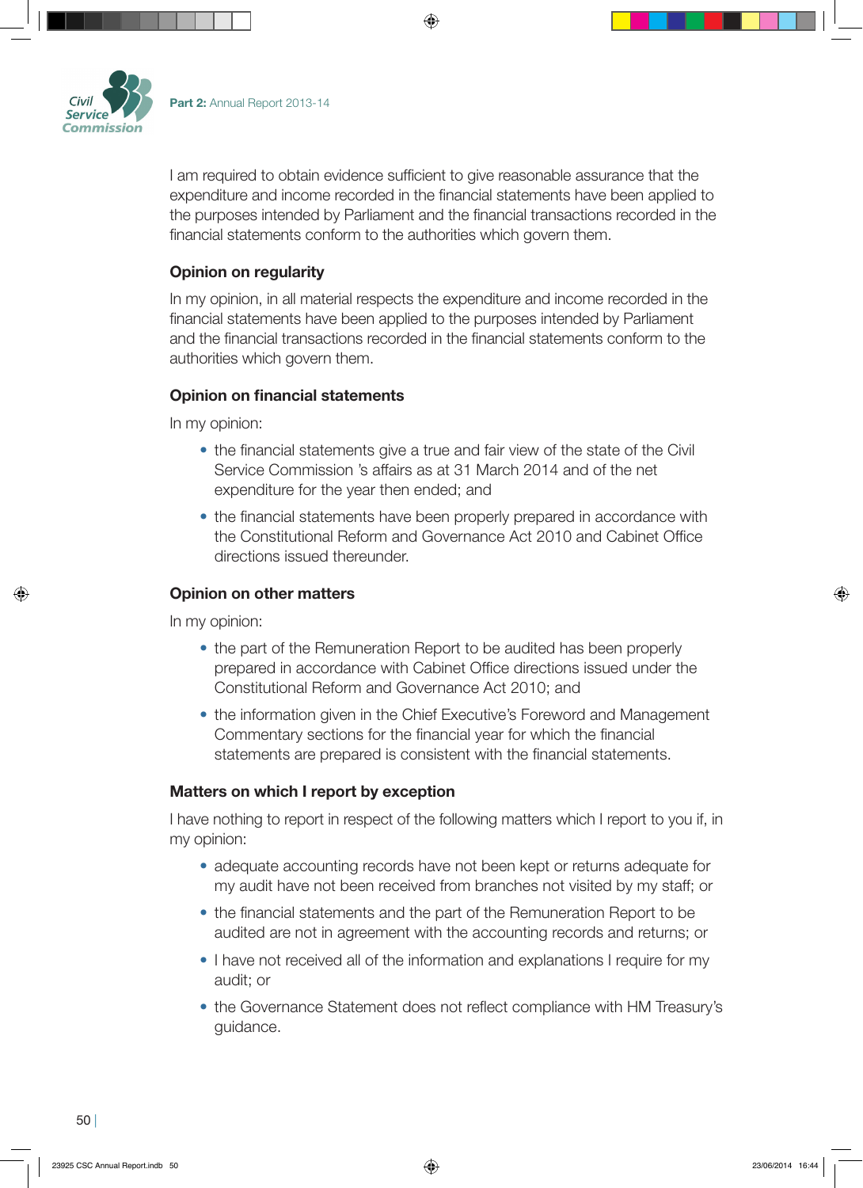I am required to obtain evidence sufficient to give reasonable assurance that the expenditure and income recorded in the financial statements have been applied to the purposes intended by Parliament and the financial transactions recorded in the financial statements conform to the authorities which govern them.

### Opinion on regularity

In my opinion, in all material respects the expenditure and income recorded in the financial statements have been applied to the purposes intended by Parliament and the financial transactions recorded in the financial statements conform to the authorities which govern them.

### Opinion on financial statements

In my opinion:

- the financial statements give a true and fair view of the state of the Civil Service Commission 's affairs as at 31 March 2014 and of the net expenditure for the year then ended; and
- the financial statements have been properly prepared in accordance with the Constitutional Reform and Governance Act 2010 and Cabinet Office directions issued thereunder.

### Opinion on other matters

In my opinion:

- the part of the Remuneration Report to be audited has been properly prepared in accordance with Cabinet Office directions issued under the Constitutional Reform and Governance Act 2010; and
- the information given in the Chief Executive's Foreword and Management Commentary sections for the financial year for which the financial statements are prepared is consistent with the financial statements.

### Matters on which I report by exception

I have nothing to report in respect of the following matters which I report to you if, in my opinion:

- adequate accounting records have not been kept or returns adequate for my audit have not been received from branches not visited by my staff; or
- the financial statements and the part of the Remuneration Report to be audited are not in agreement with the accounting records and returns; or
- I have not received all of the information and explanations I require for my audit; or
- the Governance Statement does not reflect compliance with HM Treasury's guidance.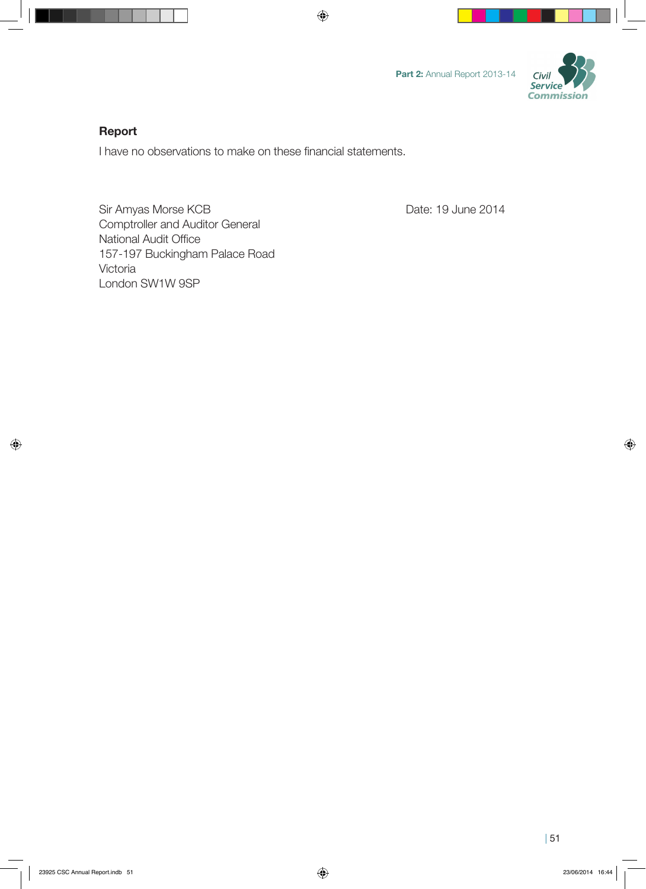### Report

I have no observations to make on these financial statements.

Sir Amyas Morse KCB
Comptroller and Auditor General
National Audit Office
157-197 Buckingham Palace Road
Victoria
London SW1W 9SP

Date: 19 June 2014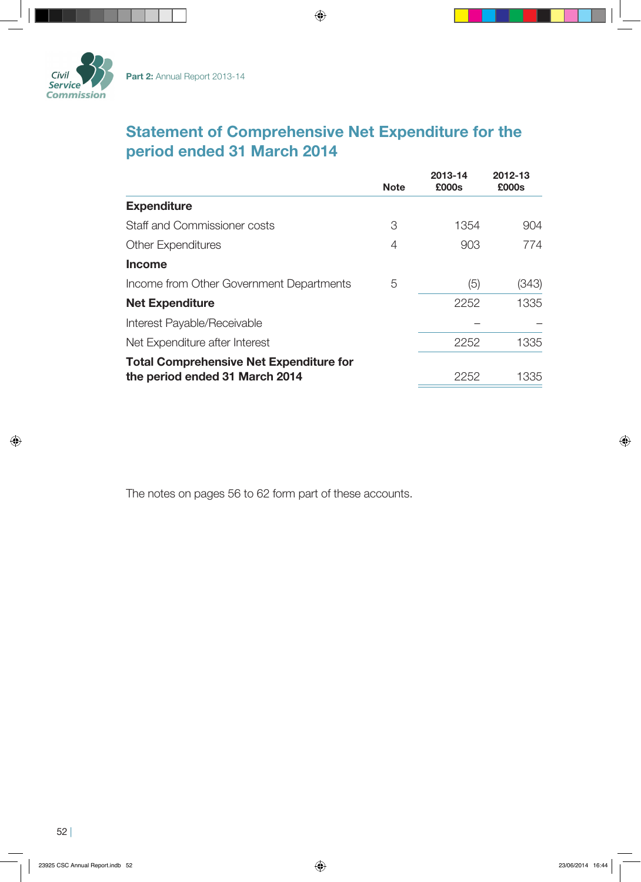## Statement of Comprehensive Net Expenditure for the period ended 31 March 2014

| | Note | 2013-14 £000s | 2012-13 £000s |
|---|---|---|---|
| **Expenditure** | | | |
| Staff and Commissioner costs | 3 | 1354 | 904 |
| Other Expenditures | 4 | 903 | 774 |
| **Income** | | | |
| Income from Other Government Departments | 5 | (5) | (343) |
| **Net Expenditure** | | 2252 | 1335 |
| Interest Payable/Receivable | | – | – |
| Net Expenditure after Interest | | 2252 | 1335 |
| **Total Comprehensive Net Expenditure for the period ended 31 March 2014** | | 2252 | 1335 |

The notes on pages 56 to 62 form part of these accounts.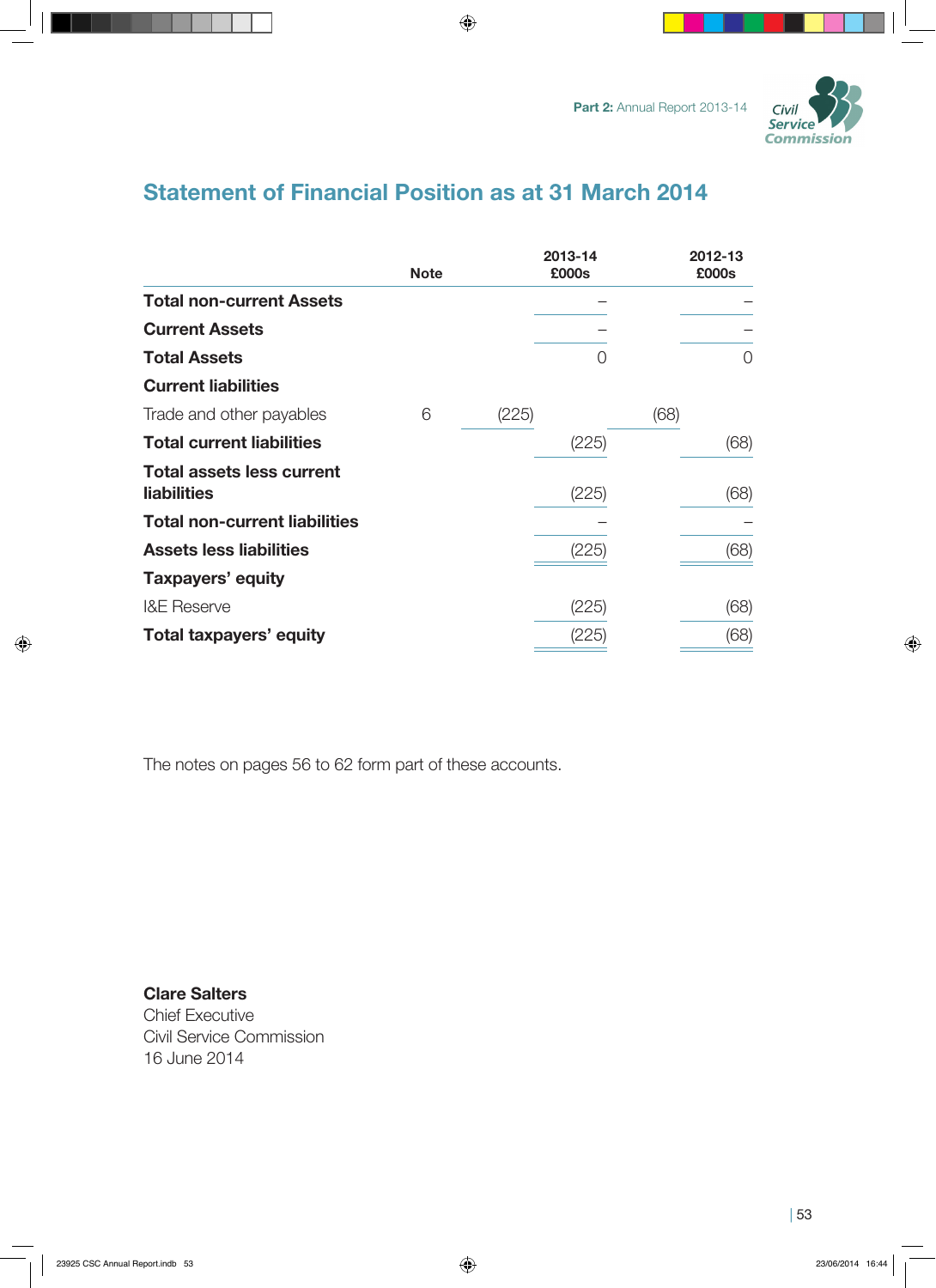## Statement of Financial Position as at 31 March 2014

| | Note | 2013-14 £000s | | 2012-13 £000s | |
|---|---|---|---|---|---|
| **Total non-current Assets** | | | – | | – |
| **Current Assets** | | | – | | – |
| **Total Assets** | | | 0 | | 0 |
| **Current liabilities** | | | | | |
| Trade and other payables | 6 | (225) | | (68) | |
| **Total current liabilities** | | | (225) | | (68) |
| **Total assets less current liabilities** | | | (225) | | (68) |
| **Total non-current liabilities** | | | – | | – |
| **Assets less liabilities** | | | (225) | | (68) |
| **Taxpayers' equity** | | | | | |
| I&E Reserve | | | (225) | | (68) |
| **Total taxpayers' equity** | | | (225) | | (68) |

The notes on pages 56 to 62 form part of these accounts.

**Clare Salters**
Chief Executive
Civil Service Commission
16 June 2014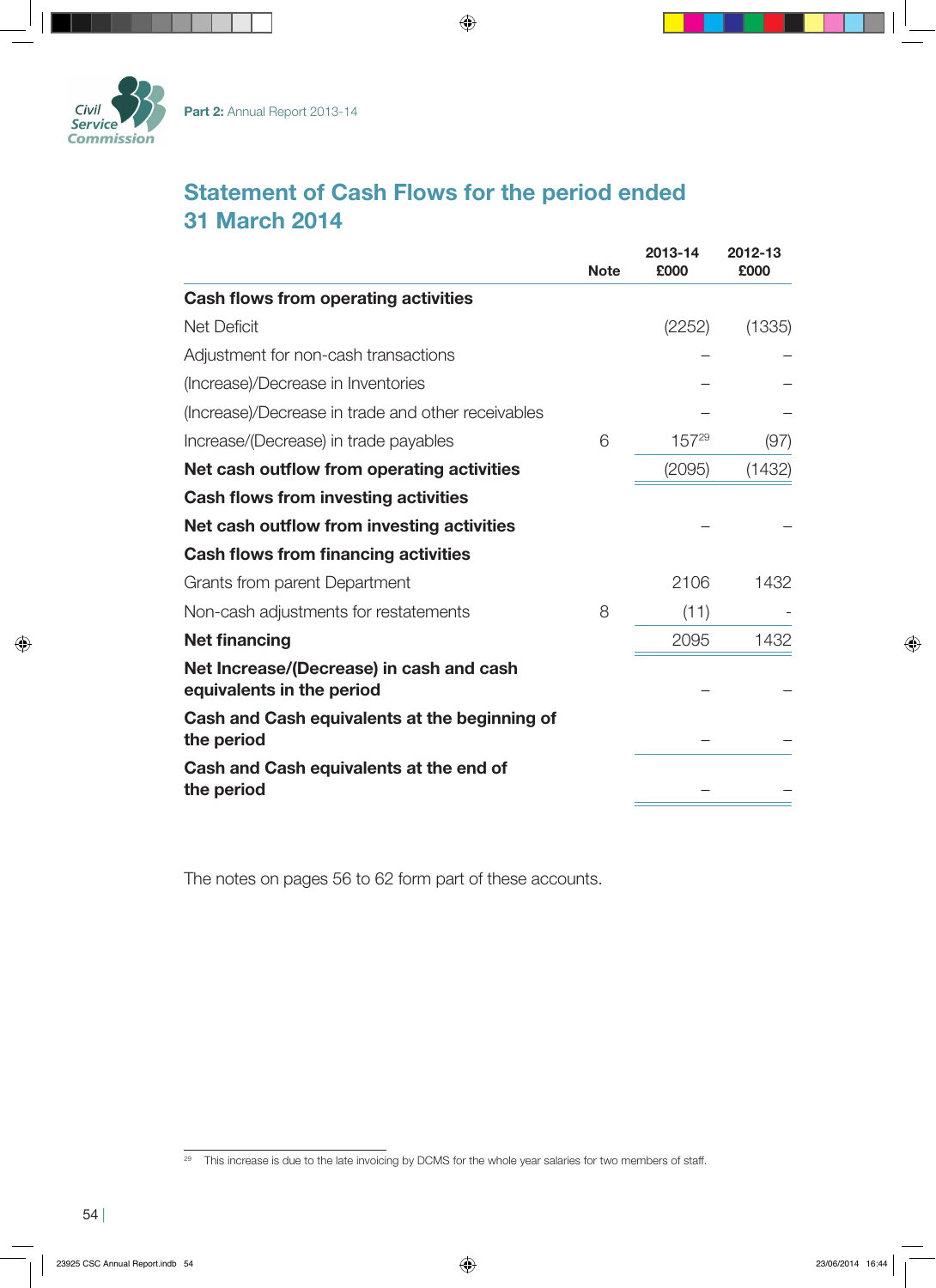## Statement of Cash Flows for the period ended 31 March 2014

| | Note | 2013-14 £000 | 2012-13 £000 |
|---|---|---|---|
| **Cash flows from operating activities** | | | |
| Net Deficit | | (2252) | (1335) |
| Adjustment for non-cash transactions | | – | – |
| (Increase)/Decrease in Inventories | | – | – |
| (Increase)/Decrease in trade and other receivables | | – | – |
| Increase/(Decrease) in trade payables | 6 | 157[29] | (97) |
| **Net cash outflow from operating activities** | | (2095) | (1432) |
| **Cash flows from investing activities** | | | |
| **Net cash outflow from investing activities** | | – | – |
| **Cash flows from financing activities** | | | |
| Grants from parent Department | | 2106 | 1432 |
| Non-cash adjustments for restatements | 8 | (11) | - |
| **Net financing** | | 2095 | 1432 |
| **Net Increase/(Decrease) in cash and cash equivalents in the period** | | – | – |
| **Cash and Cash equivalents at the beginning of the period** | | – | – |
| **Cash and Cash equivalents at the end of the period** | | – | – |

The notes on pages 56 to 62 form part of these accounts.

[29] This increase is due to the late invoicing by DCMS for the whole year salaries for two members of staff.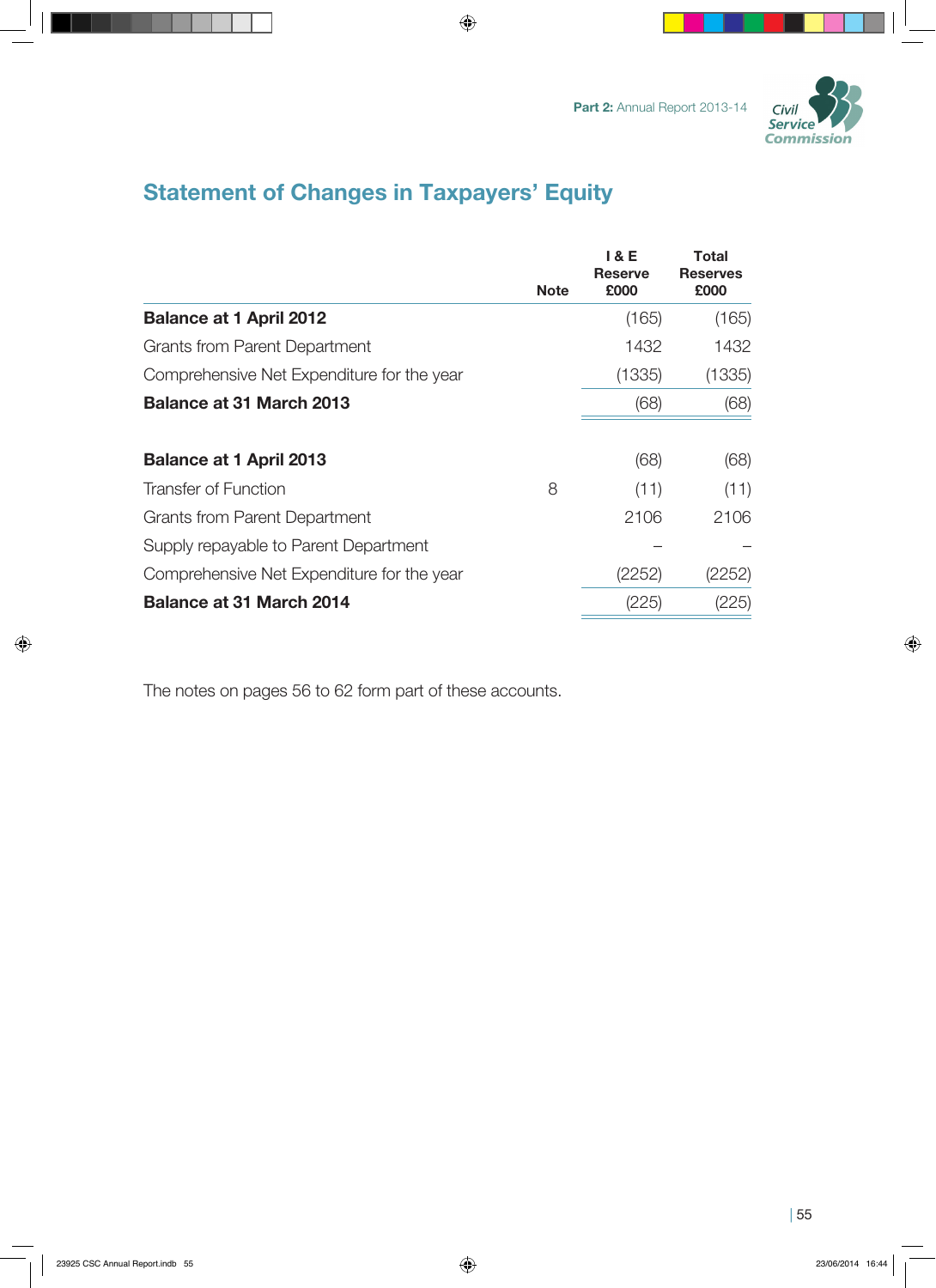## Statement of Changes in Taxpayers' Equity

| | Note | I & E Reserve £000 | Total Reserves £000 |
|---|---|---|---|
| **Balance at 1 April 2012** | | (165) | (165) |
| Grants from Parent Department | | 1432 | 1432 |
| Comprehensive Net Expenditure for the year | | (1335) | (1335) |
| **Balance at 31 March 2013** | | (68) | (68) |
| | | | |
| **Balance at 1 April 2013** | | (68) | (68) |
| Transfer of Function | 8 | (11) | (11) |
| Grants from Parent Department | | 2106 | 2106 |
| Supply repayable to Parent Department | | – | – |
| Comprehensive Net Expenditure for the year | | (2252) | (2252) |
| **Balance at 31 March 2014** | | (225) | (225) |

The notes on pages 56 to 62 form part of these accounts.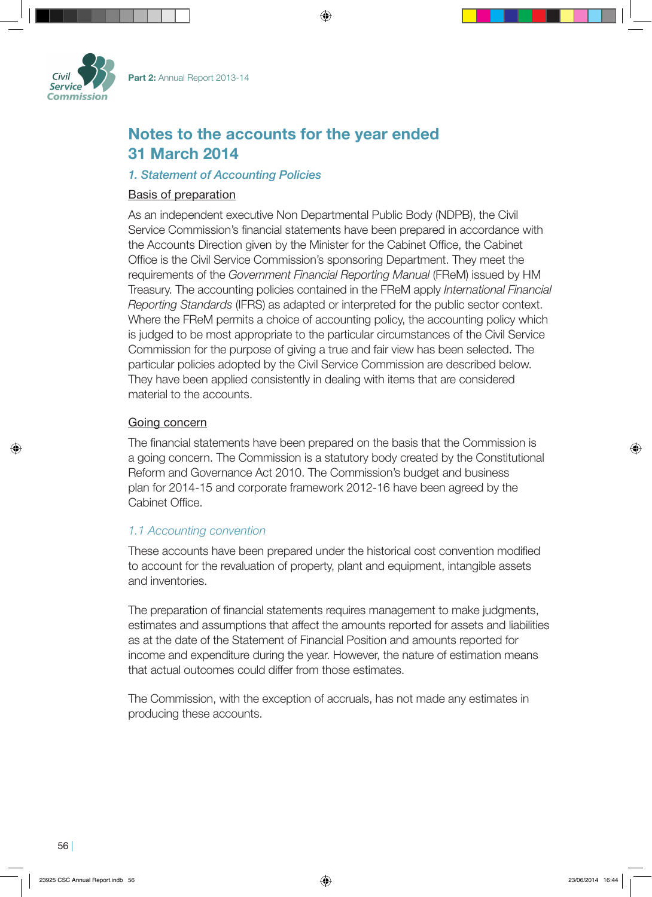# Notes to the accounts for the year ended 31 March 2014

## *1. Statement of Accounting Policies*

Basis of preparation

As an independent executive Non Departmental Public Body (NDPB), the Civil Service Commission's financial statements have been prepared in accordance with the Accounts Direction given by the Minister for the Cabinet Office, the Cabinet Office is the Civil Service Commission's sponsoring Department. They meet the requirements of the *Government Financial Reporting Manual* (FReM) issued by HM Treasury. The accounting policies contained in the FReM apply *International Financial Reporting Standards* (IFRS) as adapted or interpreted for the public sector context. Where the FReM permits a choice of accounting policy, the accounting policy which is judged to be most appropriate to the particular circumstances of the Civil Service Commission for the purpose of giving a true and fair view has been selected. The particular policies adopted by the Civil Service Commission are described below. They have been applied consistently in dealing with items that are considered material to the accounts.

Going concern

The financial statements have been prepared on the basis that the Commission is a going concern. The Commission is a statutory body created by the Constitutional Reform and Governance Act 2010. The Commission's budget and business plan for 2014-15 and corporate framework 2012-16 have been agreed by the Cabinet Office.

### *1.1 Accounting convention*

These accounts have been prepared under the historical cost convention modified to account for the revaluation of property, plant and equipment, intangible assets and inventories.

The preparation of financial statements requires management to make judgments, estimates and assumptions that affect the amounts reported for assets and liabilities as at the date of the Statement of Financial Position and amounts reported for income and expenditure during the year. However, the nature of estimation means that actual outcomes could differ from those estimates.

The Commission, with the exception of accruals, has not made any estimates in producing these accounts.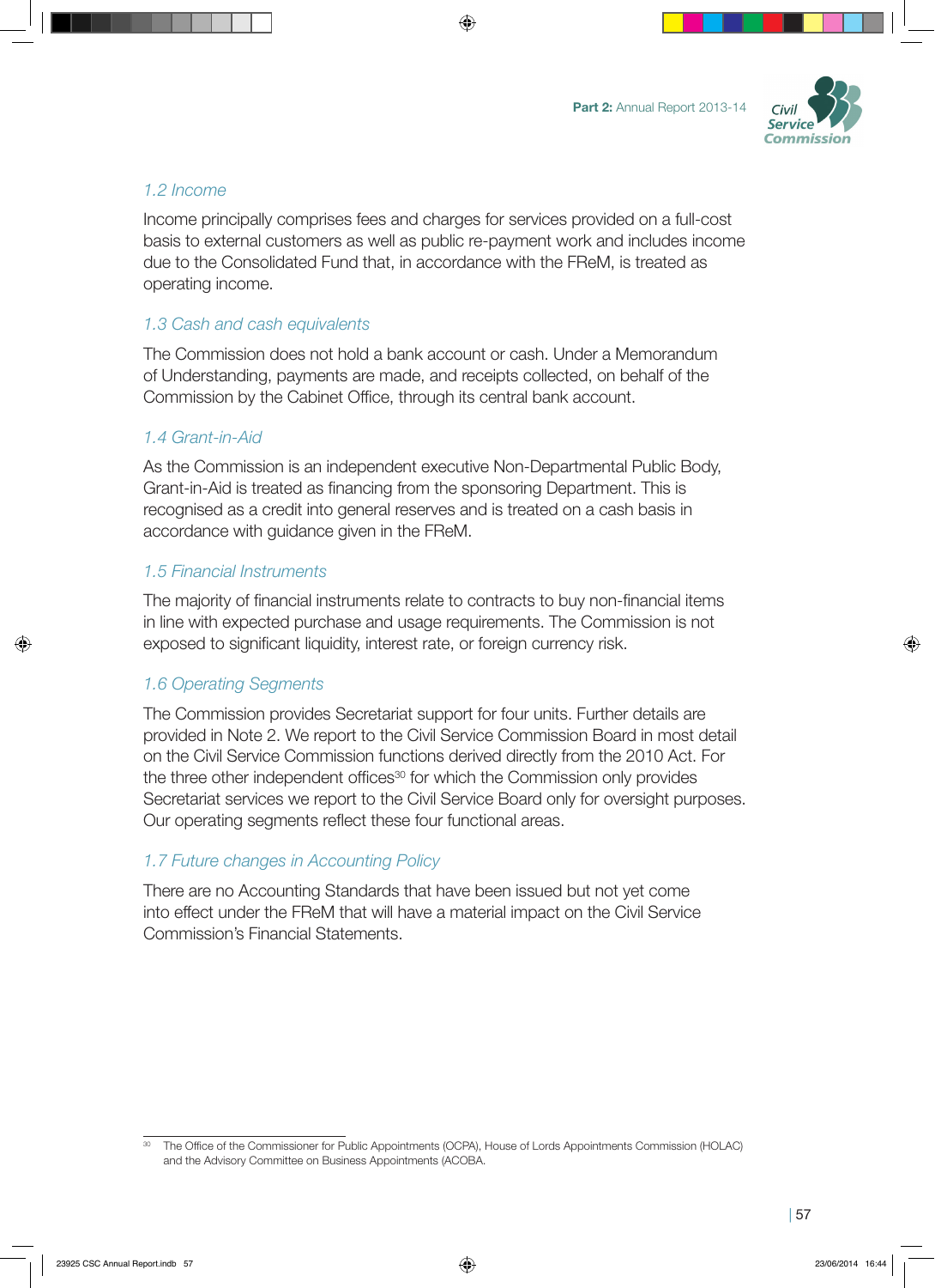### 1.2 Income

Income principally comprises fees and charges for services provided on a full-cost basis to external customers as well as public re-payment work and includes income due to the Consolidated Fund that, in accordance with the FReM, is treated as operating income.

### 1.3 Cash and cash equivalents

The Commission does not hold a bank account or cash. Under a Memorandum of Understanding, payments are made, and receipts collected, on behalf of the Commission by the Cabinet Office, through its central bank account.

### 1.4 Grant-in-Aid

As the Commission is an independent executive Non-Departmental Public Body, Grant-in-Aid is treated as financing from the sponsoring Department. This is recognised as a credit into general reserves and is treated on a cash basis in accordance with guidance given in the FReM.

### 1.5 Financial Instruments

The majority of financial instruments relate to contracts to buy non-financial items in line with expected purchase and usage requirements. The Commission is not exposed to significant liquidity, interest rate, or foreign currency risk.

### 1.6 Operating Segments

The Commission provides Secretariat support for four units. Further details are provided in Note 2. We report to the Civil Service Commission Board in most detail on the Civil Service Commission functions derived directly from the 2010 Act. For the three other independent offices[30] for which the Commission only provides Secretariat services we report to the Civil Service Board only for oversight purposes. Our operating segments reflect these four functional areas.

### 1.7 Future changes in Accounting Policy

There are no Accounting Standards that have been issued but not yet come into effect under the FReM that will have a material impact on the Civil Service Commission's Financial Statements.

---

[30] The Office of the Commissioner for Public Appointments (OCPA), House of Lords Appointments Commission (HOLAC) and the Advisory Committee on Business Appointments (ACOBA.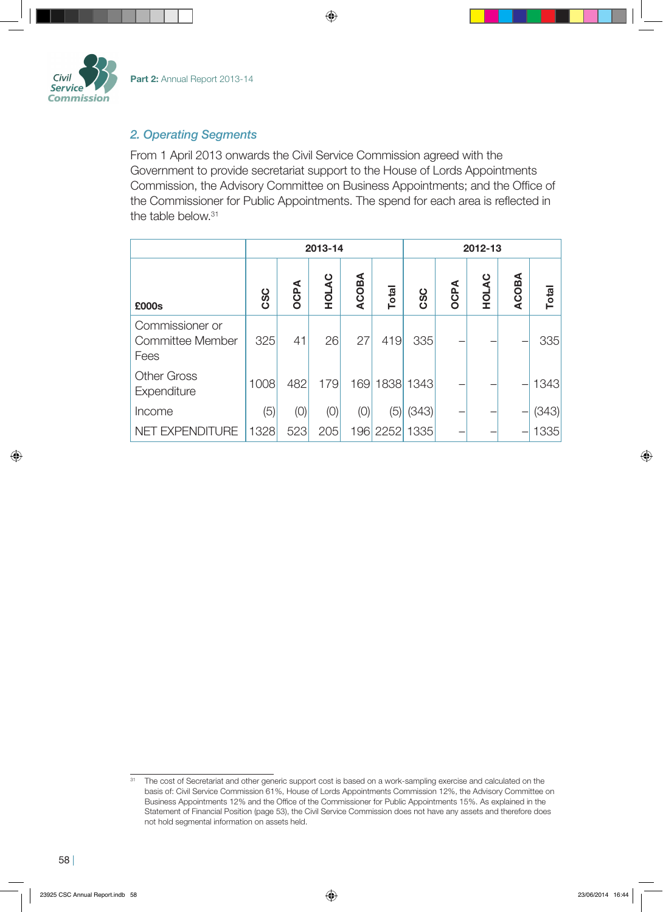## 2. Operating Segments

From 1 April 2013 onwards the Civil Service Commission agreed with the Government to provide secretariat support to the House of Lords Appointments Commission, the Advisory Committee on Business Appointments; and the Office of the Commissioner for Public Appointments. The spend for each area is reflected in the table below.[31]

| | 2013-14 | | | | | 2012-13 | | | | |
|---|---|---|---|---|---|---|---|---|---|---|
| **£000s** | **CSC** | **OCPA** | **HOLAC** | **ACOBA** | **Total** | **CSC** | **OCPA** | **HOLAC** | **ACOBA** | **Total** |
| Commissioner or Committee Member Fees | 325 | 41 | 26 | 27 | 419 | 335 | – | – | – | 335 |
| Other Gross Expenditure | 1008 | 482 | 179 | 169 | 1838 | 1343 | – | – | – | 1343 |
| Income | (5) | (0) | (0) | (0) | (5) | (343) | – | – | – | (343) |
| NET EXPENDITURE | 1328 | 523 | 205 | 196 | 2252 | 1335 | – | – | – | 1335 |

[31] The cost of Secretariat and other generic support cost is based on a work-sampling exercise and calculated on the basis of: Civil Service Commission 61%, House of Lords Appointments Commission 12%, the Advisory Committee on Business Appointments 12% and the Office of the Commissioner for Public Appointments 15%. As explained in the Statement of Financial Position (page 53), the Civil Service Commission does not have any assets and therefore does not hold segmental information on assets held.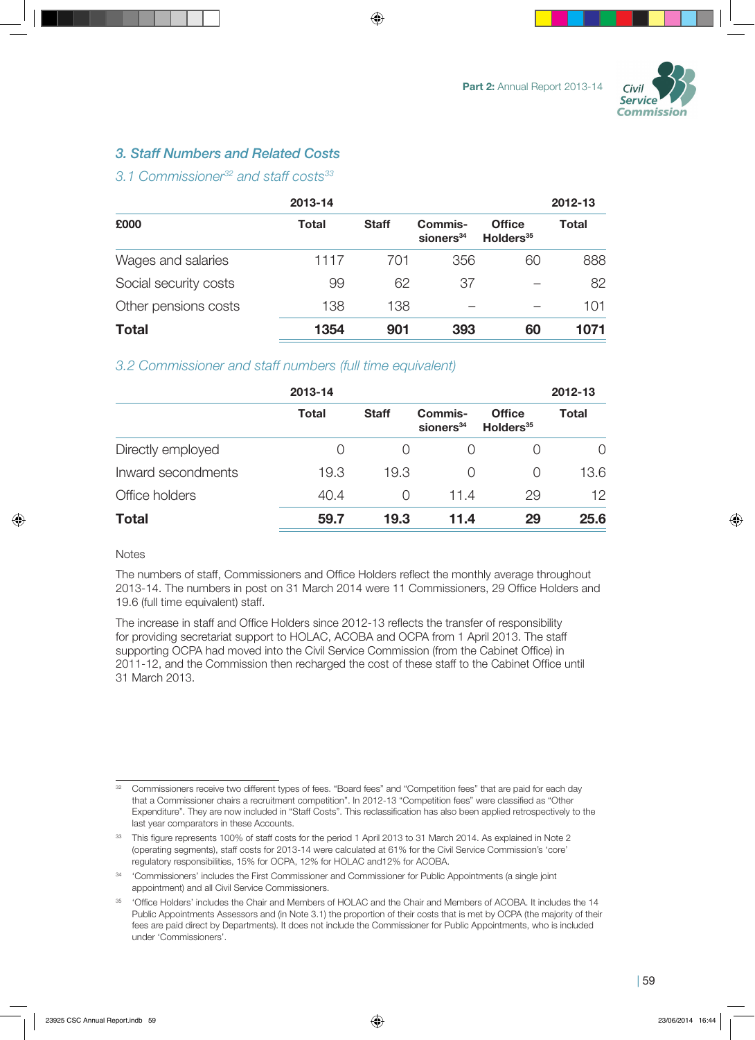## 3. Staff Numbers and Related Costs

### 3.1 Commissioner[32] and staff costs[33]

| £000 | 2013-14 Total | Staff | Commissioners[34] | Office Holders[35] | 2012-13 Total |
|---|---|---|---|---|---|
| Wages and salaries | 1117 | 701 | 356 | 60 | 888 |
| Social security costs | 99 | 62 | 37 | – | 82 |
| Other pensions costs | 138 | 138 | – | – | 101 |
| **Total** | **1354** | **901** | **393** | **60** | **1071** |

### 3.2 Commissioner and staff numbers (full time equivalent)

| | 2013-14 Total | Staff | Commissioners[34] | Office Holders[35] | 2012-13 Total |
|---|---|---|---|---|---|
| Directly employed | 0 | 0 | 0 | 0 | 0 |
| Inward secondments | 19.3 | 19.3 | 0 | 0 | 13.6 |
| Office holders | 40.4 | 0 | 11.4 | 29 | 12 |
| **Total** | **59.7** | **19.3** | **11.4** | **29** | **25.6** |

Notes

The numbers of staff, Commissioners and Office Holders reflect the monthly average throughout 2013-14. The numbers in post on 31 March 2014 were 11 Commissioners, 29 Office Holders and 19.6 (full time equivalent) staff.

The increase in staff and Office Holders since 2012-13 reflects the transfer of responsibility for providing secretariat support to HOLAC, ACOBA and OCPA from 1 April 2013. The staff supporting OCPA had moved into the Civil Service Commission (from the Cabinet Office) in 2011-12, and the Commission then recharged the cost of these staff to the Cabinet Office until 31 March 2013.

---

[32] Commissioners receive two different types of fees. "Board fees" and "Competition fees" that are paid for each day that a Commissioner chairs a recruitment competition". In 2012-13 "Competition fees" were classified as "Other Expenditure". They are now included in "Staff Costs". This reclassification has also been applied retrospectively to the last year comparators in these Accounts.

[33] This figure represents 100% of staff costs for the period 1 April 2013 to 31 March 2014. As explained in Note 2 (operating segments), staff costs for 2013-14 were calculated at 61% for the Civil Service Commission's 'core' regulatory responsibilities, 15% for OCPA, 12% for HOLAC and12% for ACOBA.

[34] 'Commissioners' includes the First Commissioner and Commissioner for Public Appointments (a single joint appointment) and all Civil Service Commissioners.

[35] 'Office Holders' includes the Chair and Members of HOLAC and the Chair and Members of ACOBA. It includes the 14 Public Appointments Assessors and (in Note 3.1) the proportion of their costs that is met by OCPA (the majority of their fees are paid direct by Departments). It does not include the Commissioner for Public Appointments, who is included under 'Commissioners'.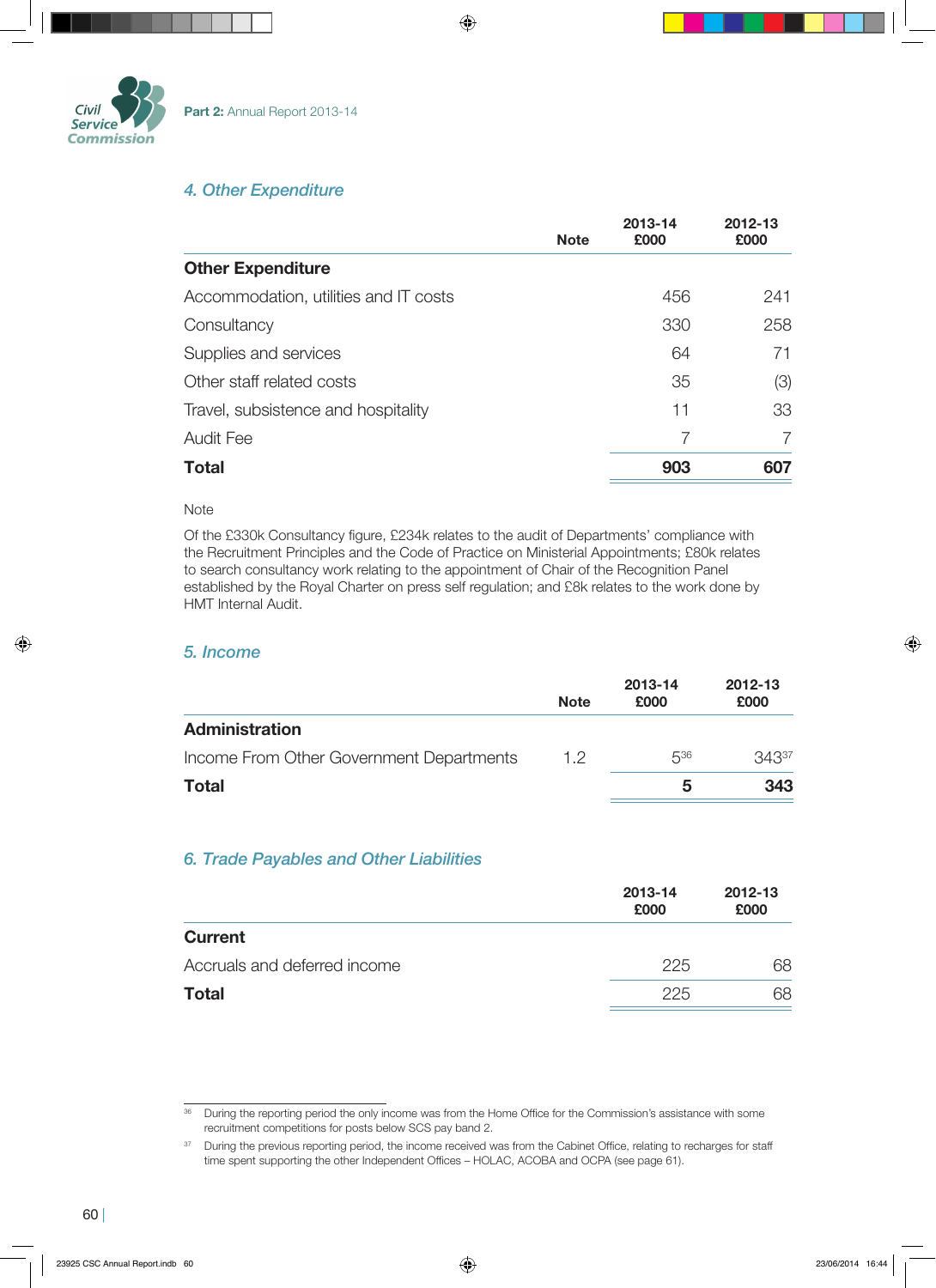## 4. Other Expenditure

| | Note | 2013-14 £000 | 2012-13 £000 |
|---|---|---|---|
| **Other Expenditure** | | | |
| Accommodation, utilities and IT costs | | 456 | 241 |
| Consultancy | | 330 | 258 |
| Supplies and services | | 64 | 71 |
| Other staff related costs | | 35 | (3) |
| Travel, subsistence and hospitality | | 11 | 33 |
| Audit Fee | | 7 | 7 |
| **Total** | | **903** | **607** |

Note

Of the £330k Consultancy figure, £234k relates to the audit of Departments' compliance with the Recruitment Principles and the Code of Practice on Ministerial Appointments; £80k relates to search consultancy work relating to the appointment of Chair of the Recognition Panel established by the Royal Charter on press self regulation; and £8k relates to the work done by HMT Internal Audit.

## 5. Income

| | Note | 2013-14 £000 | 2012-13 £000 |
|---|---|---|---|
| **Administration** | | | |
| Income From Other Government Departments | 1.2 | 5[36] | 343[37] |
| **Total** | | **5** | **343** |

## 6. Trade Payables and Other Liabilities

| | 2013-14 £000 | 2012-13 £000 |
|---|---|---|
| **Current** | | |
| Accruals and deferred income | 225 | 68 |
| **Total** | 225 | 68 |

[36] During the reporting period the only income was from the Home Office for the Commission's assistance with some recruitment competitions for posts below SCS pay band 2.

[37] During the previous reporting period, the income received was from the Cabinet Office, relating to recharges for staff time spent supporting the other Independent Offices – HOLAC, ACOBA and OCPA (see page 61).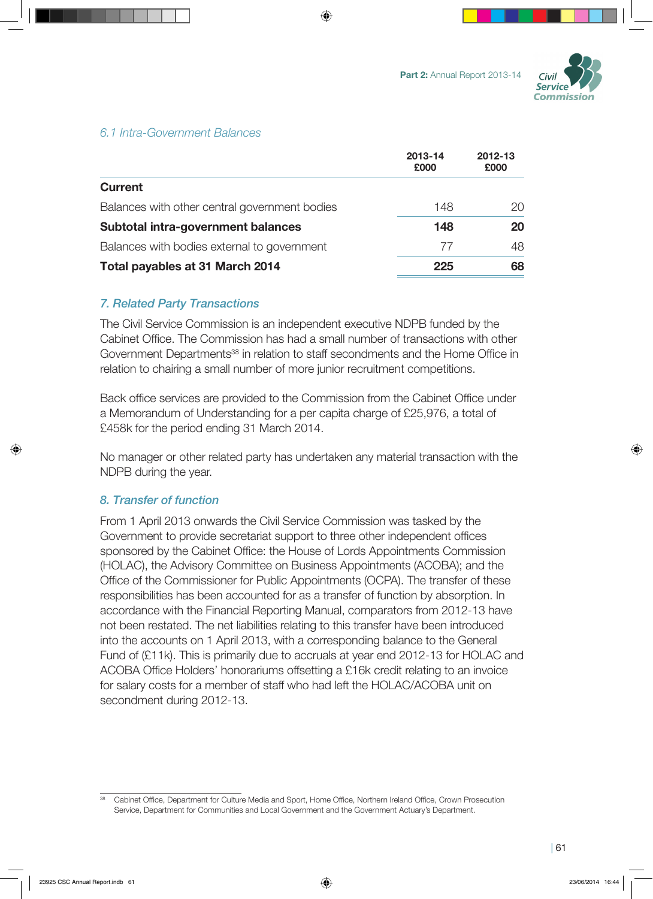### 6.1 Intra-Government Balances

| | 2013-14 £000 | 2012-13 £000 |
|---|---|---|
| **Current** | | |
| Balances with other central government bodies | 148 | 20 |
| **Subtotal intra-government balances** | **148** | **20** |
| Balances with bodies external to government | 77 | 48 |
| **Total payables at 31 March 2014** | **225** | **68** |

## 7. Related Party Transactions

The Civil Service Commission is an independent executive NDPB funded by the Cabinet Office. The Commission has had a small number of transactions with other Government Departments[38] in relation to staff secondments and the Home Office in relation to chairing a small number of more junior recruitment competitions.

Back office services are provided to the Commission from the Cabinet Office under a Memorandum of Understanding for a per capita charge of £25,976, a total of £458k for the period ending 31 March 2014.

No manager or other related party has undertaken any material transaction with the NDPB during the year.

## 8. Transfer of function

From 1 April 2013 onwards the Civil Service Commission was tasked by the Government to provide secretariat support to three other independent offices sponsored by the Cabinet Office: the House of Lords Appointments Commission (HOLAC), the Advisory Committee on Business Appointments (ACOBA); and the Office of the Commissioner for Public Appointments (OCPA). The transfer of these responsibilities has been accounted for as a transfer of function by absorption. In accordance with the Financial Reporting Manual, comparators from 2012-13 have not been restated. The net liabilities relating to this transfer have been introduced into the accounts on 1 April 2013, with a corresponding balance to the General Fund of (£11k). This is primarily due to accruals at year end 2012-13 for HOLAC and ACOBA Office Holders' honorariums offsetting a £16k credit relating to an invoice for salary costs for a member of staff who had left the HOLAC/ACOBA unit on secondment during 2012-13.

---

[38] Cabinet Office, Department for Culture Media and Sport, Home Office, Northern Ireland Office, Crown Prosecution Service, Department for Communities and Local Government and the Government Actuary's Department.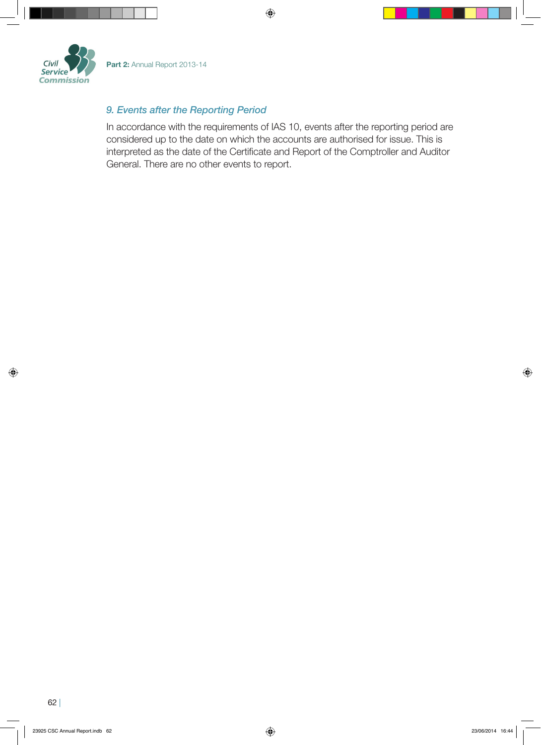### *9. Events after the Reporting Period*

In accordance with the requirements of IAS 10, events after the reporting period are considered up to the date on which the accounts are authorised for issue. This is interpreted as the date of the Certificate and Report of the Comptroller and Auditor General. There are no other events to report.